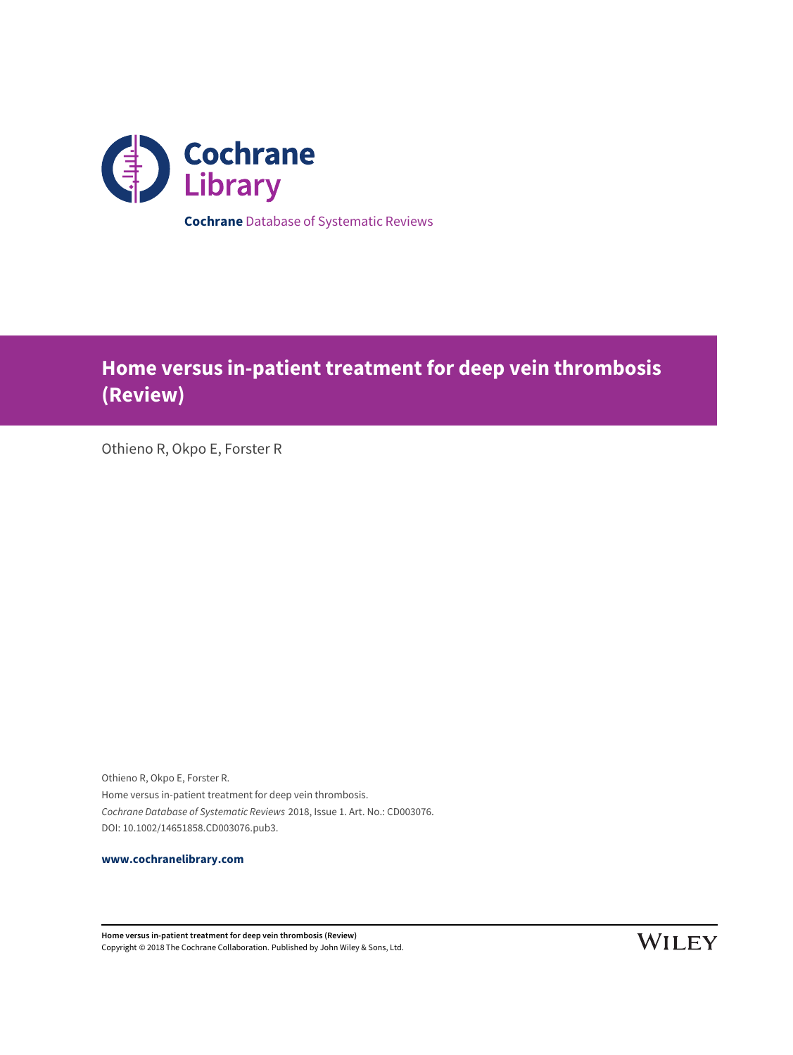Cochrane Library

**Cochrane** Database of Systematic Reviews

# Home versus in-patient treatment for deep vein thrombosis (Review)

Othieno R, Okpo E, Forster R

Othieno R, Okpo E, Forster R.
Home versus in-patient treatment for deep vein thrombosis.
*Cochrane Database of Systematic Reviews* 2018, Issue 1. Art. No.: CD003076.
DOI: 10.1002/14651858.CD003076.pub3.

**www.cochranelibrary.com**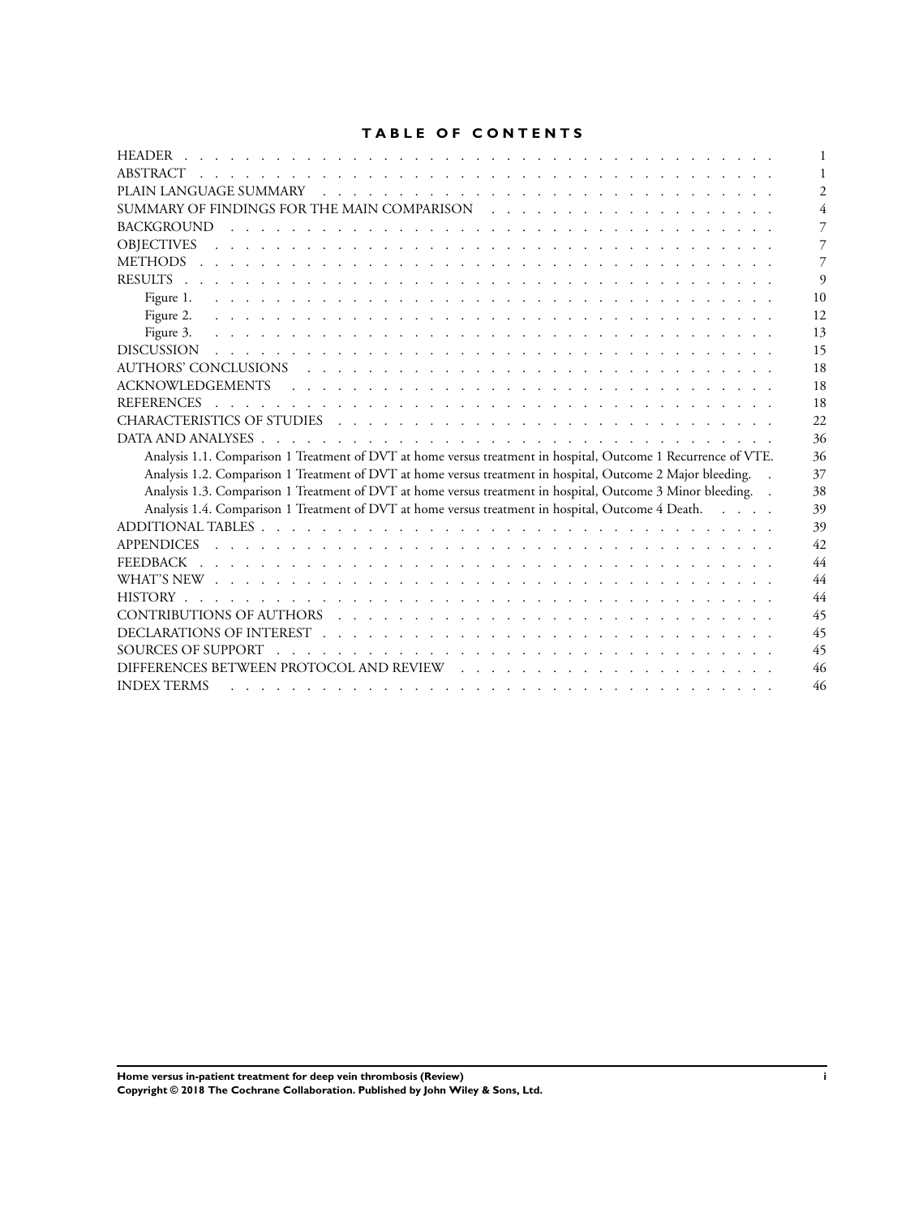# TABLE OF CONTENTS

| | |
|---|---|
| HEADER | 1 |
| ABSTRACT | 1 |
| PLAIN LANGUAGE SUMMARY | 2 |
| SUMMARY OF FINDINGS FOR THE MAIN COMPARISON | 4 |
| BACKGROUND | 7 |
| OBJECTIVES | 7 |
| METHODS | 7 |
| RESULTS | 9 |
| Figure 1. | 10 |
| Figure 2. | 12 |
| Figure 3. | 13 |
| DISCUSSION | 15 |
| AUTHORS' CONCLUSIONS | 18 |
| ACKNOWLEDGEMENTS | 18 |
| REFERENCES | 18 |
| CHARACTERISTICS OF STUDIES | 22 |
| DATA AND ANALYSES | 36 |
| Analysis 1.1. Comparison 1 Treatment of DVT at home versus treatment in hospital, Outcome 1 Recurrence of VTE. | 36 |
| Analysis 1.2. Comparison 1 Treatment of DVT at home versus treatment in hospital, Outcome 2 Major bleeding. | 37 |
| Analysis 1.3. Comparison 1 Treatment of DVT at home versus treatment in hospital, Outcome 3 Minor bleeding. | 38 |
| Analysis 1.4. Comparison 1 Treatment of DVT at home versus treatment in hospital, Outcome 4 Death. | 39 |
| ADDITIONAL TABLES | 39 |
| APPENDICES | 42 |
| FEEDBACK | 44 |
| WHAT'S NEW | 44 |
| HISTORY | 44 |
| CONTRIBUTIONS OF AUTHORS | 45 |
| DECLARATIONS OF INTEREST | 45 |
| SOURCES OF SUPPORT | 45 |
| DIFFERENCES BETWEEN PROTOCOL AND REVIEW | 46 |
| INDEX TERMS | 46 |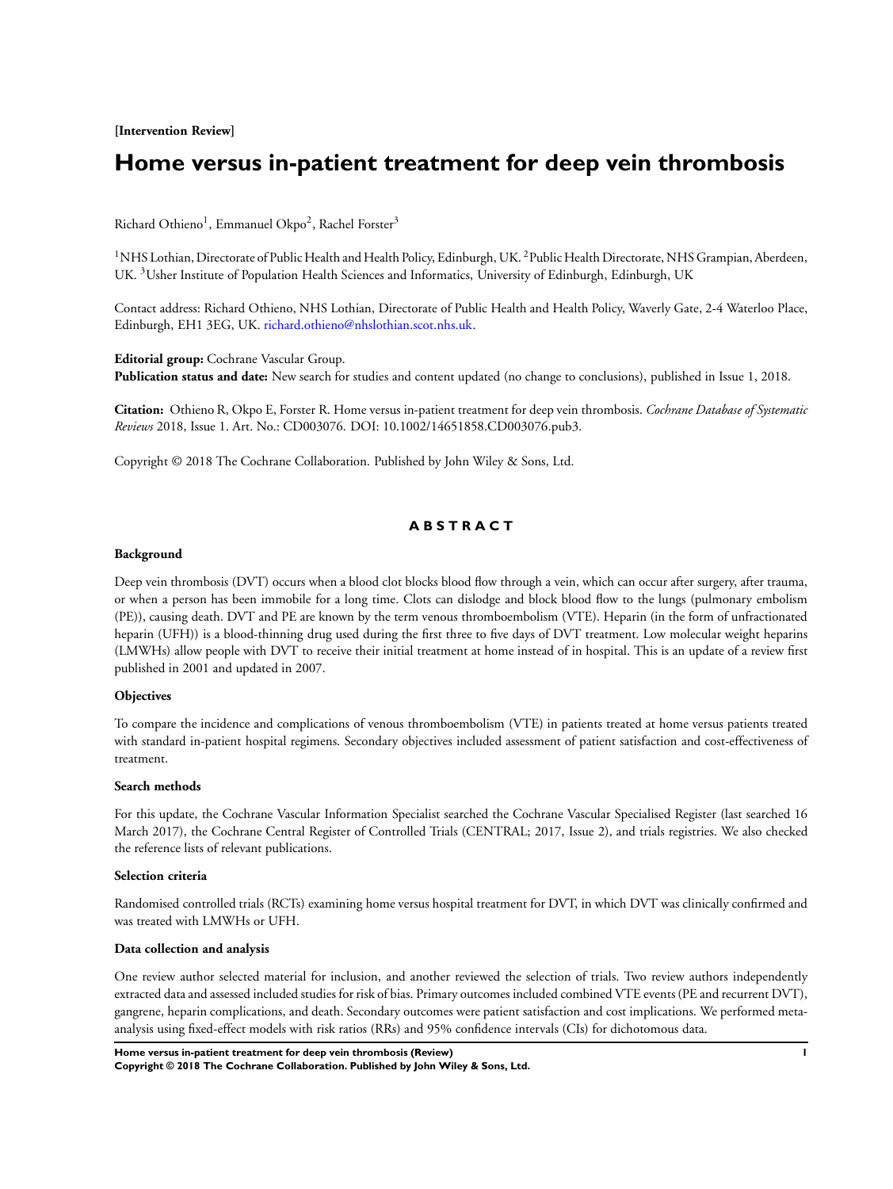[Intervention Review]

# Home versus in-patient treatment for deep vein thrombosis

Richard Othieno[1], Emmanuel Okpo[2], Rachel Forster[3]

[1]NHS Lothian, Directorate of Public Health and Health Policy, Edinburgh, UK. [2]Public Health Directorate, NHS Grampian, Aberdeen, UK. [3]Usher Institute of Population Health Sciences and Informatics, University of Edinburgh, Edinburgh, UK

Contact address: Richard Othieno, NHS Lothian, Directorate of Public Health and Health Policy, Waverly Gate, 2-4 Waterloo Place, Edinburgh, EH1 3EG, UK. richard.othieno@nhslothian.scot.nhs.uk.

**Editorial group:** Cochrane Vascular Group.
**Publication status and date:** New search for studies and content updated (no change to conclusions), published in Issue 1, 2018.

**Citation:** Othieno R, Okpo E, Forster R. Home versus in-patient treatment for deep vein thrombosis. *Cochrane Database of Systematic Reviews* 2018, Issue 1. Art. No.: CD003076. DOI: 10.1002/14651858.CD003076.pub3.

Copyright © 2018 The Cochrane Collaboration. Published by John Wiley & Sons, Ltd.

## ABSTRACT

### Background

Deep vein thrombosis (DVT) occurs when a blood clot blocks blood flow through a vein, which can occur after surgery, after trauma, or when a person has been immobile for a long time. Clots can dislodge and block blood flow to the lungs (pulmonary embolism (PE)), causing death. DVT and PE are known by the term venous thromboembolism (VTE). Heparin (in the form of unfractionated heparin (UFH)) is a blood-thinning drug used during the first three to five days of DVT treatment. Low molecular weight heparins (LMWHs) allow people with DVT to receive their initial treatment at home instead of in hospital. This is an update of a review first published in 2001 and updated in 2007.

### Objectives

To compare the incidence and complications of venous thromboembolism (VTE) in patients treated at home versus patients treated with standard in-patient hospital regimens. Secondary objectives included assessment of patient satisfaction and cost-effectiveness of treatment.

### Search methods

For this update, the Cochrane Vascular Information Specialist searched the Cochrane Vascular Specialised Register (last searched 16 March 2017), the Cochrane Central Register of Controlled Trials (CENTRAL; 2017, Issue 2), and trials registries. We also checked the reference lists of relevant publications.

### Selection criteria

Randomised controlled trials (RCTs) examining home versus hospital treatment for DVT, in which DVT was clinically confirmed and was treated with LMWHs or UFH.

### Data collection and analysis

One review author selected material for inclusion, and another reviewed the selection of trials. Two review authors independently extracted data and assessed included studies for risk of bias. Primary outcomes included combined VTE events (PE and recurrent DVT), gangrene, heparin complications, and death. Secondary outcomes were patient satisfaction and cost implications. We performed meta-analysis using fixed-effect models with risk ratios (RRs) and 95% confidence intervals (CIs) for dichotomous data.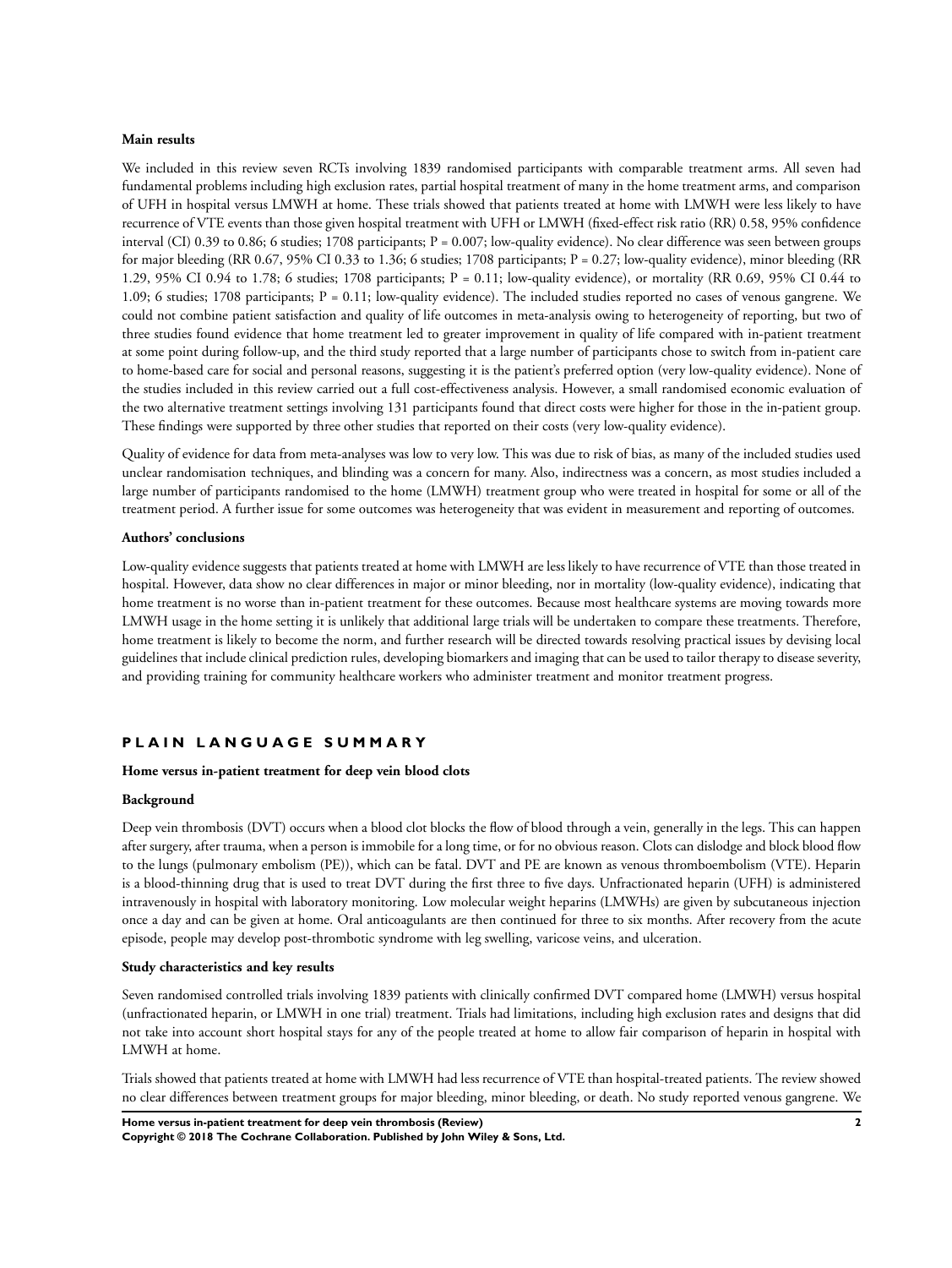#### Main results

We included in this review seven RCTs involving 1839 randomised participants with comparable treatment arms. All seven had fundamental problems including high exclusion rates, partial hospital treatment of many in the home treatment arms, and comparison of UFH in hospital versus LMWH at home. These trials showed that patients treated at home with LMWH were less likely to have recurrence of VTE events than those given hospital treatment with UFH or LMWH (fixed-effect risk ratio (RR) 0.58, 95% confidence interval (CI) 0.39 to 0.86; 6 studies; 1708 participants; P = 0.007; low-quality evidence). No clear difference was seen between groups for major bleeding (RR 0.67, 95% CI 0.33 to 1.36; 6 studies; 1708 participants; P = 0.27; low-quality evidence), minor bleeding (RR 1.29, 95% CI 0.94 to 1.78; 6 studies; 1708 participants; P = 0.11; low-quality evidence), or mortality (RR 0.69, 95% CI 0.44 to 1.09; 6 studies; 1708 participants; P = 0.11; low-quality evidence). The included studies reported no cases of venous gangrene. We could not combine patient satisfaction and quality of life outcomes in meta-analysis owing to heterogeneity of reporting, but two of three studies found evidence that home treatment led to greater improvement in quality of life compared with in-patient treatment at some point during follow-up, and the third study reported that a large number of participants chose to switch from in-patient care to home-based care for social and personal reasons, suggesting it is the patient's preferred option (very low-quality evidence). None of the studies included in this review carried out a full cost-effectiveness analysis. However, a small randomised economic evaluation of the two alternative treatment settings involving 131 participants found that direct costs were higher for those in the in-patient group. These findings were supported by three other studies that reported on their costs (very low-quality evidence).

Quality of evidence for data from meta-analyses was low to very low. This was due to risk of bias, as many of the included studies used unclear randomisation techniques, and blinding was a concern for many. Also, indirectness was a concern, as most studies included a large number of participants randomised to the home (LMWH) treatment group who were treated in hospital for some or all of the treatment period. A further issue for some outcomes was heterogeneity that was evident in measurement and reporting of outcomes.

#### Authors' conclusions

Low-quality evidence suggests that patients treated at home with LMWH are less likely to have recurrence of VTE than those treated in hospital. However, data show no clear differences in major or minor bleeding, nor in mortality (low-quality evidence), indicating that home treatment is no worse than in-patient treatment for these outcomes. Because most healthcare systems are moving towards more LMWH usage in the home setting it is unlikely that additional large trials will be undertaken to compare these treatments. Therefore, home treatment is likely to become the norm, and further research will be directed towards resolving practical issues by devising local guidelines that include clinical prediction rules, developing biomarkers and imaging that can be used to tailor therapy to disease severity, and providing training for community healthcare workers who administer treatment and monitor treatment progress.

## PLAIN LANGUAGE SUMMARY

#### Home versus in-patient treatment for deep vein blood clots

#### Background

Deep vein thrombosis (DVT) occurs when a blood clot blocks the flow of blood through a vein, generally in the legs. This can happen after surgery, after trauma, when a person is immobile for a long time, or for no obvious reason. Clots can dislodge and block blood flow to the lungs (pulmonary embolism (PE)), which can be fatal. DVT and PE are known as venous thromboembolism (VTE). Heparin is a blood-thinning drug that is used to treat DVT during the first three to five days. Unfractionated heparin (UFH) is administered intravenously in hospital with laboratory monitoring. Low molecular weight heparins (LMWHs) are given by subcutaneous injection once a day and can be given at home. Oral anticoagulants are then continued for three to six months. After recovery from the acute episode, people may develop post-thrombotic syndrome with leg swelling, varicose veins, and ulceration.

#### Study characteristics and key results

Seven randomised controlled trials involving 1839 patients with clinically confirmed DVT compared home (LMWH) versus hospital (unfractionated heparin, or LMWH in one trial) treatment. Trials had limitations, including high exclusion rates and designs that did not take into account short hospital stays for any of the people treated at home to allow fair comparison of heparin in hospital with LMWH at home.

Trials showed that patients treated at home with LMWH had less recurrence of VTE than hospital-treated patients. The review showed no clear differences between treatment groups for major bleeding, minor bleeding, or death. No study reported venous gangrene. We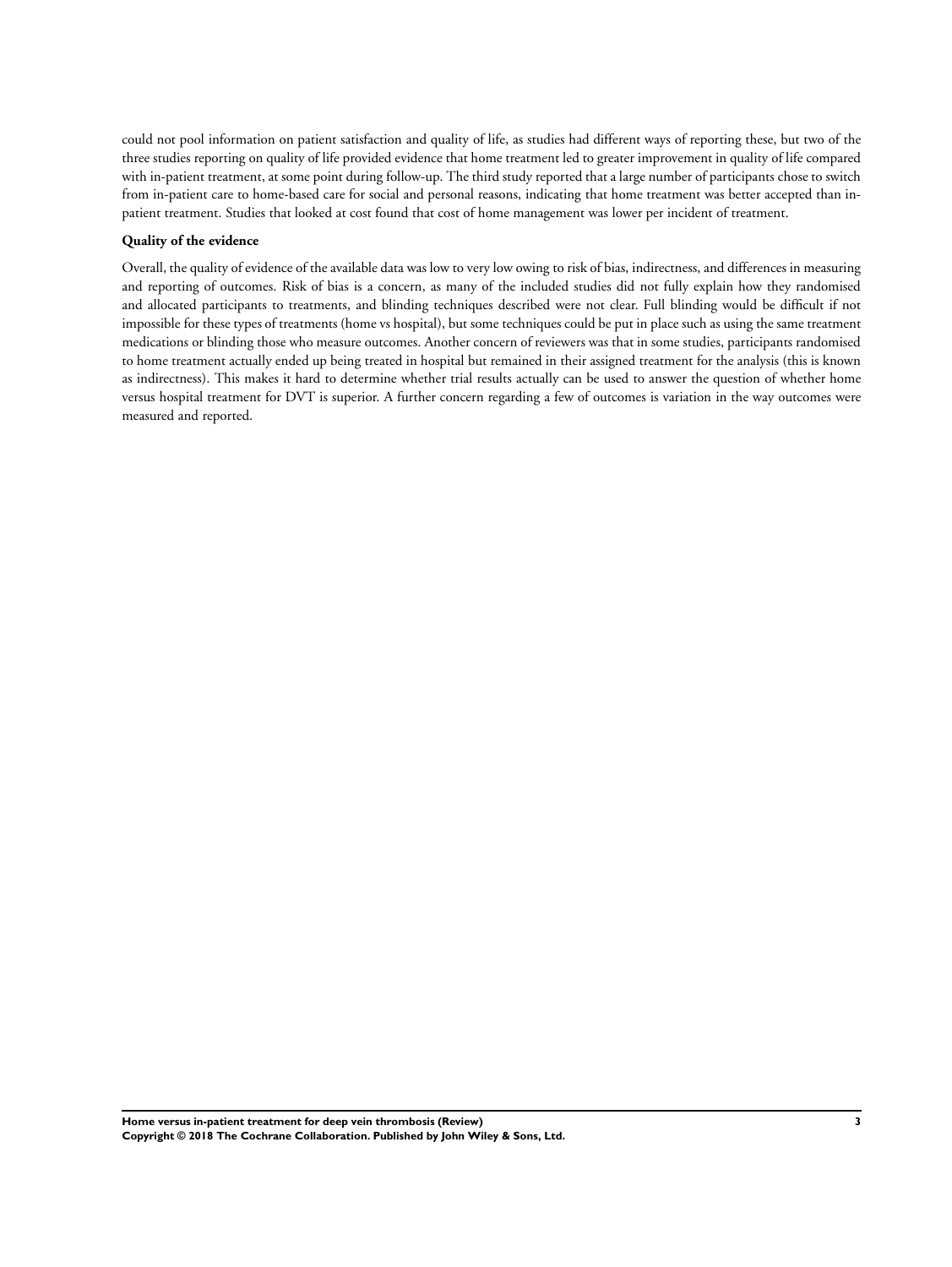could not pool information on patient satisfaction and quality of life, as studies had different ways of reporting these, but two of the three studies reporting on quality of life provided evidence that home treatment led to greater improvement in quality of life compared with in-patient treatment, at some point during follow-up. The third study reported that a large number of participants chose to switch from in-patient care to home-based care for social and personal reasons, indicating that home treatment was better accepted than in-patient treatment. Studies that looked at cost found that cost of home management was lower per incident of treatment.

**Quality of the evidence**

Overall, the quality of evidence of the available data was low to very low owing to risk of bias, indirectness, and differences in measuring and reporting of outcomes. Risk of bias is a concern, as many of the included studies did not fully explain how they randomised and allocated participants to treatments, and blinding techniques described were not clear. Full blinding would be difficult if not impossible for these types of treatments (home vs hospital), but some techniques could be put in place such as using the same treatment medications or blinding those who measure outcomes. Another concern of reviewers was that in some studies, participants randomised to home treatment actually ended up being treated in hospital but remained in their assigned treatment for the analysis (this is known as indirectness). This makes it hard to determine whether trial results actually can be used to answer the question of whether home versus hospital treatment for DVT is superior. A further concern regarding a few of outcomes is variation in the way outcomes were measured and reported.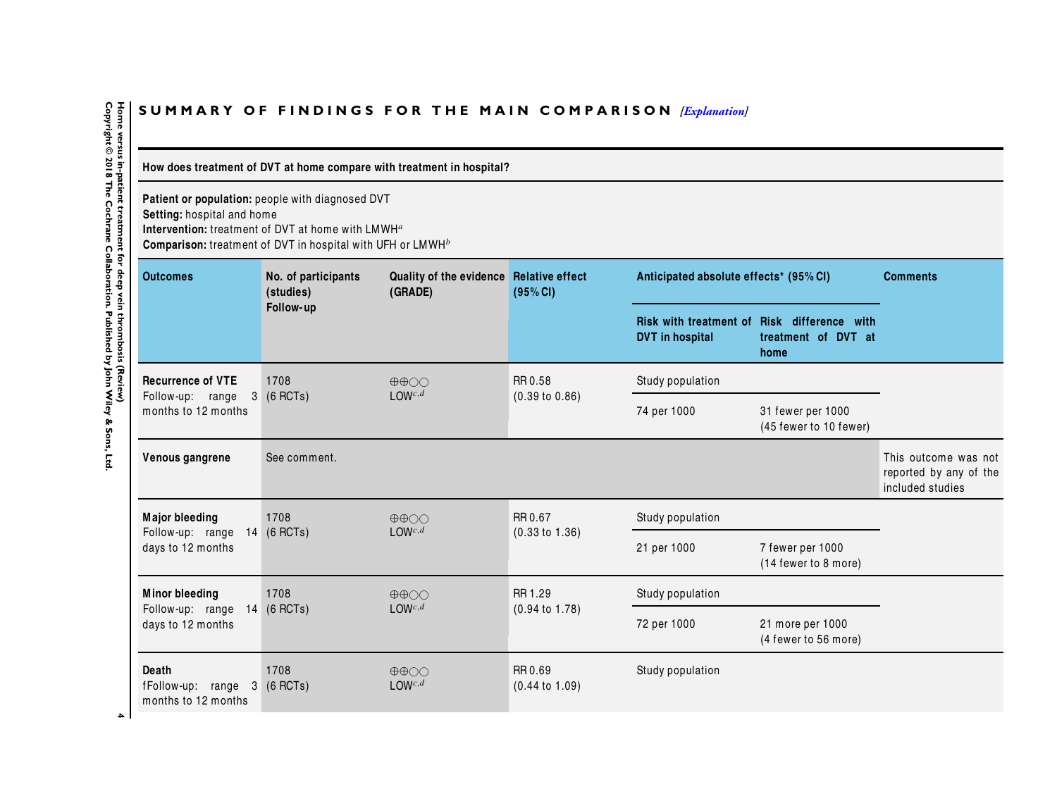## SUMMARY OF FINDINGS FOR THE MAIN COMPARISON *[Explanation]*

**How does treatment of DVT at home compare with treatment in hospital?**

**Patient or population:** people with diagnosed DVT
**Setting:** hospital and home
**Intervention:** treatment of DVT at home with LMWH[a]
**Comparison:** treatment of DVT in hospital with UFH or LMWH[b]

| Outcomes | No. of participants (studies) Follow-up | Quality of the evidence (GRADE) | Relative effect (95% CI) | Anticipated absolute effects* (95% CI) | | Comments |
|---|---|---|---|---|---|---|
| | | | | Risk with treatment of DVT in hospital | Risk difference with treatment of DVT at home | |
| **Recurrence of VTE** Follow-up: range 3 months to 12 months | 1708 (6 RCTs) | ⊕⊕◯◯ LOW[c,d] | RR 0.58 (0.39 to 0.86) | Study population | | |
| | | | | 74 per 1000 | 31 fewer per 1000 (45 fewer to 10 fewer) | |
| **Venous gangrene** | See comment. | | | | | This outcome was not reported by any of the included studies |
| **Major bleeding** Follow-up: range 14 days to 12 months | 1708 (6 RCTs) | ⊕⊕◯◯ LOW[c,d] | RR 0.67 (0.33 to 1.36) | Study population | | |
| | | | | 21 per 1000 | 7 fewer per 1000 (14 fewer to 8 more) | |
| **Minor bleeding** Follow-up: range 14 days to 12 months | 1708 (6 RCTs) | ⊕⊕◯◯ LOW[c,d] | RR 1.29 (0.94 to 1.78) | Study population | | |
| | | | | 72 per 1000 | 21 more per 1000 (4 fewer to 56 more) | |
| **Death** fFollow-up: range 3 months to 12 months | 1708 (6 RCTs) | ⊕⊕◯◯ LOW[c,d] | RR 0.69 (0.44 to 1.09) | Study population | | |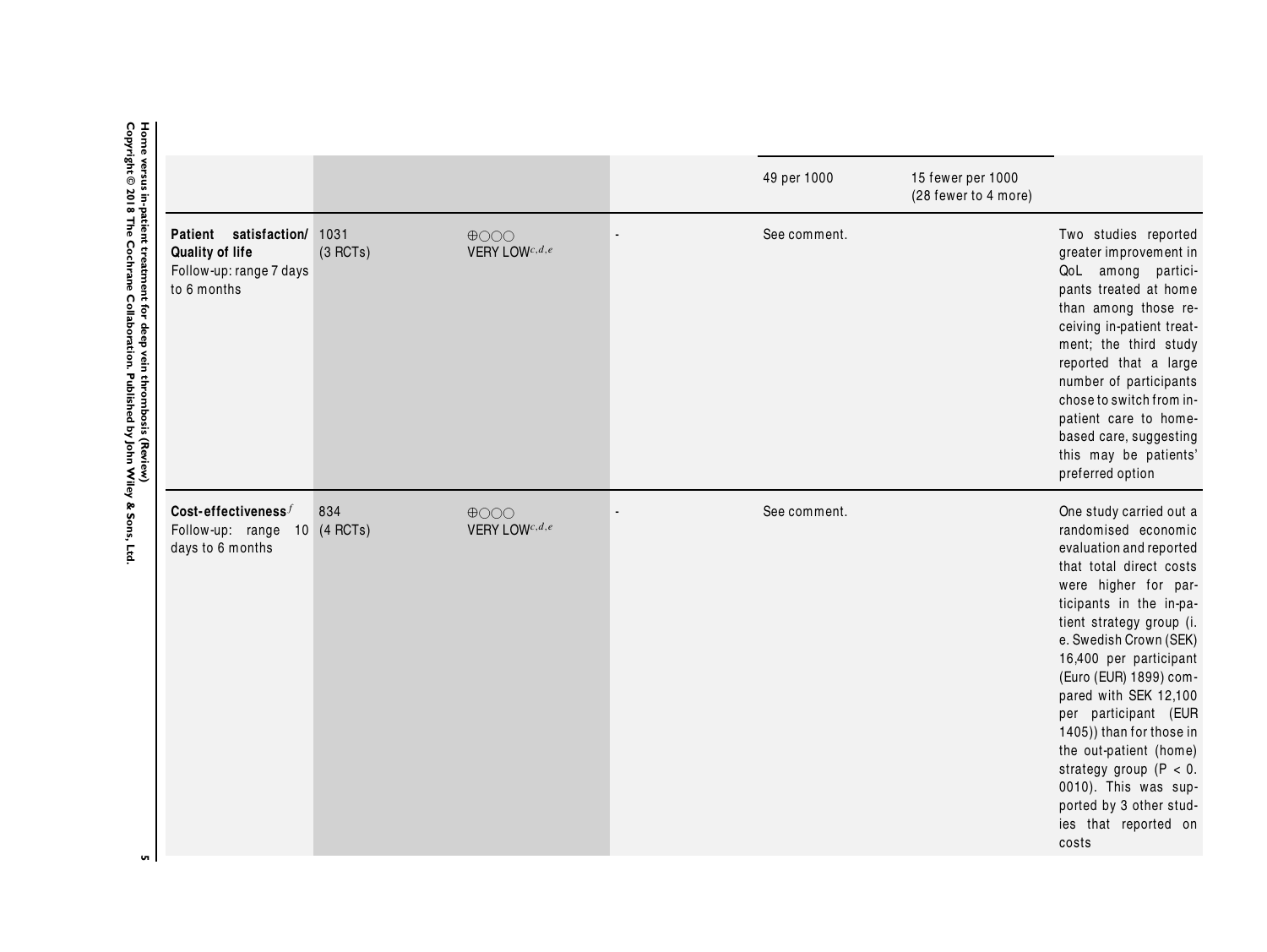| | | | | | | |
|---|---|---|---|---|---|---|
| | | | | 49 per 1000 | 15 fewer per 1000 (28 fewer to 4 more) | |
| **Patient satisfaction/ Quality of life** Follow-up: range 7 days to 6 months | 1031 (3 RCTs) | ⊕○○○ VERY LOW[c,d,e] | - | See comment. | | Two studies reported greater improvement in QoL among participants treated at home than among those receiving in-patient treatment; the third study reported that a large number of participants chose to switch from in-patient care to home-based care, suggesting this may be patients' preferred option |
| **Cost-effectiveness**[f] Follow-up: range 10 days to 6 months | 834 (4 RCTs) | ⊕○○○ VERY LOW[c,d,e] | - | See comment. | | One study carried out a randomised economic evaluation and reported that total direct costs were higher for participants in the in-patient strategy group (i.e. Swedish Crown (SEK) 16,400 per participant (Euro (EUR) 1899) compared with SEK 12,100 per participant (EUR 1405)) than for those in the out-patient (home) strategy group ($P < 0.0010$). This was supported by 3 other studies that reported on costs |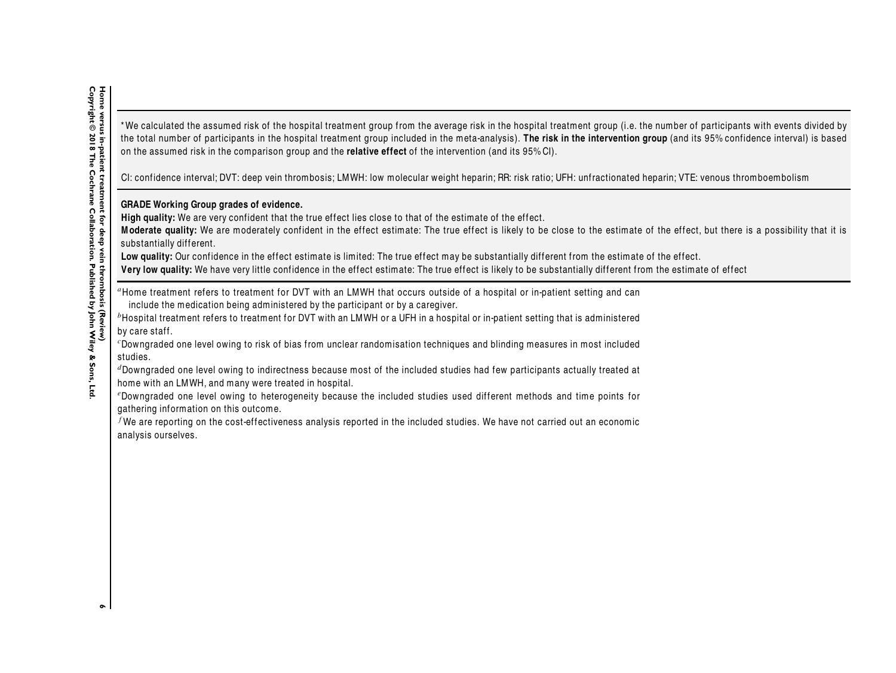*We calculated the assumed risk of the hospital treatment group from the average risk in the hospital treatment group (i.e. the number of participants with events divided by the total number of participants in the hospital treatment group included in the meta-analysis). **The risk in the intervention group** (and its 95% confidence interval) is based on the assumed risk in the comparison group and the **relative effect** of the intervention (and its 95% CI).

CI: confidence interval; DVT: deep vein thrombosis; LMWH: low molecular weight heparin; RR: risk ratio; UFH: unfractionated heparin; VTE: venous thromboembolism

**GRADE Working Group grades of evidence.**
**High quality:** We are very confident that the true effect lies close to that of the estimate of the effect.
**Moderate quality:** We are moderately confident in the effect estimate: The true effect is likely to be close to the estimate of the effect, but there is a possibility that it is substantially different.
**Low quality:** Our confidence in the effect estimate is limited: The true effect may be substantially different from the estimate of the effect.
**Very low quality:** We have very little confidence in the effect estimate: The true effect is likely to be substantially different from the estimate of effect

[a]Home treatment refers to treatment for DVT with an LMWH that occurs outside of a hospital or in-patient setting and can include the medication being administered by the participant or by a caregiver.
[b]Hospital treatment refers to treatment for DVT with an LMWH or a UFH in a hospital or in-patient setting that is administered by care staff.
[c]Downgraded one level owing to risk of bias from unclear randomisation techniques and blinding measures in most included studies.
[d]Downgraded one level owing to indirectness because most of the included studies had few participants actually treated at home with an LMWH, and many were treated in hospital.
[e]Downgraded one level owing to heterogeneity because the included studies used different methods and time points for gathering information on this outcome.
[f]We are reporting on the cost-effectiveness analysis reported in the included studies. We have not carried out an economic analysis ourselves.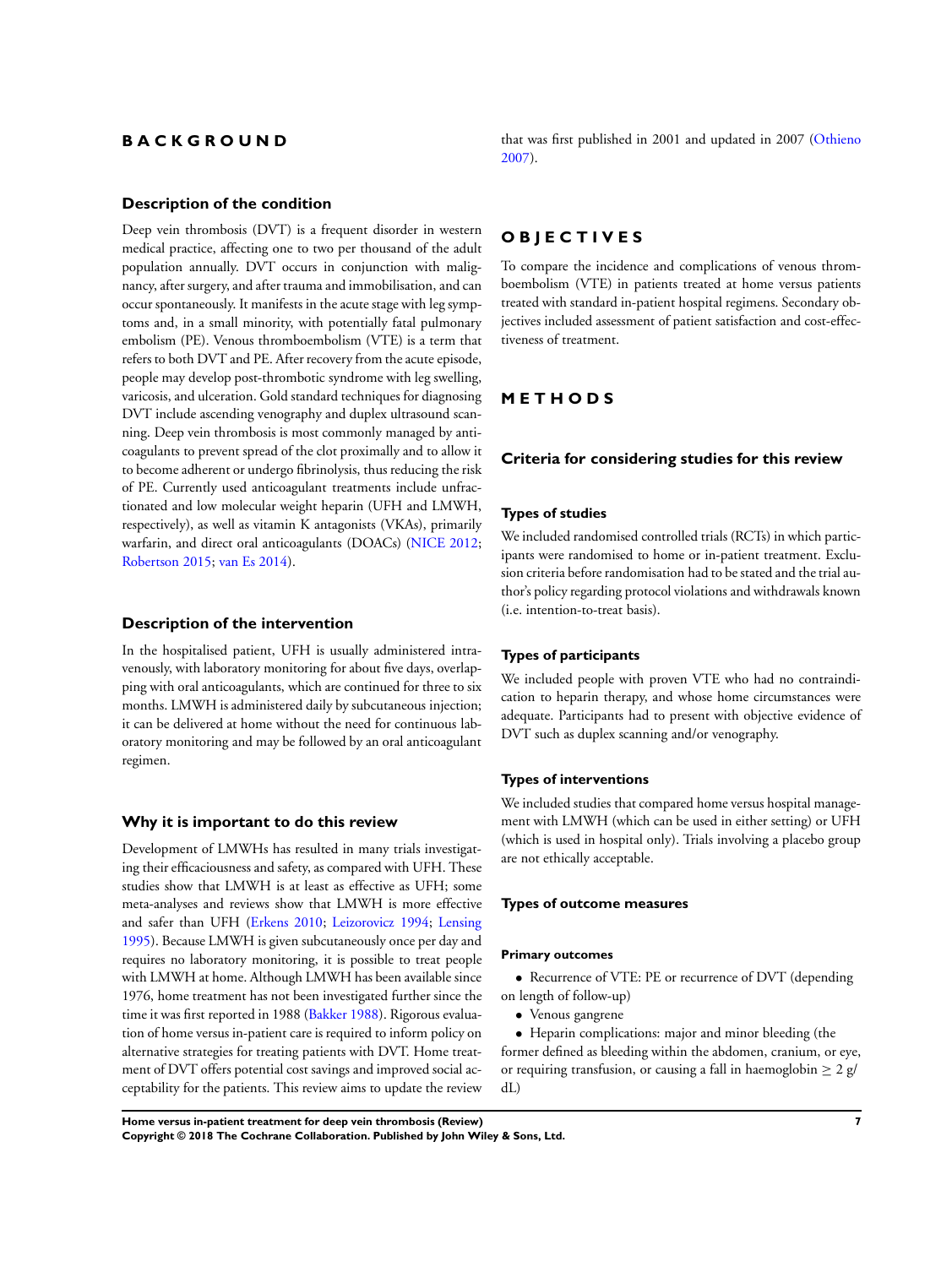# BACKGROUND

## Description of the condition

Deep vein thrombosis (DVT) is a frequent disorder in western medical practice, affecting one to two per thousand of the adult population annually. DVT occurs in conjunction with malignancy, after surgery, and after trauma and immobilisation, and can occur spontaneously. It manifests in the acute stage with leg symptoms and, in a small minority, with potentially fatal pulmonary embolism (PE). Venous thromboembolism (VTE) is a term that refers to both DVT and PE. After recovery from the acute episode, people may develop post-thrombotic syndrome with leg swelling, varicosis, and ulceration. Gold standard techniques for diagnosing DVT include ascending venography and duplex ultrasound scanning. Deep vein thrombosis is most commonly managed by anticoagulants to prevent spread of the clot proximally and to allow it to become adherent or undergo fibrinolysis, thus reducing the risk of PE. Currently used anticoagulant treatments include unfractionated and low molecular weight heparin (UFH and LMWH, respectively), as well as vitamin K antagonists (VKAs), primarily warfarin, and direct oral anticoagulants (DOACs) (NICE 2012; Robertson 2015; van Es 2014).

## Description of the intervention

In the hospitalised patient, UFH is usually administered intravenously, with laboratory monitoring for about five days, overlapping with oral anticoagulants, which are continued for three to six months. LMWH is administered daily by subcutaneous injection; it can be delivered at home without the need for continuous laboratory monitoring and may be followed by an oral anticoagulant regimen.

## Why it is important to do this review

Development of LMWHs has resulted in many trials investigating their efficaciousness and safety, as compared with UFH. These studies show that LMWH is at least as effective as UFH; some meta-analyses and reviews show that LMWH is more effective and safer than UFH (Erkens 2010; Leizorovicz 1994; Lensing 1995). Because LMWH is given subcutaneously once per day and requires no laboratory monitoring, it is possible to treat people with LMWH at home. Although LMWH has been available since 1976, home treatment has not been investigated further since the time it was first reported in 1988 (Bakker 1988). Rigorous evaluation of home versus in-patient care is required to inform policy on alternative strategies for treating patients with DVT. Home treatment of DVT offers potential cost savings and improved social acceptability for the patients. This review aims to update the review that was first published in 2001 and updated in 2007 (Othieno 2007).

# OBJECTIVES

To compare the incidence and complications of venous thromboembolism (VTE) in patients treated at home versus patients treated with standard in-patient hospital regimens. Secondary objectives included assessment of patient satisfaction and cost-effectiveness of treatment.

# METHODS

## Criteria for considering studies for this review

### Types of studies

We included randomised controlled trials (RCTs) in which participants were randomised to home or in-patient treatment. Exclusion criteria before randomisation had to be stated and the trial author's policy regarding protocol violations and withdrawals known (i.e. intention-to-treat basis).

### Types of participants

We included people with proven VTE who had no contraindication to heparin therapy, and whose home circumstances were adequate. Participants had to present with objective evidence of DVT such as duplex scanning and/or venography.

### Types of interventions

We included studies that compared home versus hospital management with LMWH (which can be used in either setting) or UFH (which is used in hospital only). Trials involving a placebo group are not ethically acceptable.

### Types of outcome measures

#### Primary outcomes

- Recurrence of VTE: PE or recurrence of DVT (depending on length of follow-up)
- Venous gangrene
- Heparin complications: major and minor bleeding (the former defined as bleeding within the abdomen, cranium, or eye, or requiring transfusion, or causing a fall in haemoglobin $\geq$ 2 g/dL)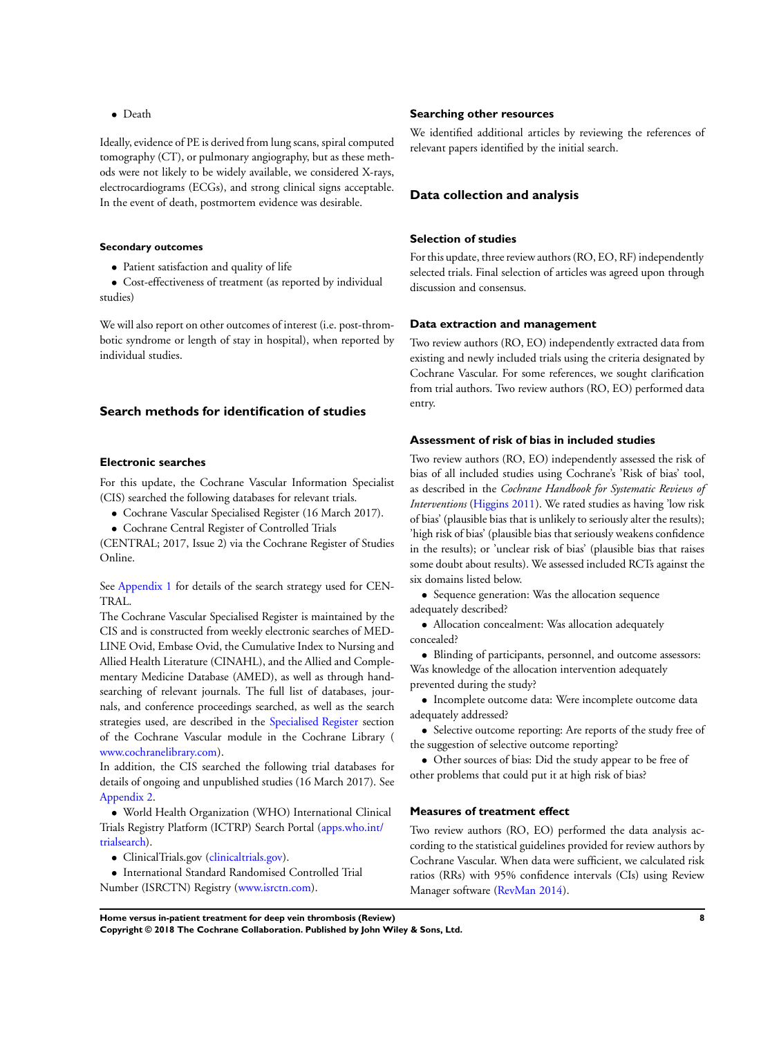- Death

Ideally, evidence of PE is derived from lung scans, spiral computed tomography (CT), or pulmonary angiography, but as these methods were not likely to be widely available, we considered X-rays, electrocardiograms (ECGs), and strong clinical signs acceptable. In the event of death, postmortem evidence was desirable.

#### Secondary outcomes

- Patient satisfaction and quality of life
- Cost-effectiveness of treatment (as reported by individual studies)

We will also report on other outcomes of interest (i.e. post-thrombotic syndrome or length of stay in hospital), when reported by individual studies.

## Search methods for identification of studies

### Electronic searches

For this update, the Cochrane Vascular Information Specialist (CIS) searched the following databases for relevant trials.

- Cochrane Vascular Specialised Register (16 March 2017).
- Cochrane Central Register of Controlled Trials (CENTRAL; 2017, Issue 2) via the Cochrane Register of Studies Online.

See Appendix 1 for details of the search strategy used for CENTRAL.

The Cochrane Vascular Specialised Register is maintained by the CIS and is constructed from weekly electronic searches of MEDLINE Ovid, Embase Ovid, the Cumulative Index to Nursing and Allied Health Literature (CINAHL), and the Allied and Complementary Medicine Database (AMED), as well as through handsearching of relevant journals. The full list of databases, journals, and conference proceedings searched, as well as the search strategies used, are described in the Specialised Register section of the Cochrane Vascular module in the Cochrane Library (www.cochranelibrary.com).

In addition, the CIS searched the following trial databases for details of ongoing and unpublished studies (16 March 2017). See Appendix 2.

- World Health Organization (WHO) International Clinical Trials Registry Platform (ICTRP) Search Portal (apps.who.int/trialsearch).
- ClinicalTrials.gov (clinicaltrials.gov).
- International Standard Randomised Controlled Trial Number (ISRCTN) Registry (www.isrctn.com).

### Searching other resources

We identified additional articles by reviewing the references of relevant papers identified by the initial search.

## Data collection and analysis

### Selection of studies

For this update, three review authors (RO, EO, RF) independently selected trials. Final selection of articles was agreed upon through discussion and consensus.

### Data extraction and management

Two review authors (RO, EO) independently extracted data from existing and newly included trials using the criteria designated by Cochrane Vascular. For some references, we sought clarification from trial authors. Two review authors (RO, EO) performed data entry.

### Assessment of risk of bias in included studies

Two review authors (RO, EO) independently assessed the risk of bias of all included studies using Cochrane's 'Risk of bias' tool, as described in the *Cochrane Handbook for Systematic Reviews of Interventions* (Higgins 2011). We rated studies as having 'low risk of bias' (plausible bias that is unlikely to seriously alter the results); 'high risk of bias' (plausible bias that seriously weakens confidence in the results); or 'unclear risk of bias' (plausible bias that raises some doubt about results). We assessed included RCTs against the six domains listed below.

- Sequence generation: Was the allocation sequence adequately described?
- Allocation concealment: Was allocation adequately concealed?
- Blinding of participants, personnel, and outcome assessors: Was knowledge of the allocation intervention adequately prevented during the study?
- Incomplete outcome data: Were incomplete outcome data adequately addressed?
- Selective outcome reporting: Are reports of the study free of the suggestion of selective outcome reporting?
- Other sources of bias: Did the study appear to be free of other problems that could put it at high risk of bias?

### Measures of treatment effect

Two review authors (RO, EO) performed the data analysis according to the statistical guidelines provided for review authors by Cochrane Vascular. When data were sufficient, we calculated risk ratios (RRs) with 95% confidence intervals (CIs) using Review Manager software (RevMan 2014).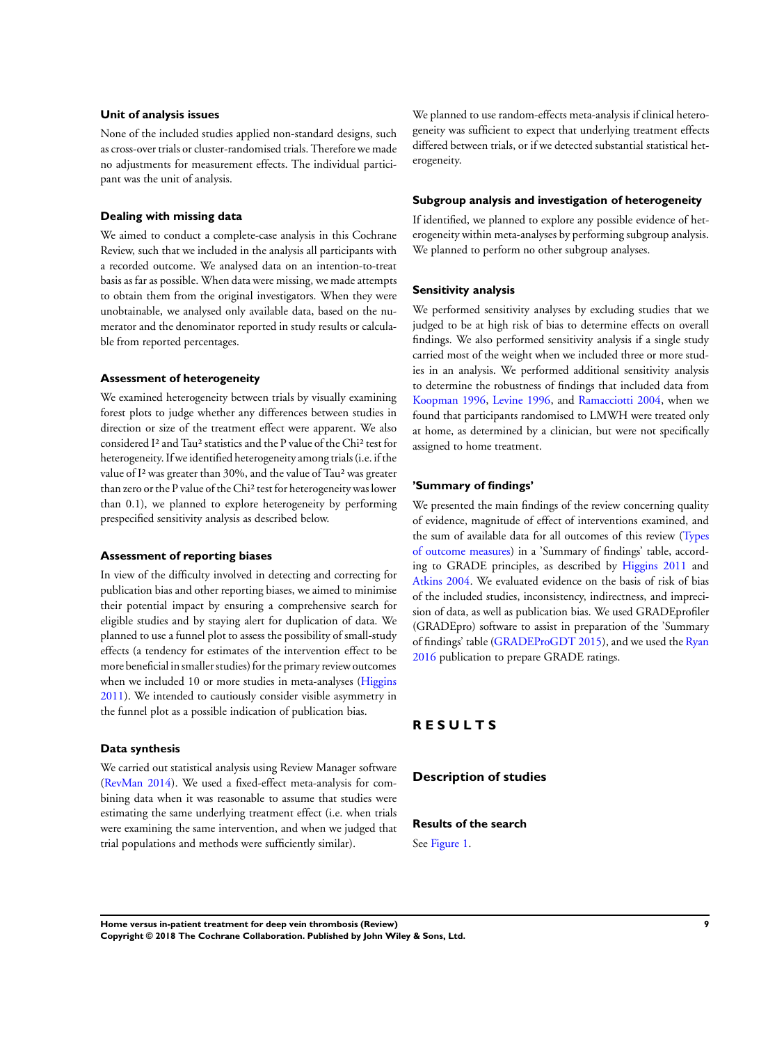### Unit of analysis issues

None of the included studies applied non-standard designs, such as cross-over trials or cluster-randomised trials. Therefore we made no adjustments for measurement effects. The individual participant was the unit of analysis.

### Dealing with missing data

We aimed to conduct a complete-case analysis in this Cochrane Review, such that we included in the analysis all participants with a recorded outcome. We analysed data on an intention-to-treat basis as far as possible. When data were missing, we made attempts to obtain them from the original investigators. When they were unobtainable, we analysed only available data, based on the numerator and the denominator reported in study results or calculable from reported percentages.

### Assessment of heterogeneity

We examined heterogeneity between trials by visually examining forest plots to judge whether any differences between studies in direction or size of the treatment effect were apparent. We also considered $I^2$ and $Tau^2$ statistics and the P value of the $Chi^2$ test for heterogeneity. If we identified heterogeneity among trials (i.e. if the value of $I^2$ was greater than 30%, and the value of $Tau^2$ was greater than zero or the P value of the $Chi^2$ test for heterogeneity was lower than 0.1), we planned to explore heterogeneity by performing prespecified sensitivity analysis as described below.

### Assessment of reporting biases

In view of the difficulty involved in detecting and correcting for publication bias and other reporting biases, we aimed to minimise their potential impact by ensuring a comprehensive search for eligible studies and by staying alert for duplication of data. We planned to use a funnel plot to assess the possibility of small-study effects (a tendency for estimates of the intervention effect to be more beneficial in smaller studies) for the primary review outcomes when we included 10 or more studies in meta-analyses (Higgins 2011). We intended to cautiously consider visible asymmetry in the funnel plot as a possible indication of publication bias.

### Data synthesis

We carried out statistical analysis using Review Manager software (RevMan 2014). We used a fixed-effect meta-analysis for combining data when it was reasonable to assume that studies were estimating the same underlying treatment effect (i.e. when trials were examining the same intervention, and when we judged that trial populations and methods were sufficiently similar).

We planned to use random-effects meta-analysis if clinical heterogeneity was sufficient to expect that underlying treatment effects differed between trials, or if we detected substantial statistical heterogeneity.

### Subgroup analysis and investigation of heterogeneity

If identified, we planned to explore any possible evidence of heterogeneity within meta-analyses by performing subgroup analysis. We planned to perform no other subgroup analyses.

### Sensitivity analysis

We performed sensitivity analyses by excluding studies that we judged to be at high risk of bias to determine effects on overall findings. We also performed sensitivity analysis if a single study carried most of the weight when we included three or more studies in an analysis. We performed additional sensitivity analysis to determine the robustness of findings that included data from Koopman 1996, Levine 1996, and Ramacciotti 2004, when we found that participants randomised to LMWH were treated only at home, as determined by a clinician, but were not specifically assigned to home treatment.

### 'Summary of findings'

We presented the main findings of the review concerning quality of evidence, magnitude of effect of interventions examined, and the sum of available data for all outcomes of this review (Types of outcome measures) in a 'Summary of findings' table, according to GRADE principles, as described by Higgins 2011 and Atkins 2004. We evaluated evidence on the basis of risk of bias of the included studies, inconsistency, indirectness, and imprecision of data, as well as publication bias. We used GRADEprofiler (GRADEpro) software to assist in preparation of the 'Summary of findings' table (GRADEProGDT 2015), and we used the Ryan 2016 publication to prepare GRADE ratings.

# RESULTS

## Description of studies

### Results of the search

See Figure 1.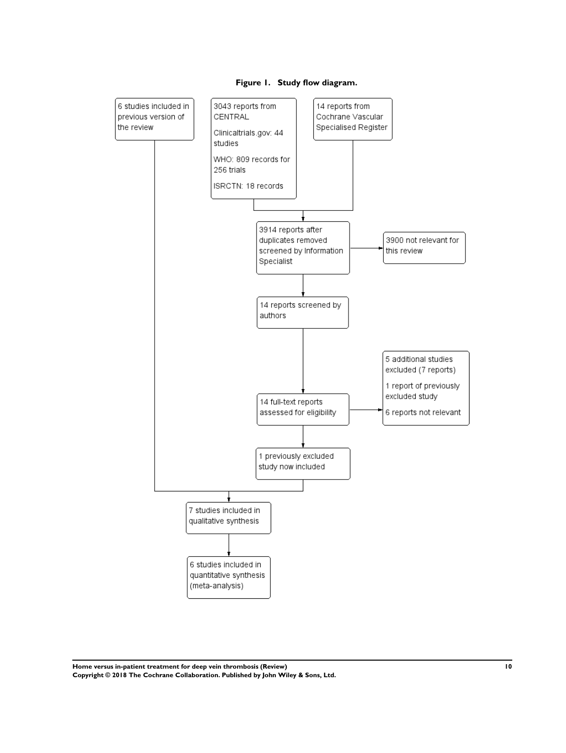**Figure 1. Study flow diagram.**

6 studies included in previous version of the review

3043 reports from CENTRAL

Clinicaltrials.gov: 44 studies

WHO: 809 records for 256 trials

ISRCTN: 18 records

14 reports from Cochrane Vascular Specialised Register

3914 reports after duplicates removed screened by Information Specialist

3900 not relevant for this review

14 reports screened by authors

5 additional studies excluded (7 reports)

1 report of previously excluded study

6 reports not relevant

14 full-text reports assessed for eligibility

1 previously excluded study now included

7 studies included in qualitative synthesis

6 studies included in quantitative synthesis (meta-analysis)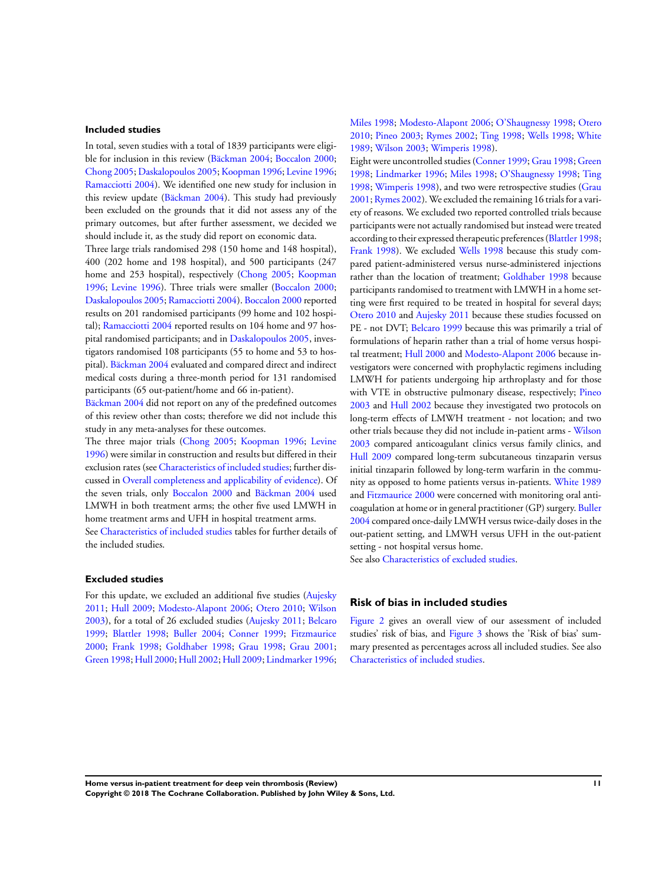### Included studies

In total, seven studies with a total of 1839 participants were eligible for inclusion in this review (Bäckman 2004; Boccalon 2000; Chong 2005; Daskalopoulos 2005; Koopman 1996; Levine 1996; Ramacciotti 2004). We identified one new study for inclusion in this review update (Bäckman 2004). This study had previously been excluded on the grounds that it did not assess any of the primary outcomes, but after further assessment, we decided we should include it, as the study did report on economic data.

Three large trials randomised 298 (150 home and 148 hospital), 400 (202 home and 198 hospital), and 500 participants (247 home and 253 hospital), respectively (Chong 2005; Koopman 1996; Levine 1996). Three trials were smaller (Boccalon 2000; Daskalopoulos 2005; Ramacciotti 2004). Boccalon 2000 reported results on 201 randomised participants (99 home and 102 hospital); Ramacciotti 2004 reported results on 104 home and 97 hospital randomised participants; and in Daskalopoulos 2005, investigators randomised 108 participants (55 to home and 53 to hospital). Bäckman 2004 evaluated and compared direct and indirect medical costs during a three-month period for 131 randomised participants (65 out-patient/home and 66 in-patient).

Bäckman 2004 did not report on any of the predefined outcomes of this review other than costs; therefore we did not include this study in any meta-analyses for these outcomes.

The three major trials (Chong 2005; Koopman 1996; Levine 1996) were similar in construction and results but differed in their exclusion rates (see Characteristics of included studies; further discussed in Overall completeness and applicability of evidence). Of the seven trials, only Boccalon 2000 and Bäckman 2004 used LMWH in both treatment arms; the other five used LMWH in home treatment arms and UFH in hospital treatment arms.

See Characteristics of included studies tables for further details of the included studies.

### Excluded studies

For this update, we excluded an additional five studies (Aujesky 2011; Hull 2009; Modesto-Alapont 2006; Otero 2010; Wilson 2003), for a total of 26 excluded studies (Aujesky 2011; Belcaro 1999; Blattler 1998; Buller 2004; Conner 1999; Fitzmaurice 2000; Frank 1998; Goldhaber 1998; Grau 1998; Grau 2001; Green 1998; Hull 2000; Hull 2002; Hull 2009; Lindmarker 1996; Miles 1998; Modesto-Alapont 2006; O'Shaugnessy 1998; Otero 2010; Pineo 2003; Rymes 2002; Ting 1998; Wells 1998; White 1989; Wilson 2003; Wimperis 1998).

Eight were uncontrolled studies (Conner 1999; Grau 1998; Green 1998; Lindmarker 1996; Miles 1998; O'Shaugnessy 1998; Ting 1998; Wimperis 1998), and two were retrospective studies (Grau 2001; Rymes 2002). We excluded the remaining 16 trials for a variety of reasons. We excluded two reported controlled trials because participants were not actually randomised but instead were treated according to their expressed therapeutic preferences (Blattler 1998; Frank 1998). We excluded Wells 1998 because this study compared patient-administered versus nurse-administered injections rather than the location of treatment; Goldhaber 1998 because participants randomised to treatment with LMWH in a home setting were first required to be treated in hospital for several days; Otero 2010 and Aujesky 2011 because these studies focussed on PE - not DVT; Belcaro 1999 because this was primarily a trial of formulations of heparin rather than a trial of home versus hospital treatment; Hull 2000 and Modesto-Alapont 2006 because investigators were concerned with prophylactic regimens including LMWH for patients undergoing hip arthroplasty and for those with VTE in obstructive pulmonary disease, respectively; Pineo 2003 and Hull 2002 because they investigated two protocols on long-term effects of LMWH treatment - not location; and two other trials because they did not include in-patient arms - Wilson 2003 compared anticoagulant clinics versus family clinics, and Hull 2009 compared long-term subcutaneous tinzaparin versus initial tinzaparin followed by long-term warfarin in the community as opposed to home patients versus in-patients. White 1989 and Fitzmaurice 2000 were concerned with monitoring oral anticoagulation at home or in general practitioner (GP) surgery. Buller 2004 compared once-daily LMWH versus twice-daily doses in the out-patient setting, and LMWH versus UFH in the out-patient setting - not hospital versus home.

See also Characteristics of excluded studies.

## Risk of bias in included studies

Figure 2 gives an overall view of our assessment of included studies' risk of bias, and Figure 3 shows the 'Risk of bias' summary presented as percentages across all included studies. See also Characteristics of included studies.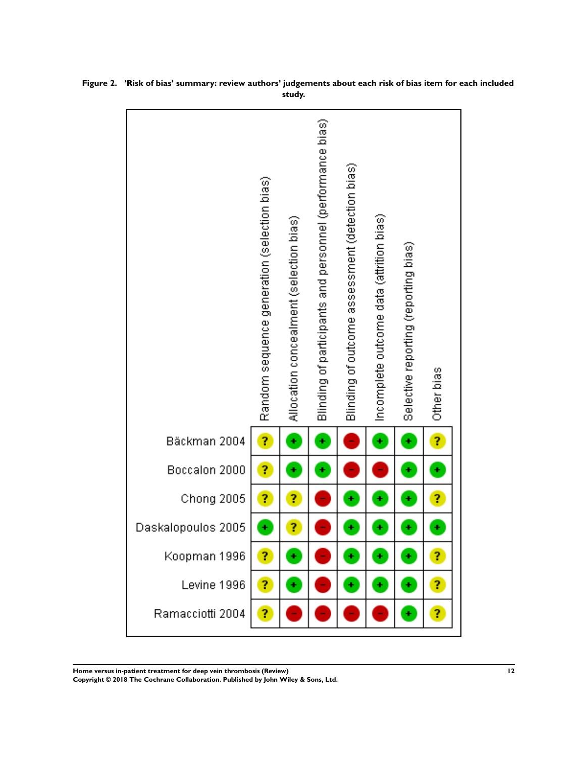**Figure 2. 'Risk of bias' summary: review authors' judgements about each risk of bias item for each included study.**

| | Random sequence generation (selection bias) | Allocation concealment (selection bias) | Blinding of participants and personnel (performance bias) | Blinding of outcome assessment (detection bias) | Incomplete outcome data (attrition bias) | Selective reporting (reporting bias) | Other bias |
|---|---|---|---|---|---|---|---|
| Bäckman 2004 | ? | + | + | - | + | + | ? |
| Boccalon 2000 | ? | + | + | - | - | + | + |
| Chong 2005 | ? | ? | - | + | + | + | ? |
| Daskalopoulos 2005 | + | ? | - | + | + | + | + |
| Koopman 1996 | ? | + | - | + | + | + | ? |
| Levine 1996 | ? | + | - | + | + | + | ? |
| Ramacciotti 2004 | ? | - | - | - | - | + | ? |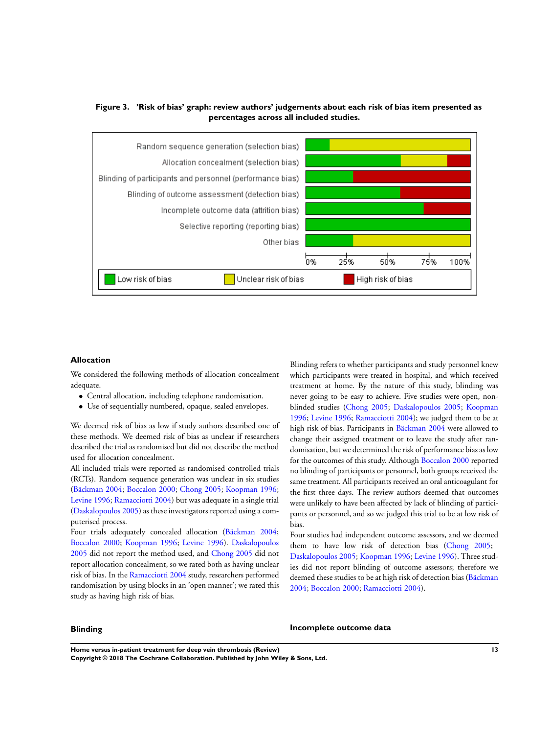**Figure 3. 'Risk of bias' graph: review authors' judgements about each risk of bias item presented as percentages across all included studies.**

## Allocation

We considered the following methods of allocation concealment adequate.

- Central allocation, including telephone randomisation.
- Use of sequentially numbered, opaque, sealed envelopes.

We deemed risk of bias as low if study authors described one of these methods. We deemed risk of bias as unclear if researchers described the trial as randomised but did not describe the method used for allocation concealment.

All included trials were reported as randomised controlled trials (RCTs). Random sequence generation was unclear in six studies (Bäckman 2004; Boccalon 2000; Chong 2005; Koopman 1996; Levine 1996; Ramacciotti 2004) but was adequate in a single trial (Daskalopoulos 2005) as these investigators reported using a computerised process.

Four trials adequately concealed allocation (Bäckman 2004; Boccalon 2000; Koopman 1996; Levine 1996). Daskalopoulos 2005 did not report the method used, and Chong 2005 did not report allocation concealment, so we rated both as having unclear risk of bias. In the Ramacciotti 2004 study, researchers performed randomisation by using blocks in an 'open manner'; we rated this study as having high risk of bias.

## Blinding

Blinding refers to whether participants and study personnel knew which participants were treated in hospital, and which received treatment at home. By the nature of this study, blinding was never going to be easy to achieve. Five studies were open, non-blinded studies (Chong 2005; Daskalopoulos 2005; Koopman 1996; Levine 1996; Ramacciotti 2004); we judged them to be at high risk of bias. Participants in Bäckman 2004 were allowed to change their assigned treatment or to leave the study after randomisation, but we determined the risk of performance bias as low for the outcomes of this study. Although Boccalon 2000 reported no blinding of participants or personnel, both groups received the same treatment. All participants received an oral anticoagulant for the first three days. The review authors deemed that outcomes were unlikely to have been affected by lack of blinding of participants or personnel, and so we judged this trial to be at low risk of bias.

Four studies had independent outcome assessors, and we deemed them to have low risk of detection bias (Chong 2005; Daskalopoulos 2005; Koopman 1996; Levine 1996). Three studies did not report blinding of outcome assessors; therefore we deemed these studies to be at high risk of detection bias (Bäckman 2004; Boccalon 2000; Ramacciotti 2004).

## Incomplete outcome data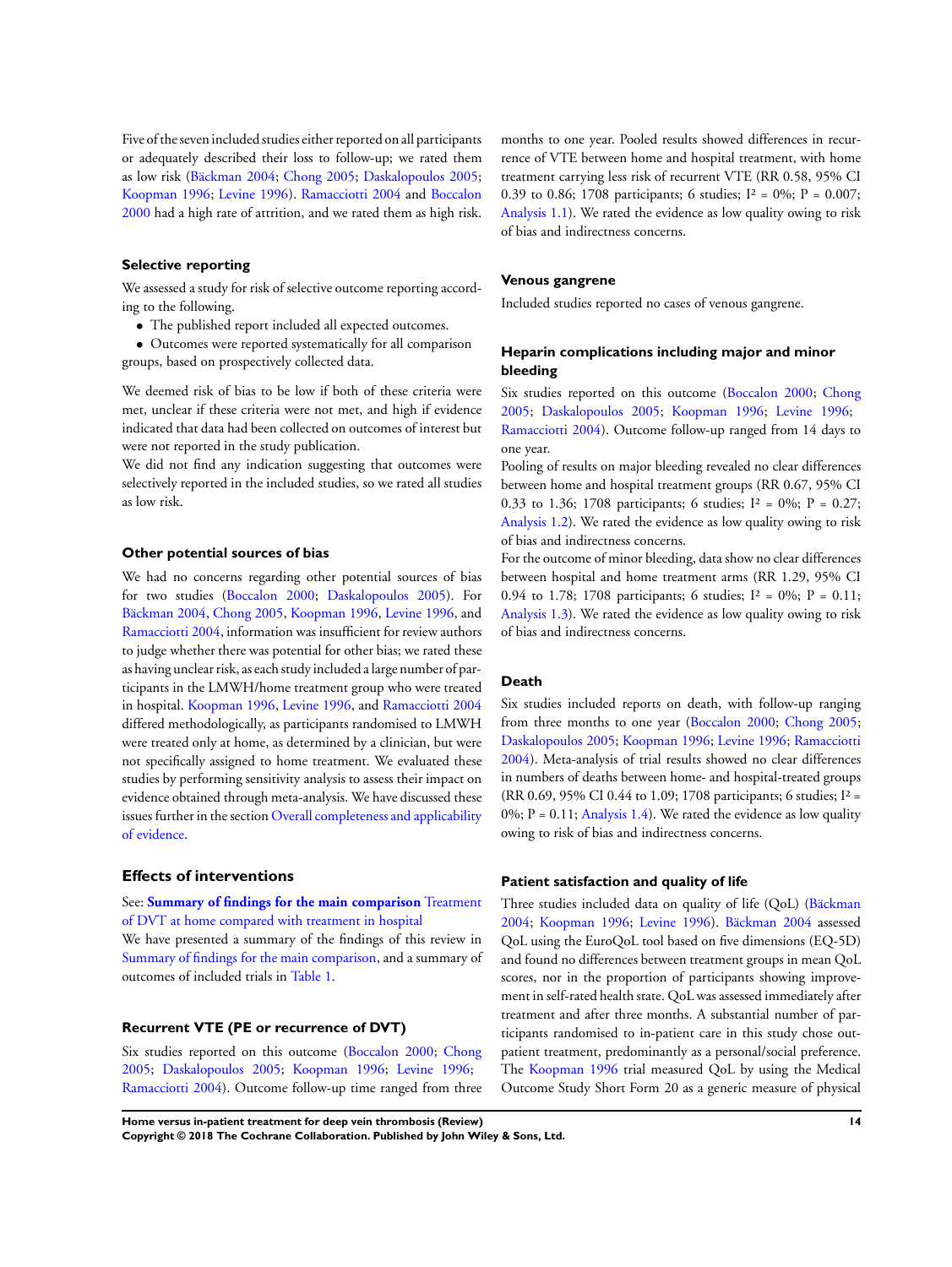Five of the seven included studies either reported on all participants or adequately described their loss to follow-up; we rated them as low risk (Bäckman 2004; Chong 2005; Daskalopoulos 2005; Koopman 1996; Levine 1996). Ramacciotti 2004 and Boccalon 2000 had a high rate of attrition, and we rated them as high risk.

### Selective reporting

We assessed a study for risk of selective outcome reporting according to the following.

- The published report included all expected outcomes.
- Outcomes were reported systematically for all comparison groups, based on prospectively collected data.

We deemed risk of bias to be low if both of these criteria were met, unclear if these criteria were not met, and high if evidence indicated that data had been collected on outcomes of interest but were not reported in the study publication.

We did not find any indication suggesting that outcomes were selectively reported in the included studies, so we rated all studies as low risk.

### Other potential sources of bias

We had no concerns regarding other potential sources of bias for two studies (Boccalon 2000; Daskalopoulos 2005). For Bäckman 2004, Chong 2005, Koopman 1996, Levine 1996, and Ramacciotti 2004, information was insufficient for review authors to judge whether there was potential for other bias; we rated these as having unclear risk, as each study included a large number of participants in the LMWH/home treatment group who were treated in hospital. Koopman 1996, Levine 1996, and Ramacciotti 2004 differed methodologically, as participants randomised to LMWH were treated only at home, as determined by a clinician, but were not specifically assigned to home treatment. We evaluated these studies by performing sensitivity analysis to assess their impact on evidence obtained through meta-analysis. We have discussed these issues further in the section Overall completeness and applicability of evidence.

## Effects of interventions

See: **Summary of findings for the main comparison** Treatment of DVT at home compared with treatment in hospital

We have presented a summary of the findings of this review in Summary of findings for the main comparison, and a summary of outcomes of included trials in Table 1.

### Recurrent VTE (PE or recurrence of DVT)

Six studies reported on this outcome (Boccalon 2000; Chong 2005; Daskalopoulos 2005; Koopman 1996; Levine 1996; Ramacciotti 2004). Outcome follow-up time ranged from three months to one year. Pooled results showed differences in recurrence of VTE between home and hospital treatment, with home treatment carrying less risk of recurrent VTE (RR 0.58, 95% CI 0.39 to 0.86; 1708 participants; 6 studies; $I^2$ = 0%; P = 0.007; Analysis 1.1). We rated the evidence as low quality owing to risk of bias and indirectness concerns.

### Venous gangrene

Included studies reported no cases of venous gangrene.

### Heparin complications including major and minor bleeding

Six studies reported on this outcome (Boccalon 2000; Chong 2005; Daskalopoulos 2005; Koopman 1996; Levine 1996; Ramacciotti 2004). Outcome follow-up ranged from 14 days to one year.

Pooling of results on major bleeding revealed no clear differences between home and hospital treatment groups (RR 0.67, 95% CI 0.33 to 1.36; 1708 participants; 6 studies; $I^2$ = 0%; P = 0.27; Analysis 1.2). We rated the evidence as low quality owing to risk of bias and indirectness concerns.

For the outcome of minor bleeding, data show no clear differences between hospital and home treatment arms (RR 1.29, 95% CI 0.94 to 1.78; 1708 participants; 6 studies; $I^2$ = 0%; P = 0.11; Analysis 1.3). We rated the evidence as low quality owing to risk of bias and indirectness concerns.

### Death

Six studies included reports on death, with follow-up ranging from three months to one year (Boccalon 2000; Chong 2005; Daskalopoulos 2005; Koopman 1996; Levine 1996; Ramacciotti 2004). Meta-analysis of trial results showed no clear differences in numbers of deaths between home- and hospital-treated groups (RR 0.69, 95% CI 0.44 to 1.09; 1708 participants; 6 studies; $I^2$ = 0%; P = 0.11; Analysis 1.4). We rated the evidence as low quality owing to risk of bias and indirectness concerns.

### Patient satisfaction and quality of life

Three studies included data on quality of life (QoL) (Bäckman 2004; Koopman 1996; Levine 1996). Bäckman 2004 assessed QoL using the EuroQoL tool based on five dimensions (EQ-5D) and found no differences between treatment groups in mean QoL scores, nor in the proportion of participants showing improvement in self-rated health state. QoL was assessed immediately after treatment and after three months. A substantial number of participants randomised to in-patient care in this study chose outpatient treatment, predominantly as a personal/social preference. The Koopman 1996 trial measured QoL by using the Medical Outcome Study Short Form 20 as a generic measure of physical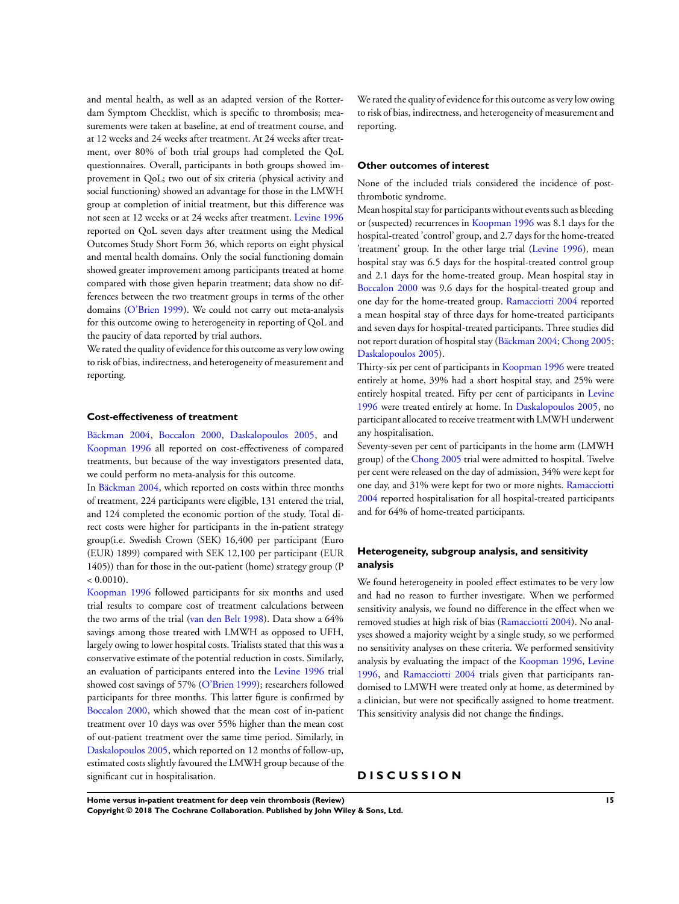and mental health, as well as an adapted version of the Rotterdam Symptom Checklist, which is specific to thrombosis; measurements were taken at baseline, at end of treatment course, and at 12 weeks and 24 weeks after treatment. At 24 weeks after treatment, over 80% of both trial groups had completed the QoL questionnaires. Overall, participants in both groups showed improvement in QoL; two out of six criteria (physical activity and social functioning) showed an advantage for those in the LMWH group at completion of initial treatment, but this difference was not seen at 12 weeks or at 24 weeks after treatment. Levine 1996 reported on QoL seven days after treatment using the Medical Outcomes Study Short Form 36, which reports on eight physical and mental health domains. Only the social functioning domain showed greater improvement among participants treated at home compared with those given heparin treatment; data show no differences between the two treatment groups in terms of the other domains (O'Brien 1999). We could not carry out meta-analysis for this outcome owing to heterogeneity in reporting of QoL and the paucity of data reported by trial authors.

We rated the quality of evidence for this outcome as very low owing to risk of bias, indirectness, and heterogeneity of measurement and reporting.

### Cost-effectiveness of treatment

Bäckman 2004, Boccalon 2000, Daskalopoulos 2005, and Koopman 1996 all reported on cost-effectiveness of compared treatments, but because of the way investigators presented data, we could perform no meta-analysis for this outcome.

In Bäckman 2004, which reported on costs within three months of treatment, 224 participants were eligible, 131 entered the trial, and 124 completed the economic portion of the study. Total direct costs were higher for participants in the in-patient strategy group(i.e. Swedish Crown (SEK) 16,400 per participant (Euro (EUR) 1899) compared with SEK 12,100 per participant (EUR 1405)) than for those in the out-patient (home) strategy group ($P < 0.0010$).

Koopman 1996 followed participants for six months and used trial results to compare cost of treatment calculations between the two arms of the trial (van den Belt 1998). Data show a 64% savings among those treated with LMWH as opposed to UFH, largely owing to lower hospital costs. Trialists stated that this was a conservative estimate of the potential reduction in costs. Similarly, an evaluation of participants entered into the Levine 1996 trial showed cost savings of 57% (O'Brien 1999); researchers followed participants for three months. This latter figure is confirmed by Boccalon 2000, which showed that the mean cost of in-patient treatment over 10 days was over 55% higher than the mean cost of out-patient treatment over the same time period. Similarly, in Daskalopoulos 2005, which reported on 12 months of follow-up, estimated costs slightly favoured the LMWH group because of the significant cut in hospitalisation.

We rated the quality of evidence for this outcome as very low owing to risk of bias, indirectness, and heterogeneity of measurement and reporting.

### Other outcomes of interest

None of the included trials considered the incidence of post-thrombotic syndrome.

Mean hospital stay for participants without events such as bleeding or (suspected) recurrences in Koopman 1996 was 8.1 days for the hospital-treated 'control' group, and 2.7 days for the home-treated 'treatment' group. In the other large trial (Levine 1996), mean hospital stay was 6.5 days for the hospital-treated control group and 2.1 days for the home-treated group. Mean hospital stay in Boccalon 2000 was 9.6 days for the hospital-treated group and one day for the home-treated group. Ramacciotti 2004 reported a mean hospital stay of three days for home-treated participants and seven days for hospital-treated participants. Three studies did not report duration of hospital stay (Bäckman 2004; Chong 2005; Daskalopoulos 2005).

Thirty-six per cent of participants in Koopman 1996 were treated entirely at home, 39% had a short hospital stay, and 25% were entirely hospital treated. Fifty per cent of participants in Levine 1996 were treated entirely at home. In Daskalopoulos 2005, no participant allocated to receive treatment with LMWH underwent any hospitalisation.

Seventy-seven per cent of participants in the home arm (LMWH group) of the Chong 2005 trial were admitted to hospital. Twelve per cent were released on the day of admission, 34% were kept for one day, and 31% were kept for two or more nights. Ramacciotti 2004 reported hospitalisation for all hospital-treated participants and for 64% of home-treated participants.

### Heterogeneity, subgroup analysis, and sensitivity analysis

We found heterogeneity in pooled effect estimates to be very low and had no reason to further investigate. When we performed sensitivity analysis, we found no difference in the effect when we removed studies at high risk of bias (Ramacciotti 2004). No analyses showed a majority weight by a single study, so we performed no sensitivity analyses on these criteria. We performed sensitivity analysis by evaluating the impact of the Koopman 1996, Levine 1996, and Ramacciotti 2004 trials given that participants randomised to LMWH were treated only at home, as determined by a clinician, but were not specifically assigned to home treatment. This sensitivity analysis did not change the findings.

## DISCUSSION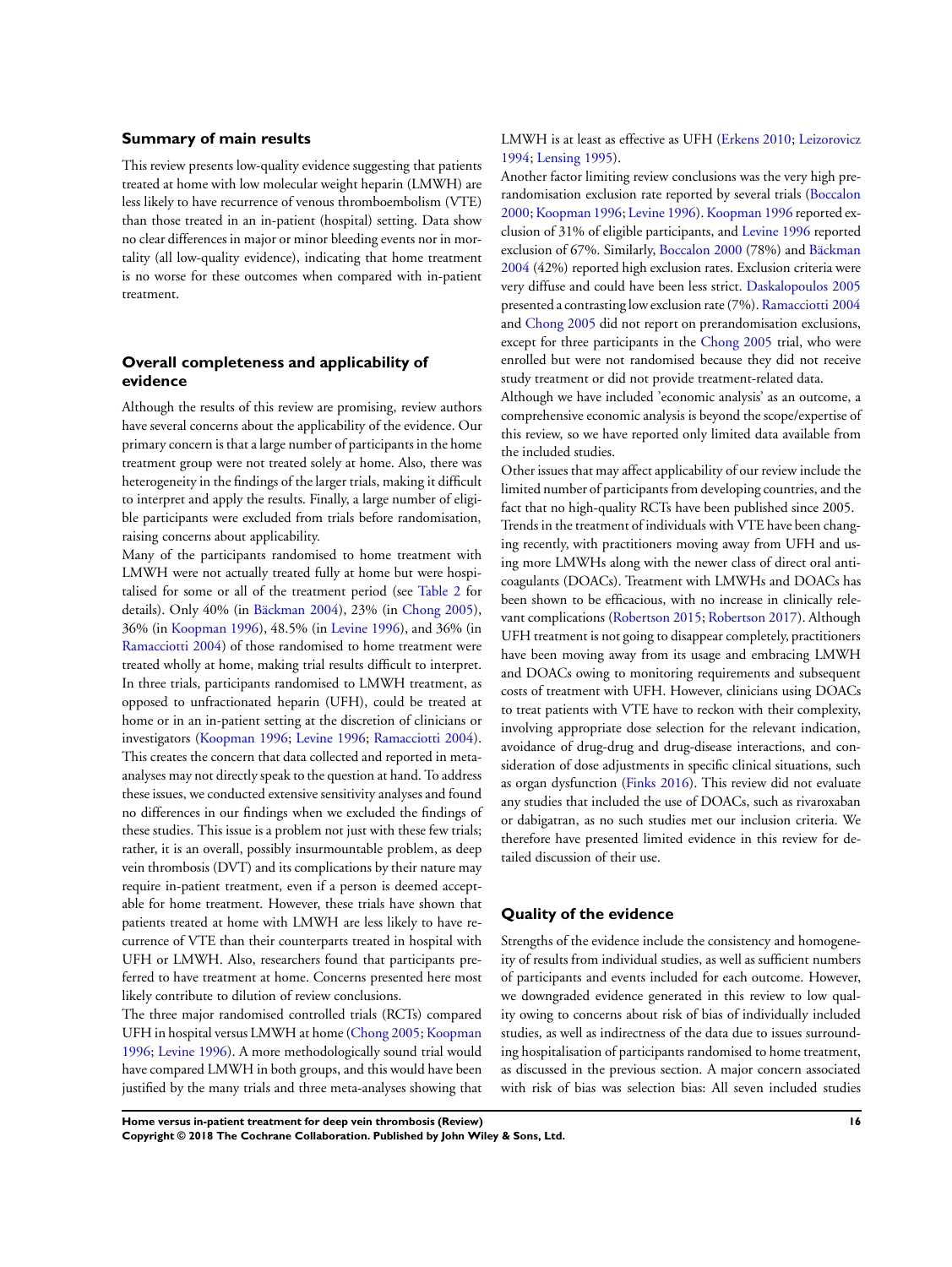## Summary of main results

This review presents low-quality evidence suggesting that patients treated at home with low molecular weight heparin (LMWH) are less likely to have recurrence of venous thromboembolism (VTE) than those treated in an in-patient (hospital) setting. Data show no clear differences in major or minor bleeding events nor in mortality (all low-quality evidence), indicating that home treatment is no worse for these outcomes when compared with in-patient treatment.

## Overall completeness and applicability of evidence

Although the results of this review are promising, review authors have several concerns about the applicability of the evidence. Our primary concern is that a large number of participants in the home treatment group were not treated solely at home. Also, there was heterogeneity in the findings of the larger trials, making it difficult to interpret and apply the results. Finally, a large number of eligible participants were excluded from trials before randomisation, raising concerns about applicability.

Many of the participants randomised to home treatment with LMWH were not actually treated fully at home but were hospitalised for some or all of the treatment period (see Table 2 for details). Only 40% (in Bäckman 2004), 23% (in Chong 2005), 36% (in Koopman 1996), 48.5% (in Levine 1996), and 36% (in Ramacciotti 2004) of those randomised to home treatment were treated wholly at home, making trial results difficult to interpret. In three trials, participants randomised to LMWH treatment, as opposed to unfractionated heparin (UFH), could be treated at home or in an in-patient setting at the discretion of clinicians or investigators (Koopman 1996; Levine 1996; Ramacciotti 2004). This creates the concern that data collected and reported in meta-analyses may not directly speak to the question at hand. To address these issues, we conducted extensive sensitivity analyses and found no differences in our findings when we excluded the findings of these studies. This issue is a problem not just with these few trials; rather, it is an overall, possibly insurmountable problem, as deep vein thrombosis (DVT) and its complications by their nature may require in-patient treatment, even if a person is deemed acceptable for home treatment. However, these trials have shown that patients treated at home with LMWH are less likely to have recurrence of VTE than their counterparts treated in hospital with UFH or LMWH. Also, researchers found that participants preferred to have treatment at home. Concerns presented here most likely contribute to dilution of review conclusions.

The three major randomised controlled trials (RCTs) compared UFH in hospital versus LMWH at home (Chong 2005; Koopman 1996; Levine 1996). A more methodologically sound trial would have compared LMWH in both groups, and this would have been justified by the many trials and three meta-analyses showing that LMWH is at least as effective as UFH (Erkens 2010; Leizorovicz 1994; Lensing 1995).

Another factor limiting review conclusions was the very high prerandomisation exclusion rate reported by several trials (Boccalon 2000; Koopman 1996; Levine 1996). Koopman 1996 reported exclusion of 31% of eligible participants, and Levine 1996 reported exclusion of 67%. Similarly, Boccalon 2000 (78%) and Bäckman 2004 (42%) reported high exclusion rates. Exclusion criteria were very diffuse and could have been less strict. Daskalopoulos 2005 presented a contrasting low exclusion rate (7%). Ramacciotti 2004 and Chong 2005 did not report on prerandomisation exclusions, except for three participants in the Chong 2005 trial, who were enrolled but were not randomised because they did not receive study treatment or did not provide treatment-related data.

Although we have included 'economic analysis' as an outcome, a comprehensive economic analysis is beyond the scope/expertise of this review, so we have reported only limited data available from the included studies.

Other issues that may affect applicability of our review include the limited number of participants from developing countries, and the fact that no high-quality RCTs have been published since 2005.

Trends in the treatment of individuals with VTE have been changing recently, with practitioners moving away from UFH and using more LMWHs along with the newer class of direct oral anticoagulants (DOACs). Treatment with LMWHs and DOACs has been shown to be efficacious, with no increase in clinically relevant complications (Robertson 2015; Robertson 2017). Although UFH treatment is not going to disappear completely, practitioners have been moving away from its usage and embracing LMWH and DOACs owing to monitoring requirements and subsequent costs of treatment with UFH. However, clinicians using DOACs to treat patients with VTE have to reckon with their complexity, involving appropriate dose selection for the relevant indication, avoidance of drug-drug and drug-disease interactions, and consideration of dose adjustments in specific clinical situations, such as organ dysfunction (Finks 2016). This review did not evaluate any studies that included the use of DOACs, such as rivaroxaban or dabigatran, as no such studies met our inclusion criteria. We therefore have presented limited evidence in this review for detailed discussion of their use.

## Quality of the evidence

Strengths of the evidence include the consistency and homogeneity of results from individual studies, as well as sufficient numbers of participants and events included for each outcome. However, we downgraded evidence generated in this review to low quality owing to concerns about risk of bias of individually included studies, as well as indirectness of the data due to issues surrounding hospitalisation of participants randomised to home treatment, as discussed in the previous section. A major concern associated with risk of bias was selection bias: All seven included studies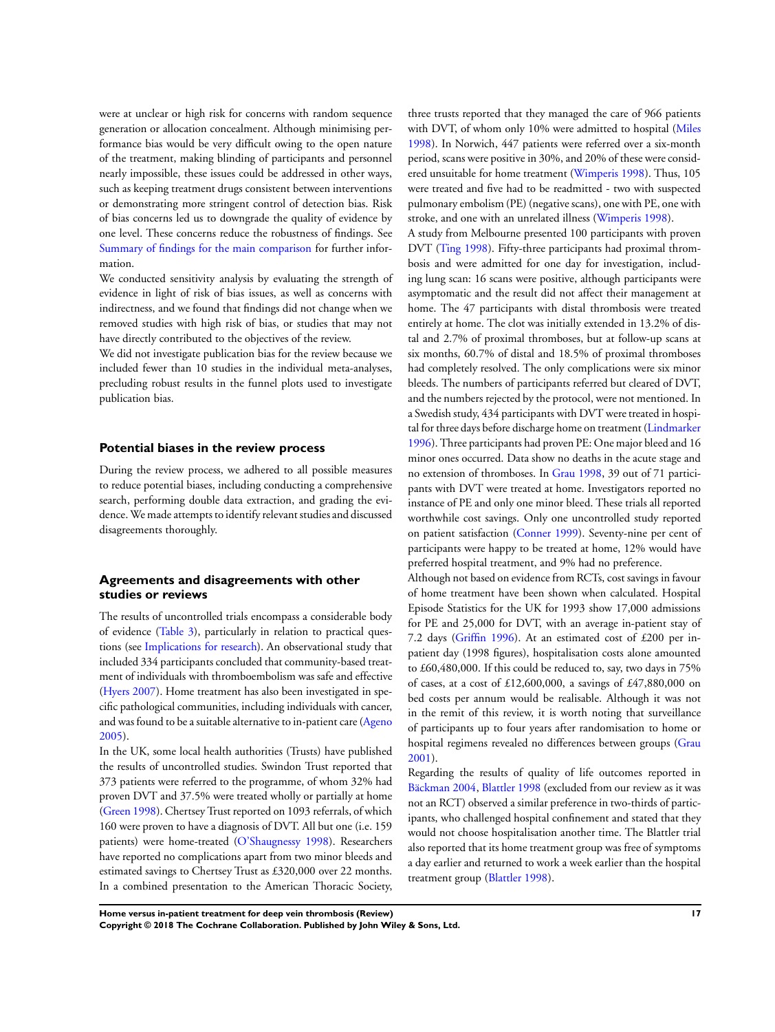were at unclear or high risk for concerns with random sequence generation or allocation concealment. Although minimising performance bias would be very difficult owing to the open nature of the treatment, making blinding of participants and personnel nearly impossible, these issues could be addressed in other ways, such as keeping treatment drugs consistent between interventions or demonstrating more stringent control of detection bias. Risk of bias concerns led us to downgrade the quality of evidence by one level. These concerns reduce the robustness of findings. See Summary of findings for the main comparison for further information.

We conducted sensitivity analysis by evaluating the strength of evidence in light of risk of bias issues, as well as concerns with indirectness, and we found that findings did not change when we removed studies with high risk of bias, or studies that may not have directly contributed to the objectives of the review.

We did not investigate publication bias for the review because we included fewer than 10 studies in the individual meta-analyses, precluding robust results in the funnel plots used to investigate publication bias.

## Potential biases in the review process

During the review process, we adhered to all possible measures to reduce potential biases, including conducting a comprehensive search, performing double data extraction, and grading the evidence. We made attempts to identify relevant studies and discussed disagreements thoroughly.

## Agreements and disagreements with other studies or reviews

The results of uncontrolled trials encompass a considerable body of evidence (Table 3), particularly in relation to practical questions (see Implications for research). An observational study that included 334 participants concluded that community-based treatment of individuals with thromboembolism was safe and effective (Hyers 2007). Home treatment has also been investigated in specific pathological communities, including individuals with cancer, and was found to be a suitable alternative to in-patient care (Ageno 2005).

In the UK, some local health authorities (Trusts) have published the results of uncontrolled studies. Swindon Trust reported that 373 patients were referred to the programme, of whom 32% had proven DVT and 37.5% were treated wholly or partially at home (Green 1998). Chertsey Trust reported on 1093 referrals, of which 160 were proven to have a diagnosis of DVT. All but one (i.e. 159 patients) were home-treated (O'Shaugnessy 1998). Researchers have reported no complications apart from two minor bleeds and estimated savings to Chertsey Trust as £320,000 over 22 months. In a combined presentation to the American Thoracic Society, three trusts reported that they managed the care of 966 patients with DVT, of whom only 10% were admitted to hospital (Miles 1998). In Norwich, 447 patients were referred over a six-month period, scans were positive in 30%, and 20% of these were considered unsuitable for home treatment (Wimperis 1998). Thus, 105 were treated and five had to be readmitted - two with suspected pulmonary embolism (PE) (negative scans), one with PE, one with stroke, and one with an unrelated illness (Wimperis 1998).

A study from Melbourne presented 100 participants with proven DVT (Ting 1998). Fifty-three participants had proximal thrombosis and were admitted for one day for investigation, including lung scan: 16 scans were positive, although participants were asymptomatic and the result did not affect their management at home. The 47 participants with distal thrombosis were treated entirely at home. The clot was initially extended in 13.2% of distal and 2.7% of proximal thromboses, but at follow-up scans at six months, 60.7% of distal and 18.5% of proximal thromboses had completely resolved. The only complications were six minor bleeds. The numbers of participants referred but cleared of DVT, and the numbers rejected by the protocol, were not mentioned. In a Swedish study, 434 participants with DVT were treated in hospital for three days before discharge home on treatment (Lindmarker 1996). Three participants had proven PE: One major bleed and 16 minor ones occurred. Data show no deaths in the acute stage and no extension of thromboses. In Grau 1998, 39 out of 71 participants with DVT were treated at home. Investigators reported no instance of PE and only one minor bleed. These trials all reported worthwhile cost savings. Only one uncontrolled study reported on patient satisfaction (Conner 1999). Seventy-nine per cent of participants were happy to be treated at home, 12% would have preferred hospital treatment, and 9% had no preference.

Although not based on evidence from RCTs, cost savings in favour of home treatment have been shown when calculated. Hospital Episode Statistics for the UK for 1993 show 17,000 admissions for PE and 25,000 for DVT, with an average in-patient stay of 7.2 days (Griffin 1996). At an estimated cost of £200 per in-patient day (1998 figures), hospitalisation costs alone amounted to £60,480,000. If this could be reduced to, say, two days in 75% of cases, at a cost of £12,600,000, a savings of £47,880,000 on bed costs per annum would be realisable. Although it was not in the remit of this review, it is worth noting that surveillance of participants up to four years after randomisation to home or hospital regimens revealed no differences between groups (Grau 2001).

Regarding the results of quality of life outcomes reported in Bäckman 2004, Blattler 1998 (excluded from our review as it was not an RCT) observed a similar preference in two-thirds of participants, who challenged hospital confinement and stated that they would not choose hospitalisation another time. The Blattler trial also reported that its home treatment group was free of symptoms a day earlier and returned to work a week earlier than the hospital treatment group (Blattler 1998).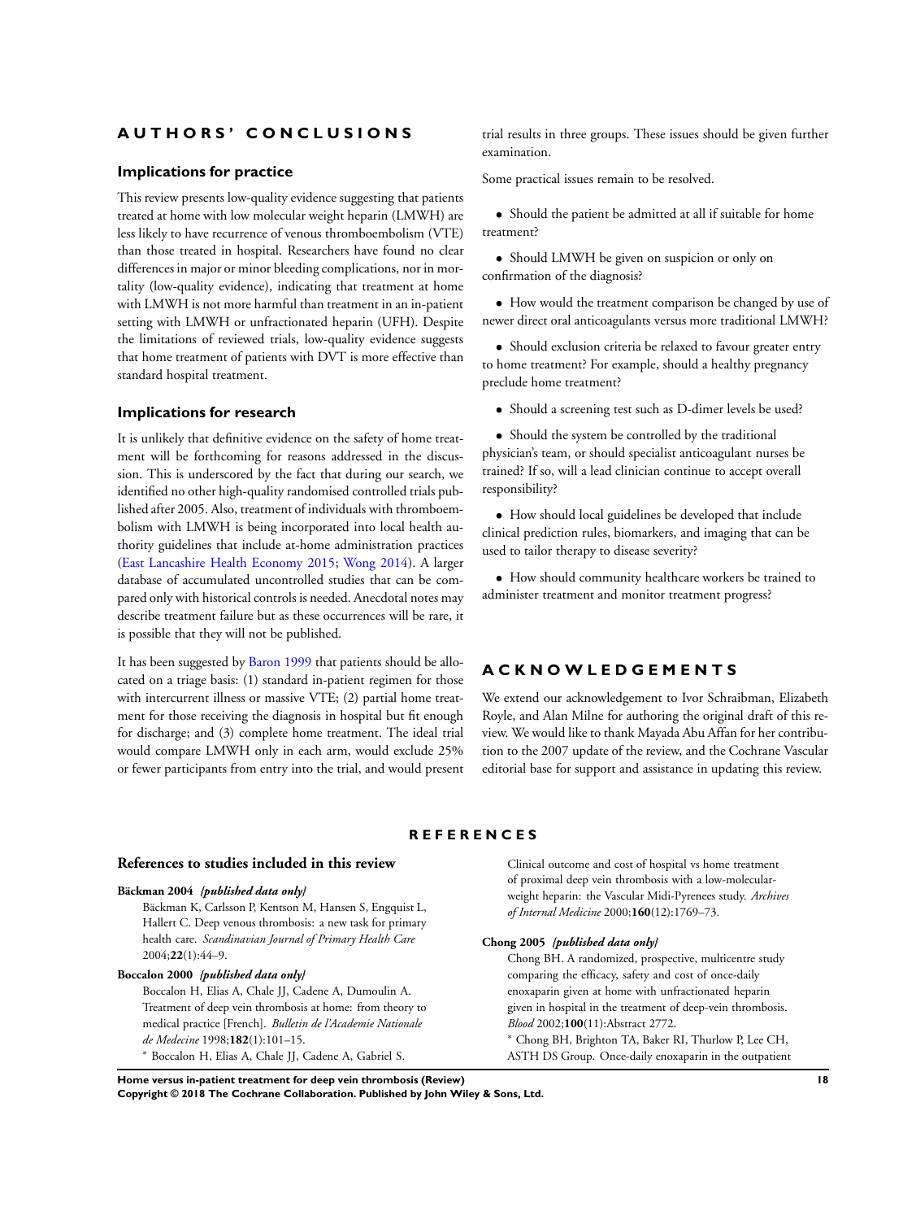# AUTHORS' CONCLUSIONS

## Implications for practice

This review presents low-quality evidence suggesting that patients treated at home with low molecular weight heparin (LMWH) are less likely to have recurrence of venous thromboembolism (VTE) than those treated in hospital. Researchers have found no clear differences in major or minor bleeding complications, nor in mortality (low-quality evidence), indicating that treatment at home with LMWH is not more harmful than treatment in an in-patient setting with LMWH or unfractionated heparin (UFH). Despite the limitations of reviewed trials, low-quality evidence suggests that home treatment of patients with DVT is more effective than standard hospital treatment.

## Implications for research

It is unlikely that definitive evidence on the safety of home treatment will be forthcoming for reasons addressed in the discussion. This is underscored by the fact that during our search, we identified no other high-quality randomised controlled trials published after 2005. Also, treatment of individuals with thromboembolism with LMWH is being incorporated into local health authority guidelines that include at-home administration practices (East Lancashire Health Economy 2015; Wong 2014). A larger database of accumulated uncontrolled studies that can be compared only with historical controls is needed. Anecdotal notes may describe treatment failure but as these occurrences will be rare, it is possible that they will not be published.

It has been suggested by Baron 1999 that patients should be allocated on a triage basis: (1) standard in-patient regimen for those with intercurrent illness or massive VTE; (2) partial home treatment for those receiving the diagnosis in hospital but fit enough for discharge; and (3) complete home treatment. The ideal trial would compare LMWH only in each arm, would exclude 25% or fewer participants from entry into the trial, and would present trial results in three groups. These issues should be given further examination.

Some practical issues remain to be resolved.

- Should the patient be admitted at all if suitable for home treatment?
- Should LMWH be given on suspicion or only on confirmation of the diagnosis?
- How would the treatment comparison be changed by use of newer direct oral anticoagulants versus more traditional LMWH?
- Should exclusion criteria be relaxed to favour greater entry to home treatment? For example, should a healthy pregnancy preclude home treatment?
- Should a screening test such as D-dimer levels be used?
- Should the system be controlled by the traditional physician's team, or should specialist anticoagulant nurses be trained? If so, will a lead clinician continue to accept overall responsibility?
- How should local guidelines be developed that include clinical prediction rules, biomarkers, and imaging that can be used to tailor therapy to disease severity?
- How should community healthcare workers be trained to administer treatment and monitor treatment progress?

# ACKNOWLEDGEMENTS

We extend our acknowledgement to Ivor Schraibman, Elizabeth Royle, and Alan Milne for authoring the original draft of this review. We would like to thank Mayada Abu Affan for her contribution to the 2007 update of the review, and the Cochrane Vascular editorial base for support and assistance in updating this review.

# REFERENCES

## References to studies included in this review

**Bäckman 2004** *{published data only}*

Bäckman K, Carlsson P, Kentson M, Hansen S, Engquist L, Hallert C. Deep venous thrombosis: a new task for primary health care. *Scandinavian Journal of Primary Health Care* 2004;**22**(1):44–9.

**Boccalon 2000** *{published data only}*

Boccalon H, Elias A, Chale JJ, Cadene A, Dumoulin A. Treatment of deep vein thrombosis at home: from theory to medical practice [French]. *Bulletin de l'Academie Nationale de Medecine* 1998;**182**(1):101–15.

* Boccalon H, Elias A, Chale JJ, Cadene A, Gabriel S. Clinical outcome and cost of hospital vs home treatment of proximal deep vein thrombosis with a low-molecular-weight heparin: the Vascular Midi-Pyrenees study. *Archives of Internal Medicine* 2000;**160**(12):1769–73.

**Chong 2005** *{published data only}*

Chong BH. A randomized, prospective, multicentre study comparing the efficacy, safety and cost of once-daily enoxaparin given at home with unfractionated heparin given in hospital in the treatment of deep-vein thrombosis. *Blood* 2002;**100**(11):Abstract 2772.

* Chong BH, Brighton TA, Baker RI, Thurlow P, Lee CH, ASTH DS Group. Once-daily enoxaparin in the outpatient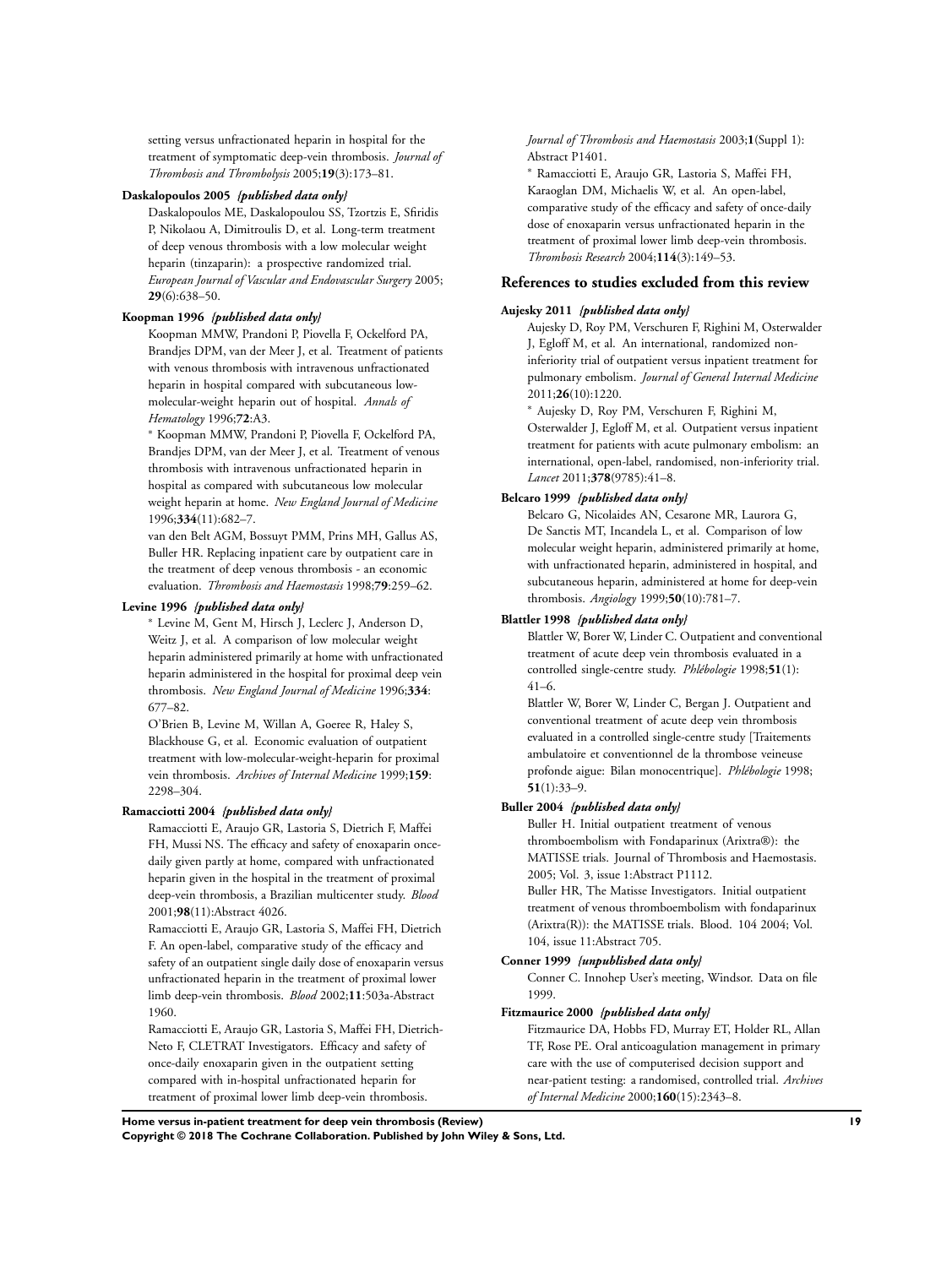setting versus unfractionated heparin in hospital for the treatment of symptomatic deep-vein thrombosis. *Journal of Thrombosis and Thrombolysis* 2005;**19**(3):173–81.

**Daskalopoulos 2005** ***{published data only}***

Daskalopoulos ME, Daskalopoulou SS, Tzortzis E, Sfiridis P, Nikolaou A, Dimitroulis D, et al. Long-term treatment of deep venous thrombosis with a low molecular weight heparin (tinzaparin): a prospective randomized trial. *European Journal of Vascular and Endovascular Surgery* 2005; **29**(6):638–50.

**Koopman 1996** ***{published data only}***

Koopman MMW, Prandoni P, Piovella F, Ockelford PA, Brandjes DPM, van der Meer J, et al. Treatment of patients with venous thrombosis with intravenous unfractionated heparin in hospital compared with subcutaneous low-molecular-weight heparin out of hospital. *Annals of Hematology* 1996;**72**:A3.

* Koopman MMW, Prandoni P, Piovella F, Ockelford PA, Brandjes DPM, van der Meer J, et al. Treatment of venous thrombosis with intravenous unfractionated heparin in hospital as compared with subcutaneous low molecular weight heparin at home. *New England Journal of Medicine* 1996;**334**(11):682–7.

van den Belt AGM, Bossuyt PMM, Prins MH, Gallus AS, Buller HR. Replacing inpatient care by outpatient care in the treatment of deep venous thrombosis - an economic evaluation. *Thrombosis and Haemostasis* 1998;**79**:259–62.

**Levine 1996** ***{published data only}***

* Levine M, Gent M, Hirsch J, Leclerc J, Anderson D, Weitz J, et al. A comparison of low molecular weight heparin administered primarily at home with unfractionated heparin administered in the hospital for proximal deep vein thrombosis. *New England Journal of Medicine* 1996;**334**: 677–82.

O'Brien B, Levine M, Willan A, Goeree R, Haley S, Blackhouse G, et al. Economic evaluation of outpatient treatment with low-molecular-weight-heparin for proximal vein thrombosis. *Archives of Internal Medicine* 1999;**159**: 2298–304.

**Ramacciotti 2004** ***{published data only}***

Ramacciotti E, Araujo GR, Lastoria S, Dietrich F, Maffei FH, Mussi NS. The efficacy and safety of enoxaparin once-daily given partly at home, compared with unfractionated heparin given in the hospital in the treatment of proximal deep-vein thrombosis, a Brazilian multicenter study. *Blood* 2001;**98**(11):Abstract 4026.

Ramacciotti E, Araujo GR, Lastoria S, Maffei FH, Dietrich F. An open-label, comparative study of the efficacy and safety of an outpatient single daily dose of enoxaparin versus unfractionated heparin in the treatment of proximal lower limb deep-vein thrombosis. *Blood* 2002;**11**:503a-Abstract 1960.

Ramacciotti E, Araujo GR, Lastoria S, Maffei FH, Dietrich-Neto F, CLETRAT Investigators. Efficacy and safety of once-daily enoxaparin given in the outpatient setting compared with in-hospital unfractionated heparin for treatment of proximal lower limb deep-vein thrombosis. *Journal of Thrombosis and Haemostasis* 2003;**1**(Suppl 1): Abstract P1401.

* Ramacciotti E, Araujo GR, Lastoria S, Maffei FH, Karaoglan DM, Michaelis W, et al. An open-label, comparative study of the efficacy and safety of once-daily dose of enoxaparin versus unfractionated heparin in the treatment of proximal lower limb deep-vein thrombosis. *Thrombosis Research* 2004;**114**(3):149–53.

## References to studies excluded from this review

**Aujesky 2011** ***{published data only}***

Aujesky D, Roy PM, Verschuren F, Righini M, Osterwalder J, Egloff M, et al. An international, randomized non-inferiority trial of outpatient versus inpatient treatment for pulmonary embolism. *Journal of General Internal Medicine* 2011;**26**(10):1220.

* Aujesky D, Roy PM, Verschuren F, Righini M, Osterwalder J, Egloff M, et al. Outpatient versus inpatient treatment for patients with acute pulmonary embolism: an international, open-label, randomised, non-inferiority trial. *Lancet* 2011;**378**(9785):41–8.

**Belcaro 1999** ***{published data only}***

Belcaro G, Nicolaides AN, Cesarone MR, Laurora G, De Sanctis MT, Incandela L, et al. Comparison of low molecular weight heparin, administered primarily at home, with unfractionated heparin, administered in hospital, and subcutaneous heparin, administered at home for deep-vein thrombosis. *Angiology* 1999;**50**(10):781–7.

**Blattler 1998** ***{published data only}***

Blattler W, Borer W, Linder C. Outpatient and conventional treatment of acute deep vein thrombosis evaluated in a controlled single-centre study. *Phlébologie* 1998;**51**(1): 41–6.

Blattler W, Borer W, Linder C, Bergan J. Outpatient and conventional treatment of acute deep vein thrombosis evaluated in a controlled single-centre study [Traitements ambulatoire et conventionnel de la thrombose veineuse profonde aigue: Bilan monocentrique]. *Phlébologie* 1998; **51**(1):33–9.

**Buller 2004** ***{published data only}***

Buller H. Initial outpatient treatment of venous thromboembolism with Fondaparinux (Arixtra®): the MATISSE trials. Journal of Thrombosis and Haemostasis. 2005; Vol. 3, issue 1:Abstract P1112.

Buller HR, The Matisse Investigators. Initial outpatient treatment of venous thromboembolism with fondaparinux (Arixtra(R)): the MATISSE trials. Blood. 104 2004; Vol. 104, issue 11:Abstract 705.

**Conner 1999** ***{unpublished data only}***

Conner C. Innohep User's meeting, Windsor. Data on file 1999.

**Fitzmaurice 2000** ***{published data only}***

Fitzmaurice DA, Hobbs FD, Murray ET, Holder RL, Allan TF, Rose PE. Oral anticoagulation management in primary care with the use of computerised decision support and near-patient testing: a randomised, controlled trial. *Archives of Internal Medicine* 2000;**160**(15):2343–8.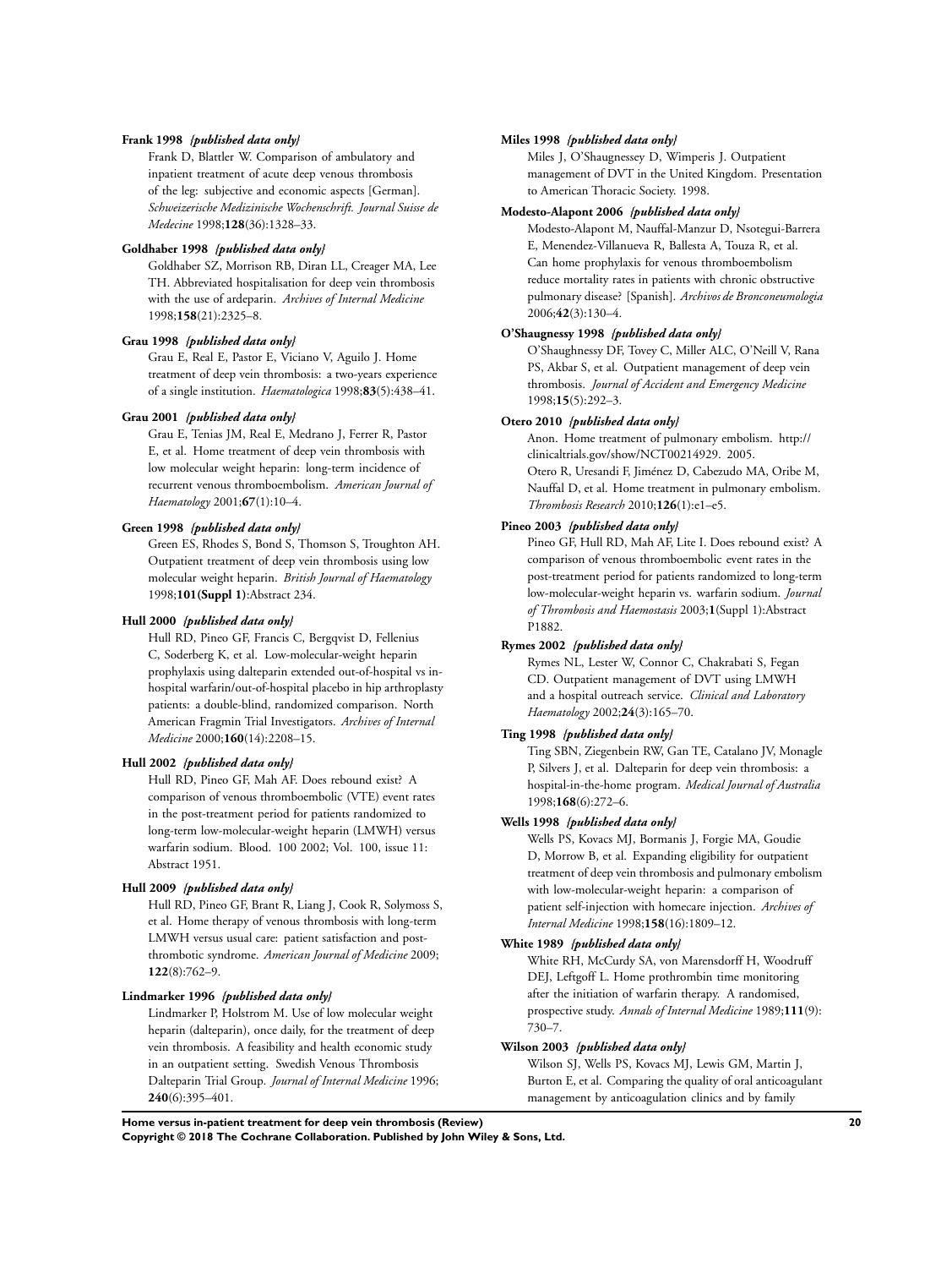**Frank 1998** *{published data only}*

Frank D, Blattler W. Comparison of ambulatory and inpatient treatment of acute deep venous thrombosis of the leg: subjective and economic aspects [German]. *Schweizerische Medizinische Wochenschrift. Journal Suisse de Medecine* 1998;**128**(36):1328–33.

**Goldhaber 1998** *{published data only}*

Goldhaber SZ, Morrison RB, Diran LL, Creager MA, Lee TH. Abbreviated hospitalisation for deep vein thrombosis with the use of ardeparin. *Archives of Internal Medicine* 1998;**158**(21):2325–8.

**Grau 1998** *{published data only}*

Grau E, Real E, Pastor E, Viciano V, Aguilo J. Home treatment of deep vein thrombosis: a two-years experience of a single institution. *Haematologica* 1998;**83**(5):438–41.

**Grau 2001** *{published data only}*

Grau E, Tenias JM, Real E, Medrano J, Ferrer R, Pastor E, et al. Home treatment of deep vein thrombosis with low molecular weight heparin: long-term incidence of recurrent venous thromboembolism. *American Journal of Haematology* 2001;**67**(1):10–4.

**Green 1998** *{published data only}*

Green ES, Rhodes S, Bond S, Thomson S, Troughton AH. Outpatient treatment of deep vein thrombosis using low molecular weight heparin. *British Journal of Haematology* 1998;**101(Suppl 1)**:Abstract 234.

**Hull 2000** *{published data only}*

Hull RD, Pineo GF, Francis C, Bergqvist D, Fellenius C, Soderberg K, et al. Low-molecular-weight heparin prophylaxis using dalteparin extended out-of-hospital vs in-hospital warfarin/out-of-hospital placebo in hip arthroplasty patients: a double-blind, randomized comparison. North American Fragmin Trial Investigators. *Archives of Internal Medicine* 2000;**160**(14):2208–15.

**Hull 2002** *{published data only}*

Hull RD, Pineo GF, Mah AF. Does rebound exist? A comparison of venous thromboembolic (VTE) event rates in the post-treatment period for patients randomized to long-term low-molecular-weight heparin (LMWH) versus warfarin sodium. Blood. 100 2002; Vol. 100, issue 11: Abstract 1951.

**Hull 2009** *{published data only}*

Hull RD, Pineo GF, Brant R, Liang J, Cook R, Solymoss S, et al. Home therapy of venous thrombosis with long-term LMWH versus usual care: patient satisfaction and post-thrombotic syndrome. *American Journal of Medicine* 2009; **122**(8):762–9.

**Lindmarker 1996** *{published data only}*

Lindmarker P, Holstrom M. Use of low molecular weight heparin (dalteparin), once daily, for the treatment of deep vein thrombosis. A feasibility and health economic study in an outpatient setting. Swedish Venous Thrombosis Dalteparin Trial Group. *Journal of Internal Medicine* 1996; **240**(6):395–401.

**Miles 1998** *{published data only}*

Miles J, O'Shaugnessey D, Wimperis J. Outpatient management of DVT in the United Kingdom. Presentation to American Thoracic Society. 1998.

**Modesto-Alapont 2006** *{published data only}*

Modesto-Alapont M, Nauffal-Manzur D, Nsotegui-Barrera E, Menendez-Villanueva R, Ballesta A, Touza R, et al. Can home prophylaxis for venous thromboembolism reduce mortality rates in patients with chronic obstructive pulmonary disease? [Spanish]. *Archivos de Bronconeumologia* 2006;**42**(3):130–4.

**O'Shaugnessy 1998** *{published data only}*

O'Shaughnessy DF, Tovey C, Miller ALC, O'Neill V, Rana PS, Akbar S, et al. Outpatient management of deep vein thrombosis. *Journal of Accident and Emergency Medicine* 1998;**15**(5):292–3.

**Otero 2010** *{published data only}*

Anon. Home treatment of pulmonary embolism. http://clinicaltrials.gov/show/NCT00214929. 2005.
Otero R, Uresandi F, Jiménez D, Cabezudo MA, Oribe M, Nauffal D, et al. Home treatment in pulmonary embolism. *Thrombosis Research* 2010;**126**(1):e1–e5.

**Pineo 2003** *{published data only}*

Pineo GF, Hull RD, Mah AF, Lite I. Does rebound exist? A comparison of venous thromboembolic event rates in the post-treatment period for patients randomized to long-term low-molecular-weight heparin vs. warfarin sodium. *Journal of Thrombosis and Haemostasis* 2003;**1**(Suppl 1):Abstract P1882.

**Rymes 2002** *{published data only}*

Rymes NL, Lester W, Connor C, Chakrabati S, Fegan CD. Outpatient management of DVT using LMWH and a hospital outreach service. *Clinical and Laboratory Haematology* 2002;**24**(3):165–70.

**Ting 1998** *{published data only}*

Ting SBN, Ziegenbein RW, Gan TE, Catalano JV, Monagle P, Silvers J, et al. Dalteparin for deep vein thrombosis: a hospital-in-the-home program. *Medical Journal of Australia* 1998;**168**(6):272–6.

**Wells 1998** *{published data only}*

Wells PS, Kovacs MJ, Bormanis J, Forgie MA, Goudie D, Morrow B, et al. Expanding eligibility for outpatient treatment of deep vein thrombosis and pulmonary embolism with low-molecular-weight heparin: a comparison of patient self-injection with homecare injection. *Archives of Internal Medicine* 1998;**158**(16):1809–12.

**White 1989** *{published data only}*

White RH, McCurdy SA, von Marensdorff H, Woodruff DEJ, Leftgoff L. Home prothrombin time monitoring after the initiation of warfarin therapy. A randomised, prospective study. *Annals of Internal Medicine* 1989;**111**(9): 730–7.

**Wilson 2003** *{published data only}*

Wilson SJ, Wells PS, Kovacs MJ, Lewis GM, Martin J, Burton E, et al. Comparing the quality of oral anticoagulant management by anticoagulation clinics and by family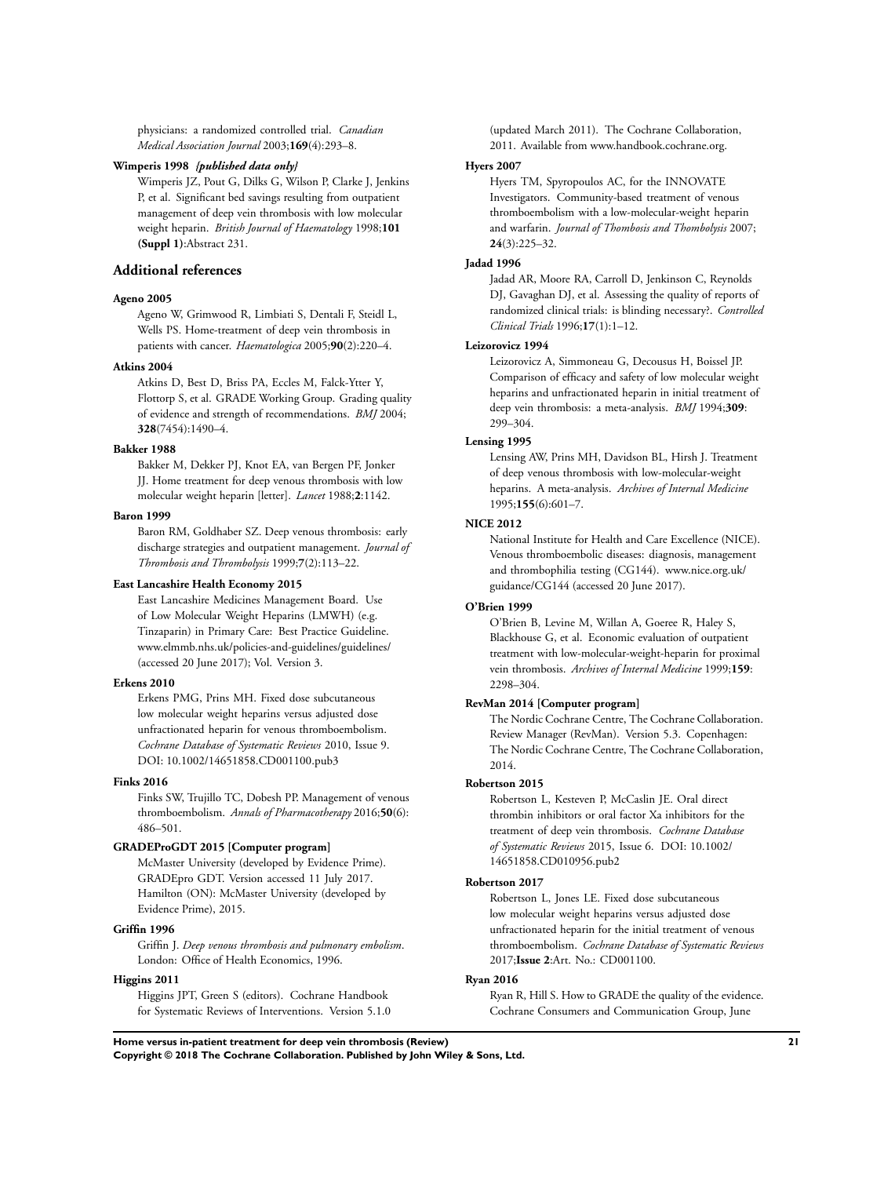physicians: a randomized controlled trial. *Canadian Medical Association Journal* 2003;**169**(4):293–8.

**Wimperis 1998** *{published data only}*

Wimperis JZ, Pout G, Dilks G, Wilson P, Clarke J, Jenkins P, et al. Significant bed savings resulting from outpatient management of deep vein thrombosis with low molecular weight heparin. *British Journal of Haematology* 1998;**101 (Suppl 1)**:Abstract 231.

## Additional references

**Ageno 2005**

Ageno W, Grimwood R, Limbiati S, Dentali F, Steidl L, Wells PS. Home-treatment of deep vein thrombosis in patients with cancer. *Haematologica* 2005;**90**(2):220–4.

**Atkins 2004**

Atkins D, Best D, Briss PA, Eccles M, Falck-Ytter Y, Flottorp S, et al. GRADE Working Group. Grading quality of evidence and strength of recommendations. *BMJ* 2004;**328**(7454):1490–4.

**Bakker 1988**

Bakker M, Dekker PJ, Knot EA, van Bergen PF, Jonker JJ. Home treatment for deep venous thrombosis with low molecular weight heparin [letter]. *Lancet* 1988;**2**:1142.

**Baron 1999**

Baron RM, Goldhaber SZ. Deep venous thrombosis: early discharge strategies and outpatient management. *Journal of Thrombosis and Thrombolysis* 1999;**7**(2):113–22.

**East Lancashire Health Economy 2015**

East Lancashire Medicines Management Board. Use of Low Molecular Weight Heparins (LMWH) (e.g. Tinzaparin) in Primary Care: Best Practice Guideline. www.elmmb.nhs.uk/policies-and-guidelines/guidelines/ (accessed 20 June 2017); Vol. Version 3.

**Erkens 2010**

Erkens PMG, Prins MH. Fixed dose subcutaneous low molecular weight heparins versus adjusted dose unfractionated heparin for venous thromboembolism. *Cochrane Database of Systematic Reviews* 2010, Issue 9. DOI: 10.1002/14651858.CD001100.pub3

**Finks 2016**

Finks SW, Trujillo TC, Dobesh PP. Management of venous thromboembolism. *Annals of Pharmacotherapy* 2016;**50**(6):486–501.

**GRADEProGDT 2015 [Computer program]**

McMaster University (developed by Evidence Prime). GRADEpro GDT. Version accessed 11 July 2017. Hamilton (ON): McMaster University (developed by Evidence Prime), 2015.

**Griffin 1996**

Griffin J. *Deep venous thrombosis and pulmonary embolism*. London: Office of Health Economics, 1996.

**Higgins 2011**

Higgins JPT, Green S (editors). Cochrane Handbook for Systematic Reviews of Interventions. Version 5.1.0 (updated March 2011). The Cochrane Collaboration, 2011. Available from www.handbook.cochrane.org.

**Hyers 2007**

Hyers TM, Spyropoulos AC, for the INNOVATE Investigators. Community-based treatment of venous thromboembolism with a low-molecular-weight heparin and warfarin. *Journal of Thombosis and Thombolysis* 2007;**24**(3):225–32.

**Jadad 1996**

Jadad AR, Moore RA, Carroll D, Jenkinson C, Reynolds DJ, Gavaghan DJ, et al. Assessing the quality of reports of randomized clinical trials: is blinding necessary?. *Controlled Clinical Trials* 1996;**17**(1):1–12.

**Leizorovicz 1994**

Leizorovicz A, Simmoneau G, Decousus H, Boissel JP. Comparison of efficacy and safety of low molecular weight heparins and unfractionated heparin in initial treatment of deep vein thrombosis: a meta-analysis. *BMJ* 1994;**309**:299–304.

**Lensing 1995**

Lensing AW, Prins MH, Davidson BL, Hirsh J. Treatment of deep venous thrombosis with low-molecular-weight heparins. A meta-analysis. *Archives of Internal Medicine* 1995;**155**(6):601–7.

**NICE 2012**

National Institute for Health and Care Excellence (NICE). Venous thromboembolic diseases: diagnosis, management and thrombophilia testing (CG144). www.nice.org.uk/guidance/CG144 (accessed 20 June 2017).

**O'Brien 1999**

O'Brien B, Levine M, Willan A, Goeree R, Haley S, Blackhouse G, et al. Economic evaluation of outpatient treatment with low-molecular-weight-heparin for proximal vein thrombosis. *Archives of Internal Medicine* 1999;**159**:2298–304.

**RevMan 2014 [Computer program]**

The Nordic Cochrane Centre, The Cochrane Collaboration. Review Manager (RevMan). Version 5.3. Copenhagen: The Nordic Cochrane Centre, The Cochrane Collaboration, 2014.

**Robertson 2015**

Robertson L, Kesteven P, McCaslin JE. Oral direct thrombin inhibitors or oral factor Xa inhibitors for the treatment of deep vein thrombosis. *Cochrane Database of Systematic Reviews* 2015, Issue 6. DOI: 10.1002/14651858.CD010956.pub2

**Robertson 2017**

Robertson L, Jones LE. Fixed dose subcutaneous low molecular weight heparins versus adjusted dose unfractionated heparin for the initial treatment of venous thromboembolism. *Cochrane Database of Systematic Reviews* 2017;**Issue 2**:Art. No.: CD001100.

**Ryan 2016**

Ryan R, Hill S. How to GRADE the quality of the evidence. Cochrane Consumers and Communication Group, June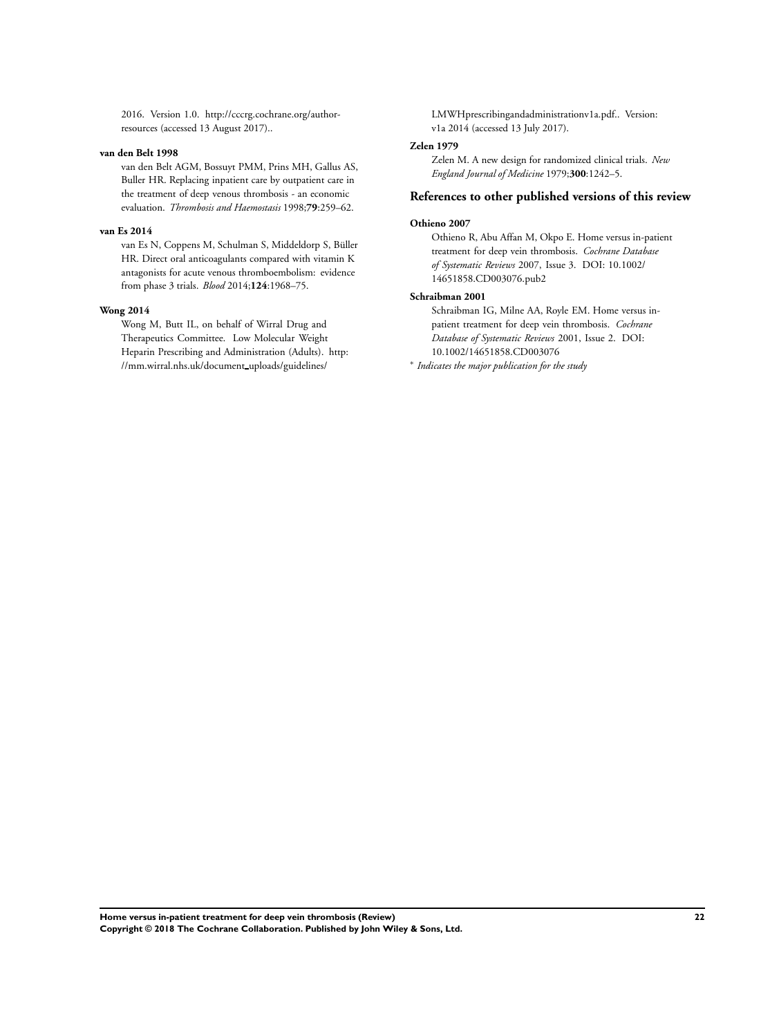2016. Version 1.0. http://cccrg.cochrane.org/author-resources (accessed 13 August 2017)..

**van den Belt 1998**

van den Belt AGM, Bossuyt PMM, Prins MH, Gallus AS, Buller HR. Replacing inpatient care by outpatient care in the treatment of deep venous thrombosis - an economic evaluation. *Thrombosis and Haemostasis* 1998;**79**:259–62.

**van Es 2014**

van Es N, Coppens M, Schulman S, Middeldorp S, Büller HR. Direct oral anticoagulants compared with vitamin K antagonists for acute venous thromboembolism: evidence from phase 3 trials. *Blood* 2014;**124**:1968–75.

**Wong 2014**

Wong M, Butt IL, on behalf of Wirral Drug and Therapeutics Committee. Low Molecular Weight Heparin Prescribing and Administration (Adults). http://mm.wirral.nhs.uk/document_uploads/guidelines/LMWHprescribingandadministrationv1a.pdf.. Version: v1a 2014 (accessed 13 July 2017).

**Zelen 1979**

Zelen M. A new design for randomized clinical trials. *New England Journal of Medicine* 1979;**300**:1242–5.

## References to other published versions of this review

**Othieno 2007**

Othieno R, Abu Affan M, Okpo E. Home versus in-patient treatment for deep vein thrombosis. *Cochrane Database of Systematic Reviews* 2007, Issue 3. DOI: 10.1002/14651858.CD003076.pub2

**Schraibman 2001**

Schraibman IG, Milne AA, Royle EM. Home versus in-patient treatment for deep vein thrombosis. *Cochrane Database of Systematic Reviews* 2001, Issue 2. DOI: 10.1002/14651858.CD003076

\* *Indicates the major publication for the study*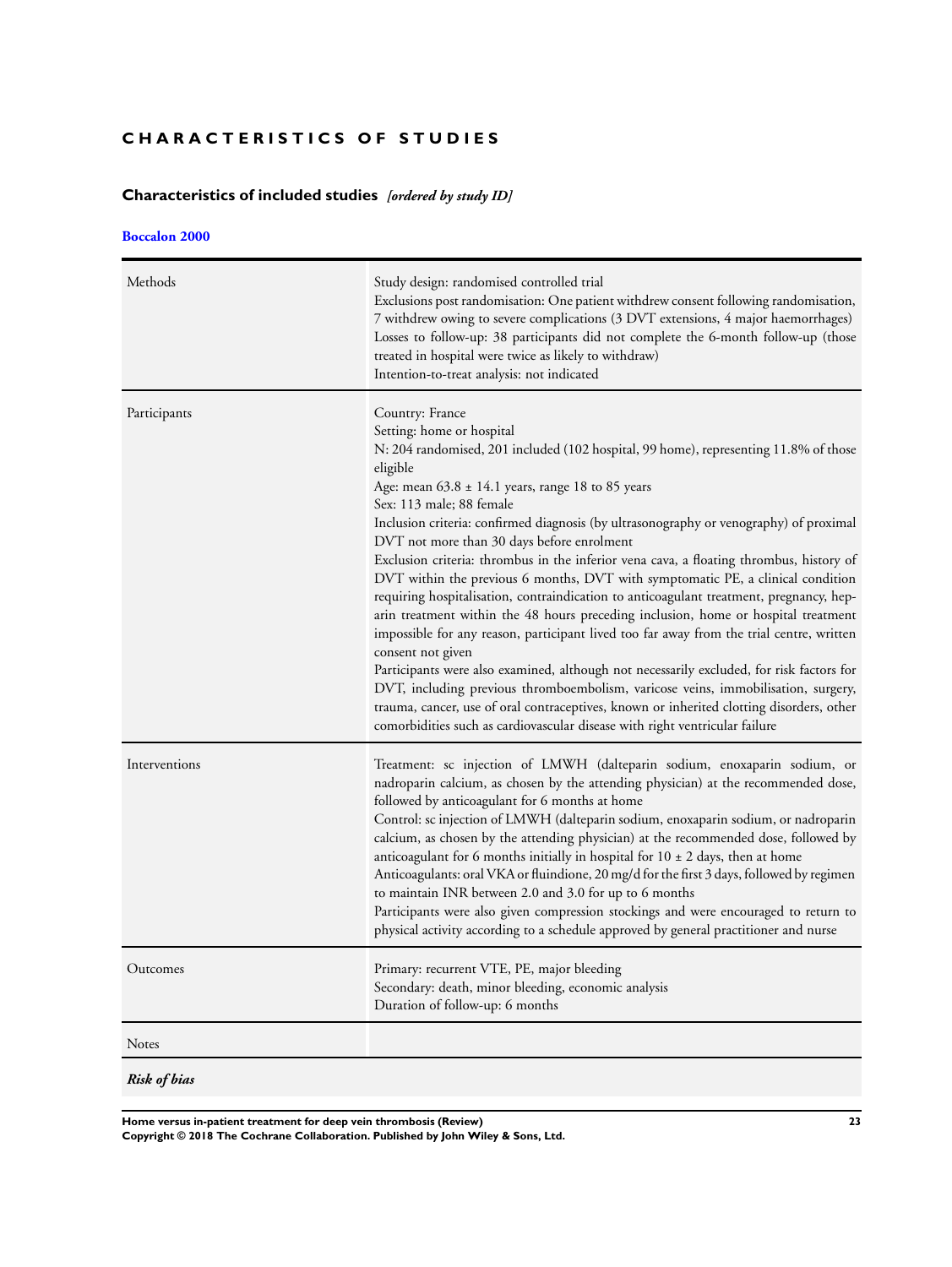# CHARACTERISTICS OF STUDIES

## Characteristics of included studies *[ordered by study ID]*

### Boccalon 2000

| | |
|---|---|
| Methods | Study design: randomised controlled trial<br>Exclusions post randomisation: One patient withdrew consent following randomisation, 7 withdrew owing to severe complications (3 DVT extensions, 4 major haemorrhages)<br>Losses to follow-up: 38 participants did not complete the 6-month follow-up (those treated in hospital were twice as likely to withdraw)<br>Intention-to-treat analysis: not indicated |
| Participants | Country: France<br>Setting: home or hospital<br>N: 204 randomised, 201 included (102 hospital, 99 home), representing 11.8% of those eligible<br>Age: mean 63.8 ± 14.1 years, range 18 to 85 years<br>Sex: 113 male; 88 female<br>Inclusion criteria: confirmed diagnosis (by ultrasonography or venography) of proximal DVT not more than 30 days before enrolment<br>Exclusion criteria: thrombus in the inferior vena cava, a floating thrombus, history of DVT within the previous 6 months, DVT with symptomatic PE, a clinical condition requiring hospitalisation, contraindication to anticoagulant treatment, pregnancy, heparin treatment within the 48 hours preceding inclusion, home or hospital treatment impossible for any reason, participant lived too far away from the trial centre, written consent not given<br>Participants were also examined, although not necessarily excluded, for risk factors for DVT, including previous thromboembolism, varicose veins, immobilisation, surgery, trauma, cancer, use of oral contraceptives, known or inherited clotting disorders, other comorbidities such as cardiovascular disease with right ventricular failure |
| Interventions | Treatment: sc injection of LMWH (dalteparin sodium, enoxaparin sodium, or nadroparin calcium, as chosen by the attending physician) at the recommended dose, followed by anticoagulant for 6 months at home<br>Control: sc injection of LMWH (dalteparin sodium, enoxaparin sodium, or nadroparin calcium, as chosen by the attending physician) at the recommended dose, followed by anticoagulant for 6 months initially in hospital for 10 ± 2 days, then at home<br>Anticoagulants: oral VKA or fluindione, 20 mg/d for the first 3 days, followed by regimen to maintain INR between 2.0 and 3.0 for up to 6 months<br>Participants were also given compression stockings and were encouraged to return to physical activity according to a schedule approved by general practitioner and nurse |
| Outcomes | Primary: recurrent VTE, PE, major bleeding<br>Secondary: death, minor bleeding, economic analysis<br>Duration of follow-up: 6 months |
| Notes | |

***Risk of bias***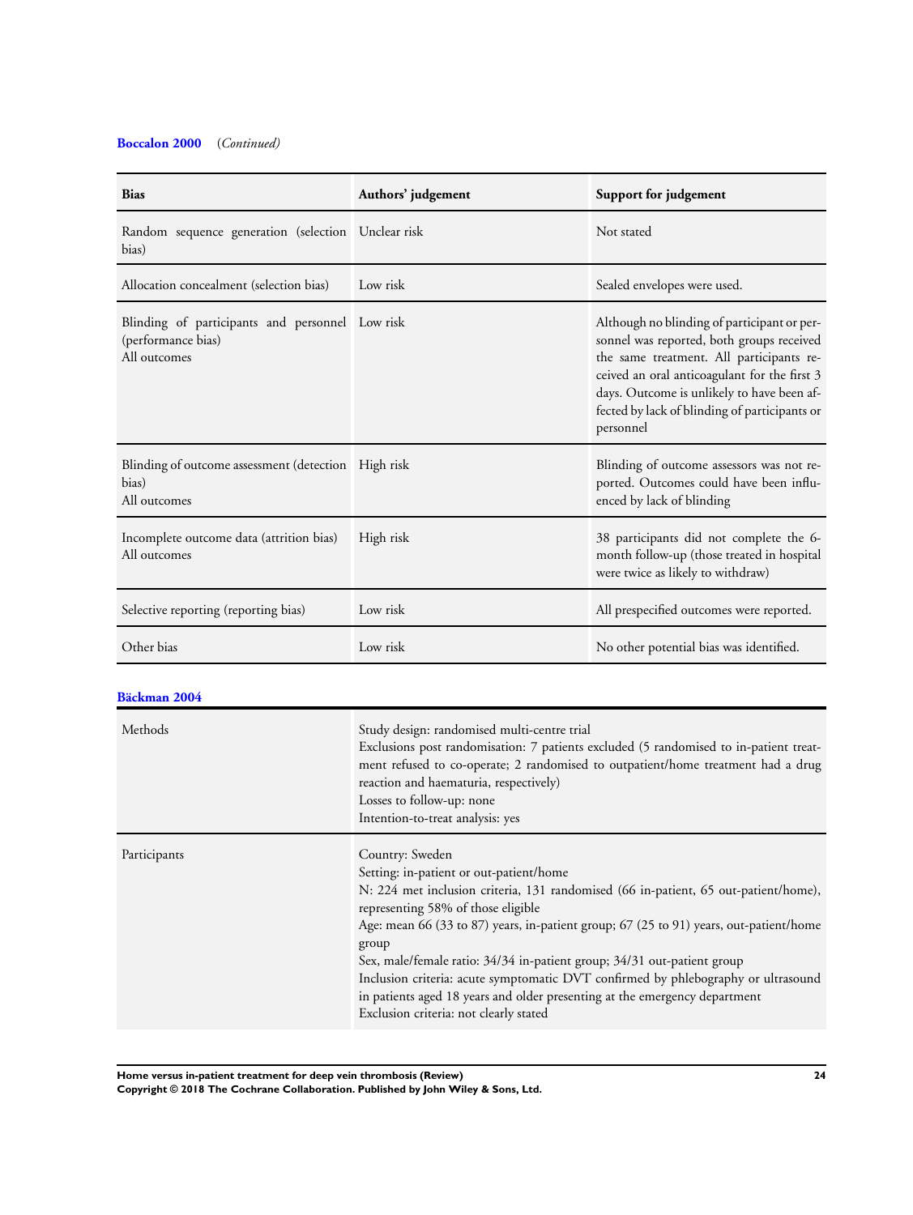**Boccalon 2000** (*Continued*)

| Bias | Authors' judgement | Support for judgement |
|---|---|---|
| Random sequence generation (selection bias) | Unclear risk | Not stated |
| Allocation concealment (selection bias) | Low risk | Sealed envelopes were used. |
| Blinding of participants and personnel (performance bias)<br>All outcomes | Low risk | Although no blinding of participant or personnel was reported, both groups received the same treatment. All participants received an oral anticoagulant for the first 3 days. Outcome is unlikely to have been affected by lack of blinding of participants or personnel |
| Blinding of outcome assessment (detection bias)<br>All outcomes | High risk | Blinding of outcome assessors was not reported. Outcomes could have been influenced by lack of blinding |
| Incomplete outcome data (attrition bias)<br>All outcomes | High risk | 38 participants did not complete the 6-month follow-up (those treated in hospital were twice as likely to withdraw) |
| Selective reporting (reporting bias) | Low risk | All prespecified outcomes were reported. |
| Other bias | Low risk | No other potential bias was identified. |

**Bäckman 2004**

| | |
|---|---|
| Methods | Study design: randomised multi-centre trial<br>Exclusions post randomisation: 7 patients excluded (5 randomised to in-patient treatment refused to co-operate; 2 randomised to outpatient/home treatment had a drug reaction and haematuria, respectively)<br>Losses to follow-up: none<br>Intention-to-treat analysis: yes |
| Participants | Country: Sweden<br>Setting: in-patient or out-patient/home<br>N: 224 met inclusion criteria, 131 randomised (66 in-patient, 65 out-patient/home), representing 58% of those eligible<br>Age: mean 66 (33 to 87) years, in-patient group; 67 (25 to 91) years, out-patient/home group<br>Sex, male/female ratio: 34/34 in-patient group; 34/31 out-patient group<br>Inclusion criteria: acute symptomatic DVT confirmed by phlebography or ultrasound in patients aged 18 years and older presenting at the emergency department<br>Exclusion criteria: not clearly stated |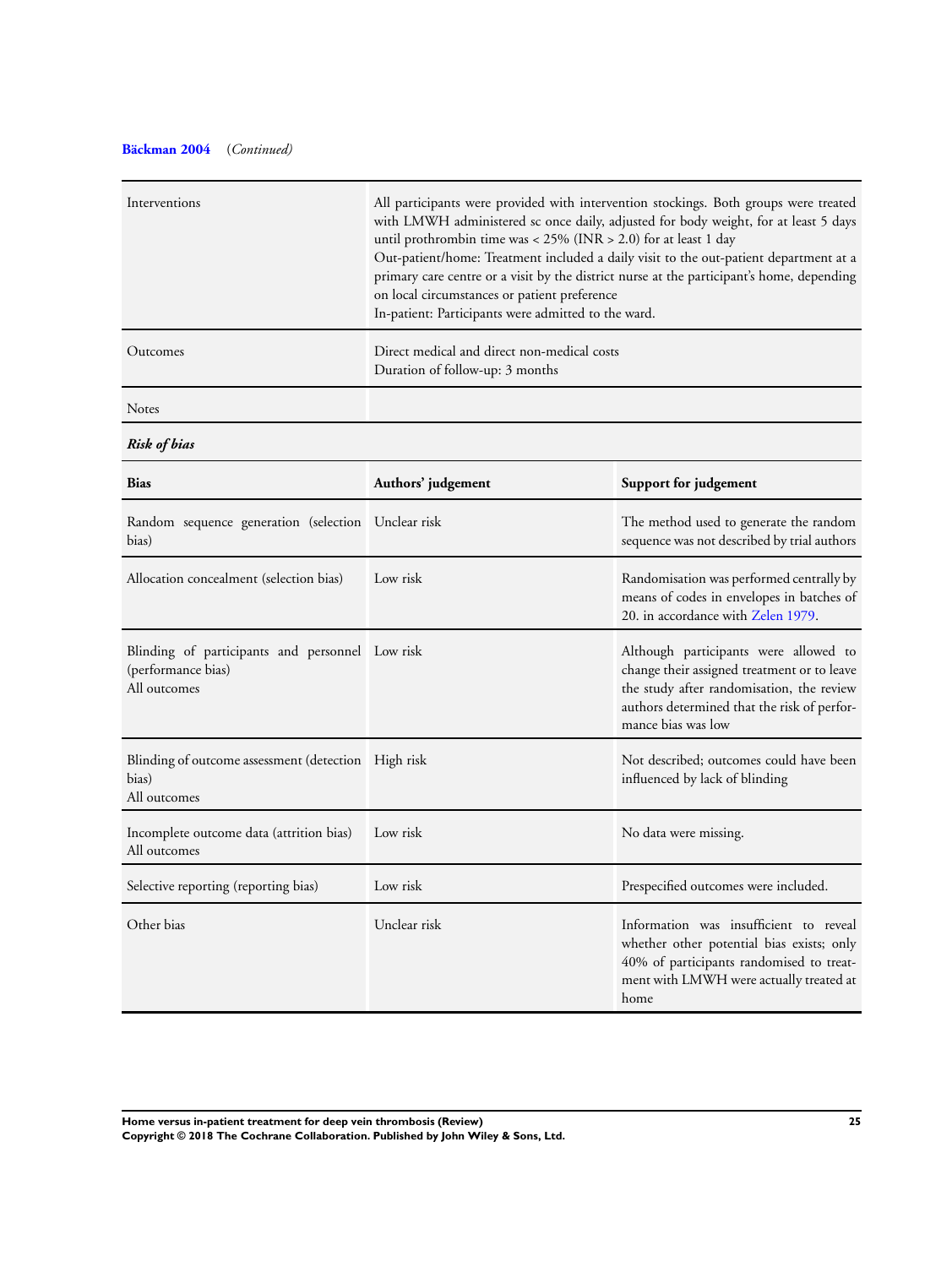**Bäckman 2004** (*Continued*)

| | |
|---|---|
| Interventions | All participants were provided with intervention stockings. Both groups were treated with LMWH administered sc once daily, adjusted for body weight, for at least 5 days until prothrombin time was < 25% (INR > 2.0) for at least 1 day<br>Out-patient/home: Treatment included a daily visit to the out-patient department at a primary care centre or a visit by the district nurse at the participant's home, depending on local circumstances or patient preference<br>In-patient: Participants were admitted to the ward. |
| Outcomes | Direct medical and direct non-medical costs<br>Duration of follow-up: 3 months |
| Notes | |

***Risk of bias***

| Bias | Authors' judgement | Support for judgement |
|---|---|---|
| Random sequence generation (selection bias) | Unclear risk | The method used to generate the random sequence was not described by trial authors |
| Allocation concealment (selection bias) | Low risk | Randomisation was performed centrally by means of codes in envelopes in batches of 20. in accordance with Zelen 1979. |
| Blinding of participants and personnel (performance bias)<br>All outcomes | Low risk | Although participants were allowed to change their assigned treatment or to leave the study after randomisation, the review authors determined that the risk of performance bias was low |
| Blinding of outcome assessment (detection bias)<br>All outcomes | High risk | Not described; outcomes could have been influenced by lack of blinding |
| Incomplete outcome data (attrition bias)<br>All outcomes | Low risk | No data were missing. |
| Selective reporting (reporting bias) | Low risk | Prespecified outcomes were included. |
| Other bias | Unclear risk | Information was insufficient to reveal whether other potential bias exists; only 40% of participants randomised to treatment with LMWH were actually treated at home |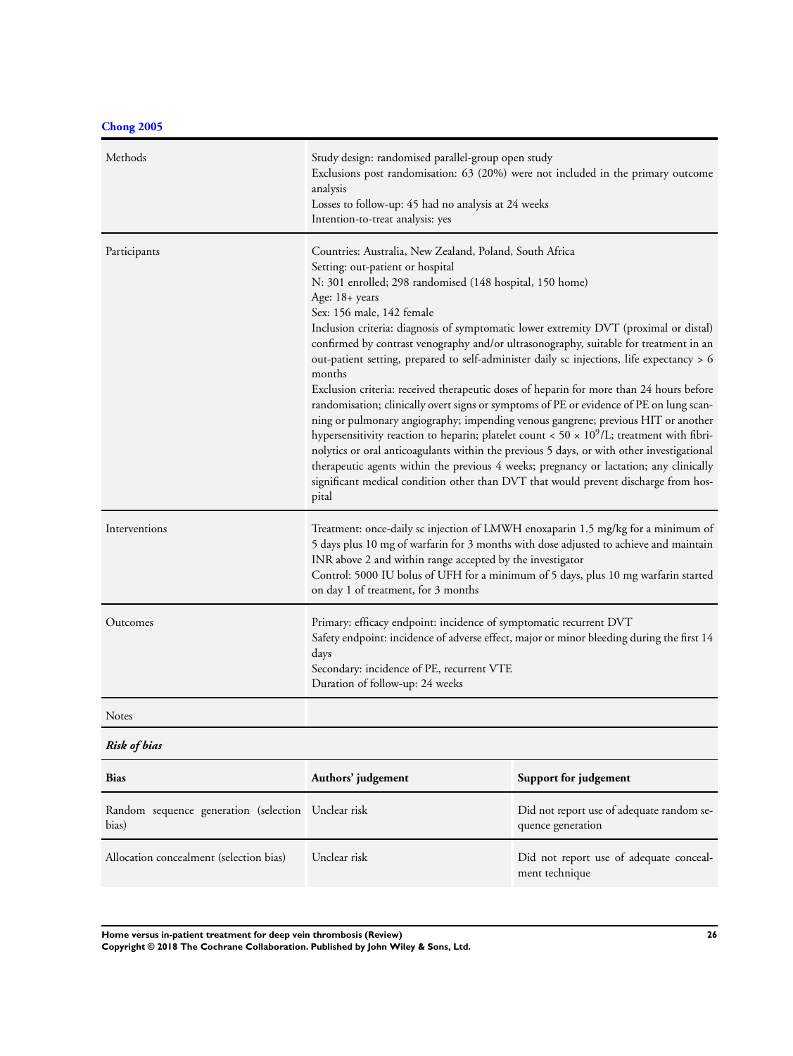**Chong 2005**

| | |
|---|---|
| Methods | Study design: randomised parallel-group open study<br>Exclusions post randomisation: 63 (20%) were not included in the primary outcome analysis<br>Losses to follow-up: 45 had no analysis at 24 weeks<br>Intention-to-treat analysis: yes |
| Participants | Countries: Australia, New Zealand, Poland, South Africa<br>Setting: out-patient or hospital<br>N: 301 enrolled; 298 randomised (148 hospital, 150 home)<br>Age: 18+ years<br>Sex: 156 male, 142 female<br>Inclusion criteria: diagnosis of symptomatic lower extremity DVT (proximal or distal) confirmed by contrast venography and/or ultrasonography, suitable for treatment in an out-patient setting, prepared to self-administer daily sc injections, life expectancy > 6 months<br>Exclusion criteria: received therapeutic doses of heparin for more than 24 hours before randomisation; clinically overt signs or symptoms of PE or evidence of PE on lung scanning or pulmonary angiography; impending venous gangrene; previous HIT or another hypersensitivity reaction to heparin; platelet count < $50 \times 10^9$/L; treatment with fibrinolytics or oral anticoagulants within the previous 5 days, or with other investigational therapeutic agents within the previous 4 weeks; pregnancy or lactation; any clinically significant medical condition other than DVT that would prevent discharge from hospital |
| Interventions | Treatment: once-daily sc injection of LMWH enoxaparin 1.5 mg/kg for a minimum of 5 days plus 10 mg of warfarin for 3 months with dose adjusted to achieve and maintain INR above 2 and within range accepted by the investigator<br>Control: 5000 IU bolus of UFH for a minimum of 5 days, plus 10 mg warfarin started on day 1 of treatment, for 3 months |
| Outcomes | Primary: efficacy endpoint: incidence of symptomatic recurrent DVT<br>Safety endpoint: incidence of adverse effect, major or minor bleeding during the first 14 days<br>Secondary: incidence of PE, recurrent VTE<br>Duration of follow-up: 24 weeks |
| Notes | |

***Risk of bias***

| Bias | Authors' judgement | Support for judgement |
|---|---|---|
| Random sequence generation (selection bias) | Unclear risk | Did not report use of adequate random sequence generation |
| Allocation concealment (selection bias) | Unclear risk | Did not report use of adequate concealment technique |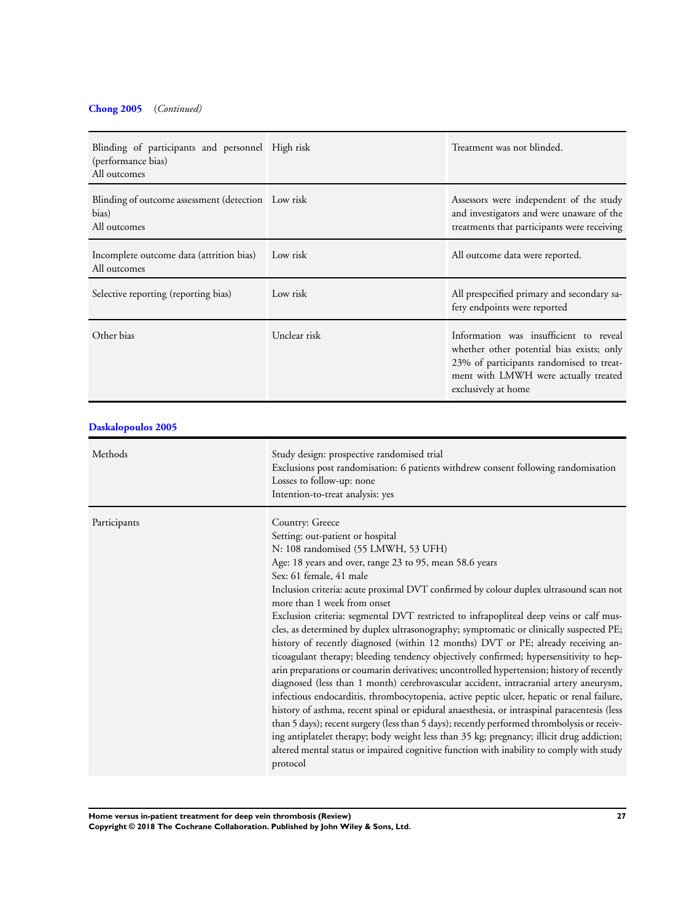**Chong 2005** (*Continued*)

| | | |
|---|---|---|
| Blinding of participants and personnel (performance bias)<br>All outcomes | High risk | Treatment was not blinded. |
| Blinding of outcome assessment (detection bias)<br>All outcomes | Low risk | Assessors were independent of the study and investigators and were unaware of the treatments that participants were receiving |
| Incomplete outcome data (attrition bias)<br>All outcomes | Low risk | All outcome data were reported. |
| Selective reporting (reporting bias) | Low risk | All prespecified primary and secondary safety endpoints were reported |
| Other bias | Unclear risk | Information was insufficient to reveal whether other potential bias exists; only 23% of participants randomised to treatment with LMWH were actually treated exclusively at home |

**Daskalopoulos 2005**

| | |
|---|---|
| Methods | Study design: prospective randomised trial<br>Exclusions post randomisation: 6 patients withdrew consent following randomisation<br>Losses to follow-up: none<br>Intention-to-treat analysis: yes |
| Participants | Country: Greece<br>Setting: out-patient or hospital<br>N: 108 randomised (55 LMWH, 53 UFH)<br>Age: 18 years and over, range 23 to 95, mean 58.6 years<br>Sex: 61 female, 41 male<br>Inclusion criteria: acute proximal DVT confirmed by colour duplex ultrasound scan not more than 1 week from onset<br>Exclusion criteria: segmental DVT restricted to infrapopliteal deep veins or calf muscles, as determined by duplex ultrasonography; symptomatic or clinically suspected PE; history of recently diagnosed (within 12 months) DVT or PE; already receiving anticoagulant therapy; bleeding tendency objectively confirmed; hypersensitivity to heparin preparations or coumarin derivatives; uncontrolled hypertension; history of recently diagnosed (less than 1 month) cerebrovascular accident, intracranial artery aneurysm, infectious endocarditis, thrombocytopenia, active peptic ulcer, hepatic or renal failure, history of asthma, recent spinal or epidural anaesthesia, or intraspinal paracentesis (less than 5 days); recent surgery (less than 5 days); recently performed thrombolysis or receiving antiplatelet therapy; body weight less than 35 kg; pregnancy; illicit drug addiction; altered mental status or impaired cognitive function with inability to comply with study protocol |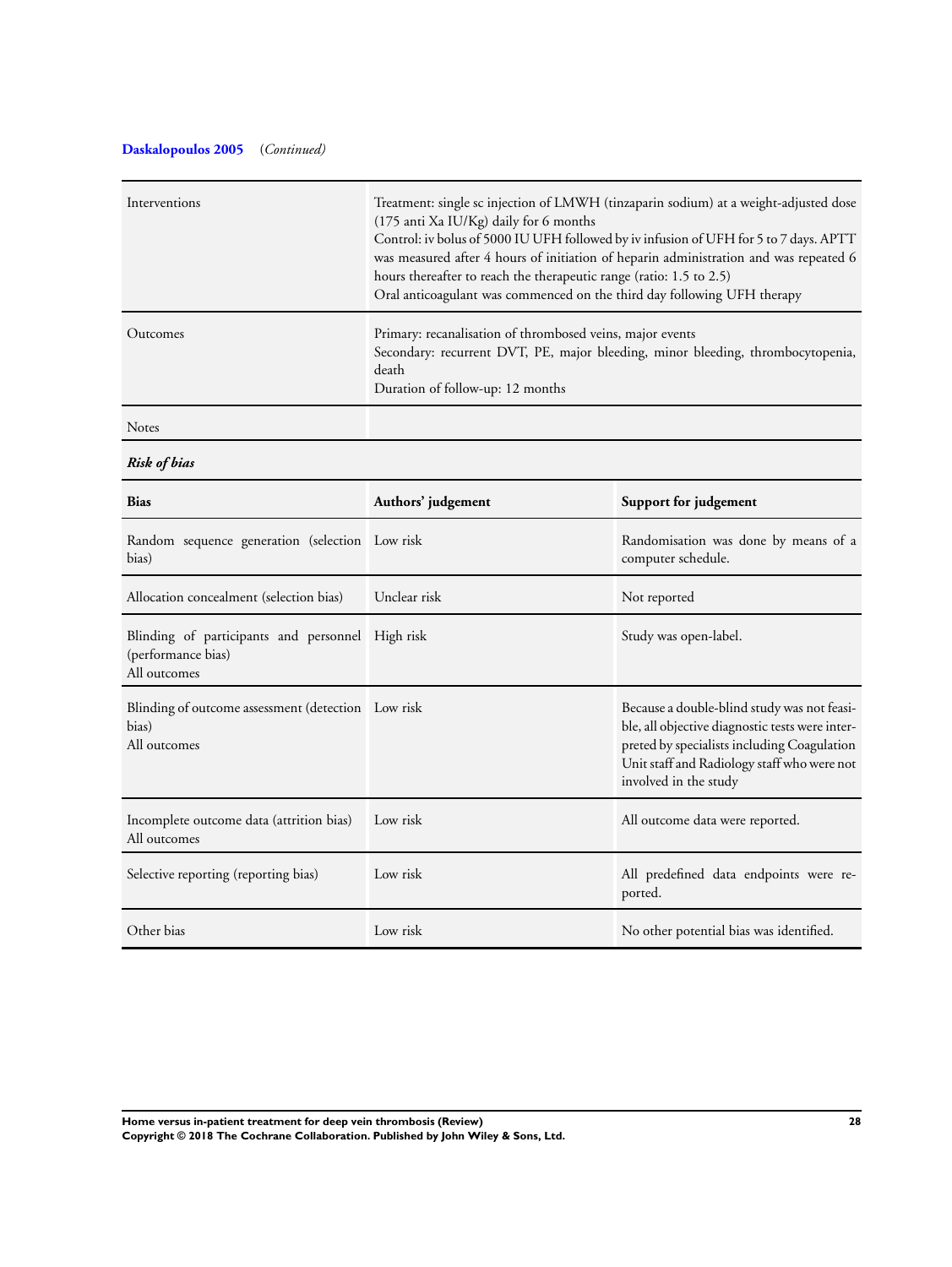**Daskalopoulos 2005** (*Continued*)

| | |
|---|---|
| Interventions | Treatment: single sc injection of LMWH (tinzaparin sodium) at a weight-adjusted dose (175 anti Xa IU/Kg) daily for 6 months<br>Control: iv bolus of 5000 IU UFH followed by iv infusion of UFH for 5 to 7 days. APTT was measured after 4 hours of initiation of heparin administration and was repeated 6 hours thereafter to reach the therapeutic range (ratio: 1.5 to 2.5)<br>Oral anticoagulant was commenced on the third day following UFH therapy |
| Outcomes | Primary: recanalisation of thrombosed veins, major events<br>Secondary: recurrent DVT, PE, major bleeding, minor bleeding, thrombocytopenia, death<br>Duration of follow-up: 12 months |
| Notes | |

***Risk of bias***

| Bias | Authors' judgement | Support for judgement |
|---|---|---|
| Random sequence generation (selection bias) | Low risk | Randomisation was done by means of a computer schedule. |
| Allocation concealment (selection bias) | Unclear risk | Not reported |
| Blinding of participants and personnel (performance bias)<br>All outcomes | High risk | Study was open-label. |
| Blinding of outcome assessment (detection bias)<br>All outcomes | Low risk | Because a double-blind study was not feasible, all objective diagnostic tests were interpreted by specialists including Coagulation Unit staff and Radiology staff who were not involved in the study |
| Incomplete outcome data (attrition bias)<br>All outcomes | Low risk | All outcome data were reported. |
| Selective reporting (reporting bias) | Low risk | All predefined data endpoints were reported. |
| Other bias | Low risk | No other potential bias was identified. |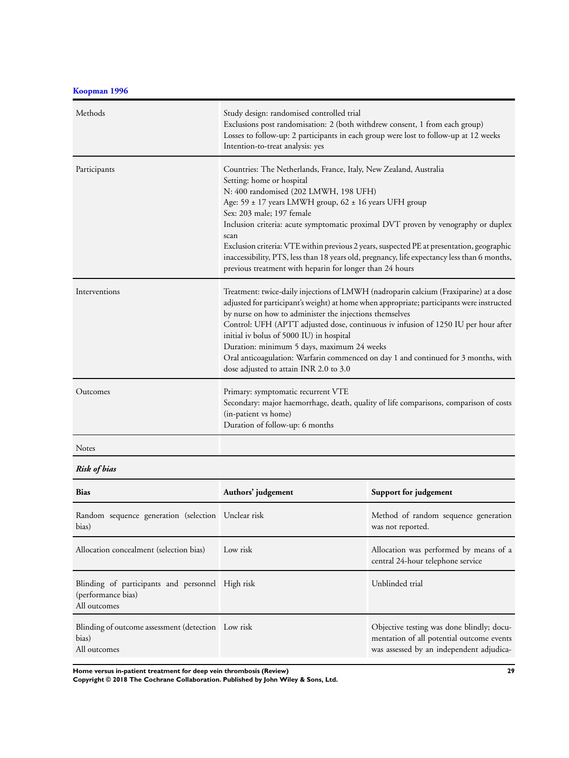**Koopman 1996**

| | |
|---|---|
| Methods | Study design: randomised controlled trial<br>Exclusions post randomisation: 2 (both withdrew consent, 1 from each group)<br>Losses to follow-up: 2 participants in each group were lost to follow-up at 12 weeks<br>Intention-to-treat analysis: yes |
| Participants | Countries: The Netherlands, France, Italy, New Zealand, Australia<br>Setting: home or hospital<br>N: 400 randomised (202 LMWH, 198 UFH)<br>Age: 59 ± 17 years LMWH group, 62 ± 16 years UFH group<br>Sex: 203 male; 197 female<br>Inclusion criteria: acute symptomatic proximal DVT proven by venography or duplex scan<br>Exclusion criteria: VTE within previous 2 years, suspected PE at presentation, geographic inaccessibility, PTS, less than 18 years old, pregnancy, life expectancy less than 6 months, previous treatment with heparin for longer than 24 hours |
| Interventions | Treatment: twice-daily injections of LMWH (nadroparin calcium (Fraxiparine) at a dose adjusted for participant's weight) at home when appropriate; participants were instructed by nurse on how to administer the injections themselves<br>Control: UFH (APTT adjusted dose, continuous iv infusion of 1250 IU per hour after initial iv bolus of 5000 IU) in hospital<br>Duration: minimum 5 days, maximum 24 weeks<br>Oral anticoagulation: Warfarin commenced on day 1 and continued for 3 months, with dose adjusted to attain INR 2.0 to 3.0 |
| Outcomes | Primary: symptomatic recurrent VTE<br>Secondary: major haemorrhage, death, quality of life comparisons, comparison of costs (in-patient vs home)<br>Duration of follow-up: 6 months |
| Notes | |

***Risk of bias***

| Bias | Authors' judgement | Support for judgement |
|---|---|---|
| Random sequence generation (selection bias) | Unclear risk | Method of random sequence generation was not reported. |
| Allocation concealment (selection bias) | Low risk | Allocation was performed by means of a central 24-hour telephone service |
| Blinding of participants and personnel (performance bias)<br>All outcomes | High risk | Unblinded trial |
| Blinding of outcome assessment (detection bias)<br>All outcomes | Low risk | Objective testing was done blindly; documentation of all potential outcome events was assessed by an independent adjudica- |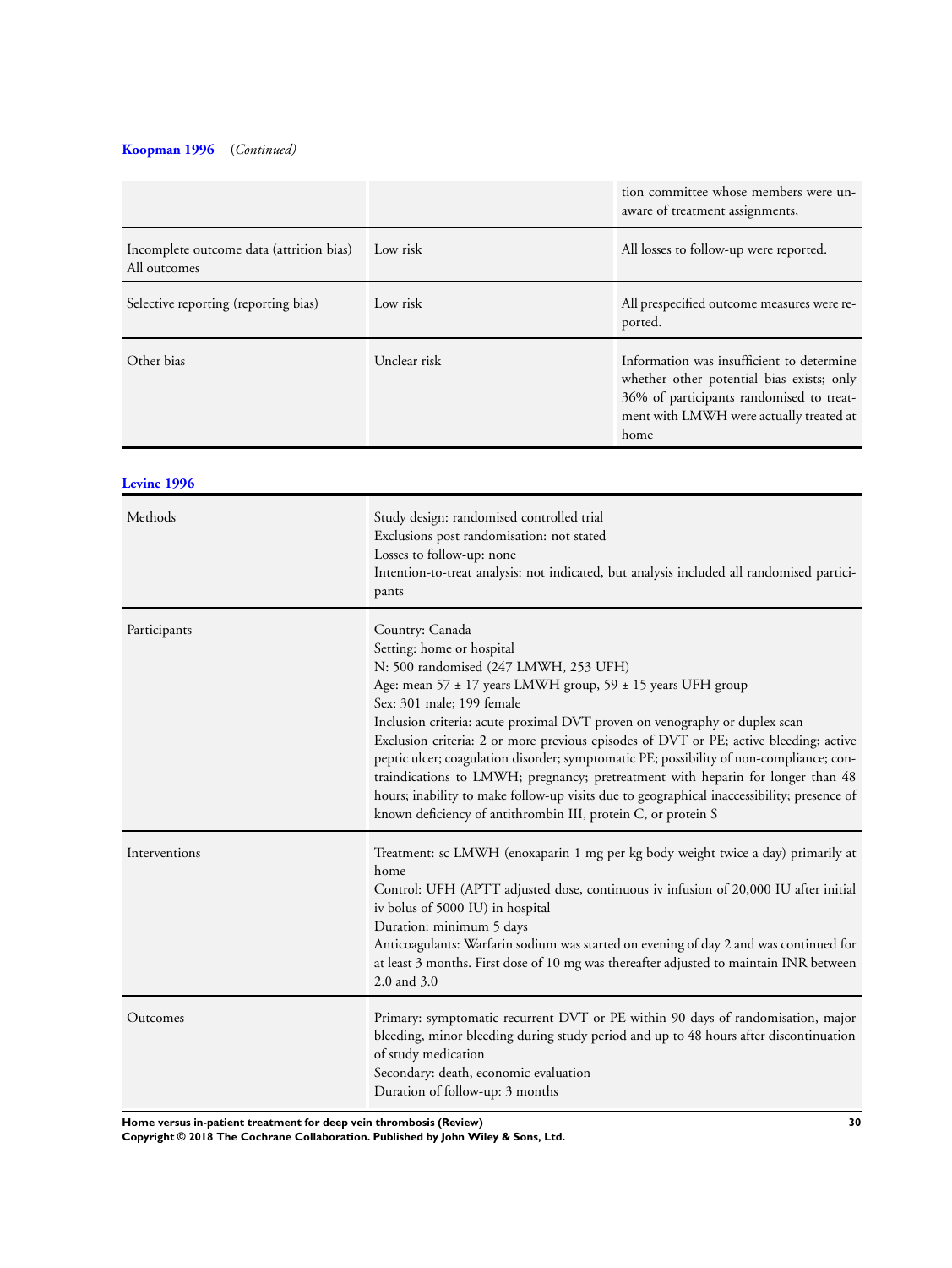**Koopman 1996** (*Continued*)

| | | |
|---|---|---|
| | | tion committee whose members were unaware of treatment assignments, |
| Incomplete outcome data (attrition bias) All outcomes | Low risk | All losses to follow-up were reported. |
| Selective reporting (reporting bias) | Low risk | All prespecified outcome measures were reported. |
| Other bias | Unclear risk | Information was insufficient to determine whether other potential bias exists; only 36% of participants randomised to treatment with LMWH were actually treated at home |

**Levine 1996**

| | |
|---|---|
| Methods | Study design: randomised controlled trial<br>Exclusions post randomisation: not stated<br>Losses to follow-up: none<br>Intention-to-treat analysis: not indicated, but analysis included all randomised participants |
| Participants | Country: Canada<br>Setting: home or hospital<br>N: 500 randomised (247 LMWH, 253 UFH)<br>Age: mean 57 ± 17 years LMWH group, 59 ± 15 years UFH group<br>Sex: 301 male; 199 female<br>Inclusion criteria: acute proximal DVT proven on venography or duplex scan<br>Exclusion criteria: 2 or more previous episodes of DVT or PE; active bleeding; active peptic ulcer; coagulation disorder; symptomatic PE; possibility of non-compliance; contraindications to LMWH; pregnancy; pretreatment with heparin for longer than 48 hours; inability to make follow-up visits due to geographical inaccessibility; presence of known deficiency of antithrombin III, protein C, or protein S |
| Interventions | Treatment: sc LMWH (enoxaparin 1 mg per kg body weight twice a day) primarily at home<br>Control: UFH (APTT adjusted dose, continuous iv infusion of 20,000 IU after initial iv bolus of 5000 IU) in hospital<br>Duration: minimum 5 days<br>Anticoagulants: Warfarin sodium was started on evening of day 2 and was continued for at least 3 months. First dose of 10 mg was thereafter adjusted to maintain INR between 2.0 and 3.0 |
| Outcomes | Primary: symptomatic recurrent DVT or PE within 90 days of randomisation, major bleeding, minor bleeding during study period and up to 48 hours after discontinuation of study medication<br>Secondary: death, economic evaluation<br>Duration of follow-up: 3 months |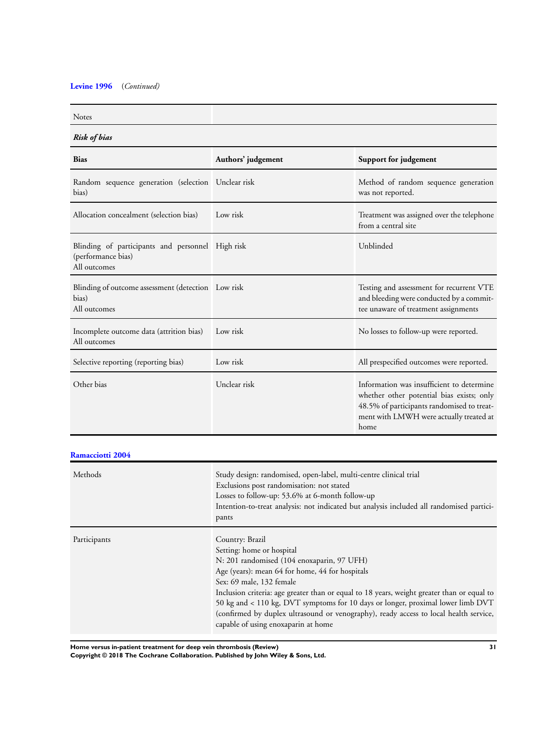**Levine 1996** (*Continued*)

| Notes | |
|---|---|

***Risk of bias***

| Bias | Authors' judgement | Support for judgement |
|---|---|---|
| Random sequence generation (selection bias) | Unclear risk | Method of random sequence generation was not reported. |
| Allocation concealment (selection bias) | Low risk | Treatment was assigned over the telephone from a central site |
| Blinding of participants and personnel (performance bias)<br>All outcomes | High risk | Unblinded |
| Blinding of outcome assessment (detection bias)<br>All outcomes | Low risk | Testing and assessment for recurrent VTE and bleeding were conducted by a committee unaware of treatment assignments |
| Incomplete outcome data (attrition bias)<br>All outcomes | Low risk | No losses to follow-up were reported. |
| Selective reporting (reporting bias) | Low risk | All prespecified outcomes were reported. |
| Other bias | Unclear risk | Information was insufficient to determine whether other potential bias exists; only 48.5% of participants randomised to treatment with LMWH were actually treated at home |

**Ramacciotti 2004**

| | |
|---|---|
| Methods | Study design: randomised, open-label, multi-centre clinical trial<br>Exclusions post randomisation: not stated<br>Losses to follow-up: 53.6% at 6-month follow-up<br>Intention-to-treat analysis: not indicated but analysis included all randomised participants |
| Participants | Country: Brazil<br>Setting: home or hospital<br>N: 201 randomised (104 enoxaparin, 97 UFH)<br>Age (years): mean 64 for home, 44 for hospitals<br>Sex: 69 male, 132 female<br>Inclusion criteria: age greater than or equal to 18 years, weight greater than or equal to 50 kg and < 110 kg, DVT symptoms for 10 days or longer, proximal lower limb DVT (confirmed by duplex ultrasound or venography), ready access to local health service, capable of using enoxaparin at home |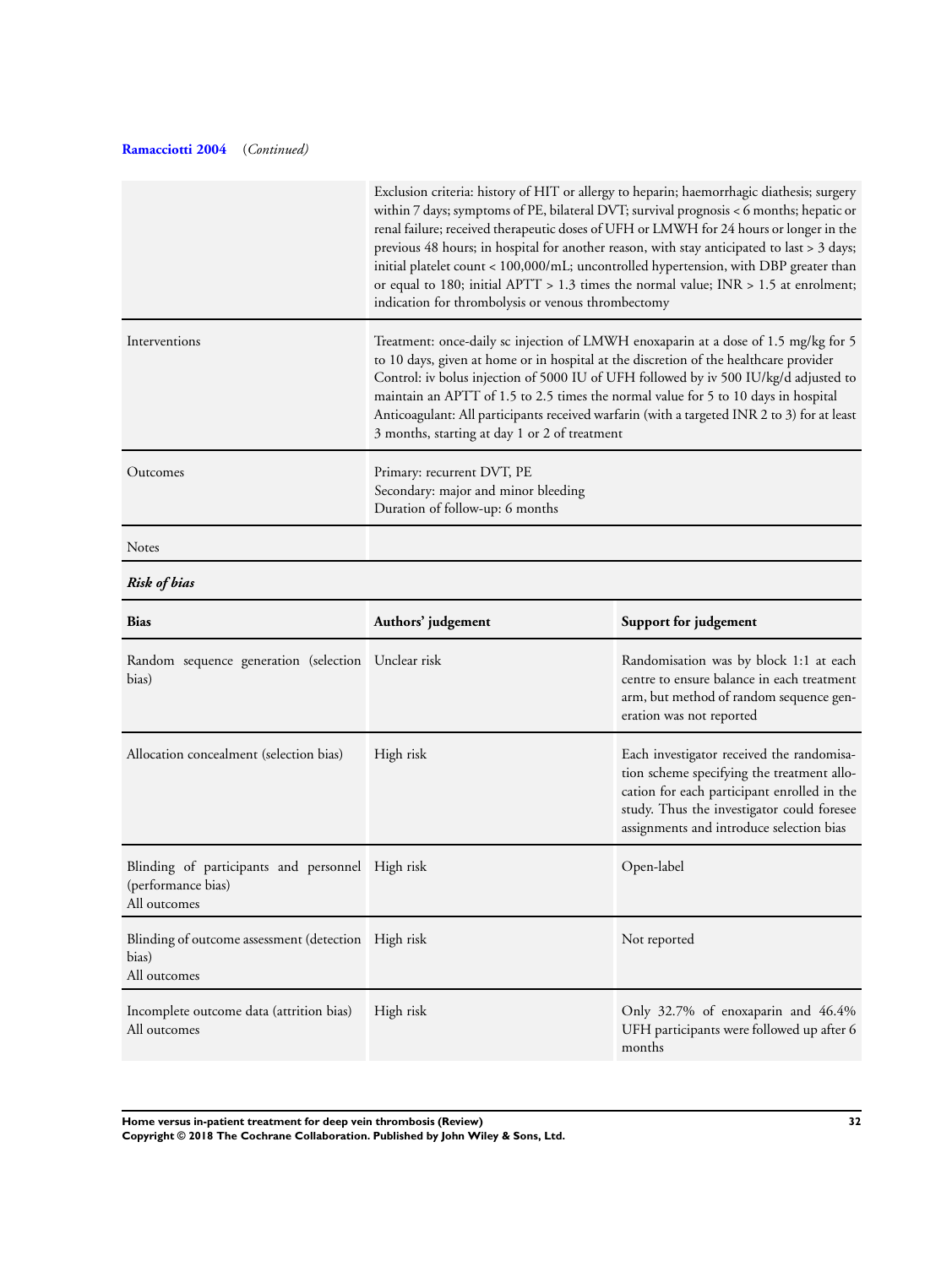**Ramacciotti 2004** (*Continued*)

| | |
|---|---|
| | Exclusion criteria: history of HIT or allergy to heparin; haemorrhagic diathesis; surgery within 7 days; symptoms of PE, bilateral DVT; survival prognosis < 6 months; hepatic or renal failure; received therapeutic doses of UFH or LMWH for 24 hours or longer in the previous 48 hours; in hospital for another reason, with stay anticipated to last > 3 days; initial platelet count < 100,000/mL; uncontrolled hypertension, with DBP greater than or equal to 180; initial APTT > 1.3 times the normal value; INR > 1.5 at enrolment; indication for thrombolysis or venous thrombectomy |
| Interventions | Treatment: once-daily sc injection of LMWH enoxaparin at a dose of 1.5 mg/kg for 5 to 10 days, given at home or in hospital at the discretion of the healthcare provider<br>Control: iv bolus injection of 5000 IU of UFH followed by iv 500 IU/kg/d adjusted to maintain an APTT of 1.5 to 2.5 times the normal value for 5 to 10 days in hospital<br>Anticoagulant: All participants received warfarin (with a targeted INR 2 to 3) for at least 3 months, starting at day 1 or 2 of treatment |
| Outcomes | Primary: recurrent DVT, PE<br>Secondary: major and minor bleeding<br>Duration of follow-up: 6 months |
| Notes | |

***Risk of bias***

| Bias | Authors' judgement | Support for judgement |
|---|---|---|
| Random sequence generation (selection bias) | Unclear risk | Randomisation was by block 1:1 at each centre to ensure balance in each treatment arm, but method of random sequence generation was not reported |
| Allocation concealment (selection bias) | High risk | Each investigator received the randomisation scheme specifying the treatment allocation for each participant enrolled in the study. Thus the investigator could foresee assignments and introduce selection bias |
| Blinding of participants and personnel (performance bias)<br>All outcomes | High risk | Open-label |
| Blinding of outcome assessment (detection bias)<br>All outcomes | High risk | Not reported |
| Incomplete outcome data (attrition bias)<br>All outcomes | High risk | Only 32.7% of enoxaparin and 46.4% UFH participants were followed up after 6 months |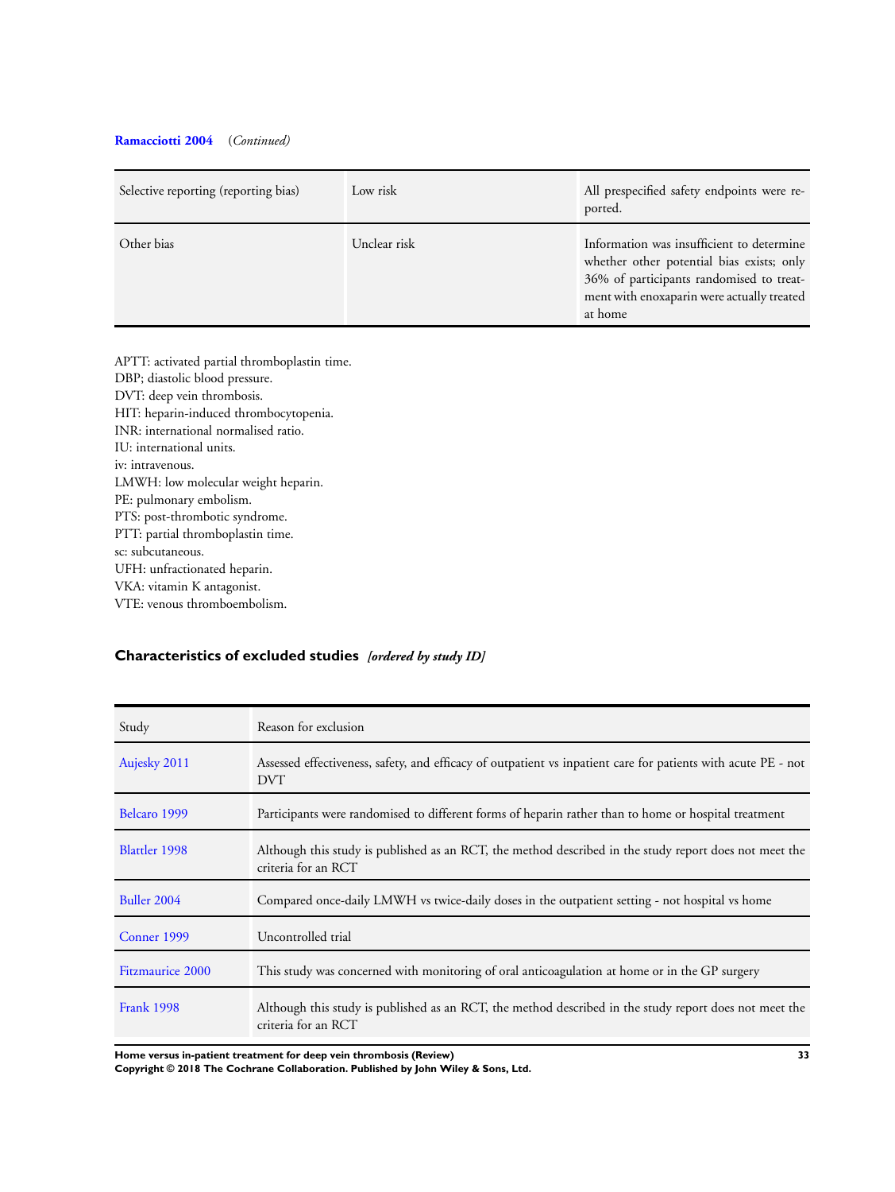**Ramacciotti 2004** *(Continued)*

| | | |
|---|---|---|
| Selective reporting (reporting bias) | Low risk | All prespecified safety endpoints were reported. |
| Other bias | Unclear risk | Information was insufficient to determine whether other potential bias exists; only 36% of participants randomised to treatment with enoxaparin were actually treated at home |

APTT: activated partial thromboplastin time.
DBP; diastolic blood pressure.
DVT: deep vein thrombosis.
HIT: heparin-induced thrombocytopenia.
INR: international normalised ratio.
IU: international units.
iv: intravenous.
LMWH: low molecular weight heparin.
PE: pulmonary embolism.
PTS: post-thrombotic syndrome.
PTT: partial thromboplastin time.
sc: subcutaneous.
UFH: unfractionated heparin.
VKA: vitamin K antagonist.
VTE: venous thromboembolism.

## Characteristics of excluded studies *[ordered by study ID]*

| Study | Reason for exclusion |
|---|---|
| Aujesky 2011 | Assessed effectiveness, safety, and efficacy of outpatient vs inpatient care for patients with acute PE - not DVT |
| Belcaro 1999 | Participants were randomised to different forms of heparin rather than to home or hospital treatment |
| Blattler 1998 | Although this study is published as an RCT, the method described in the study report does not meet the criteria for an RCT |
| Buller 2004 | Compared once-daily LMWH vs twice-daily doses in the outpatient setting - not hospital vs home |
| Conner 1999 | Uncontrolled trial |
| Fitzmaurice 2000 | This study was concerned with monitoring of oral anticoagulation at home or in the GP surgery |
| Frank 1998 | Although this study is published as an RCT, the method described in the study report does not meet the criteria for an RCT |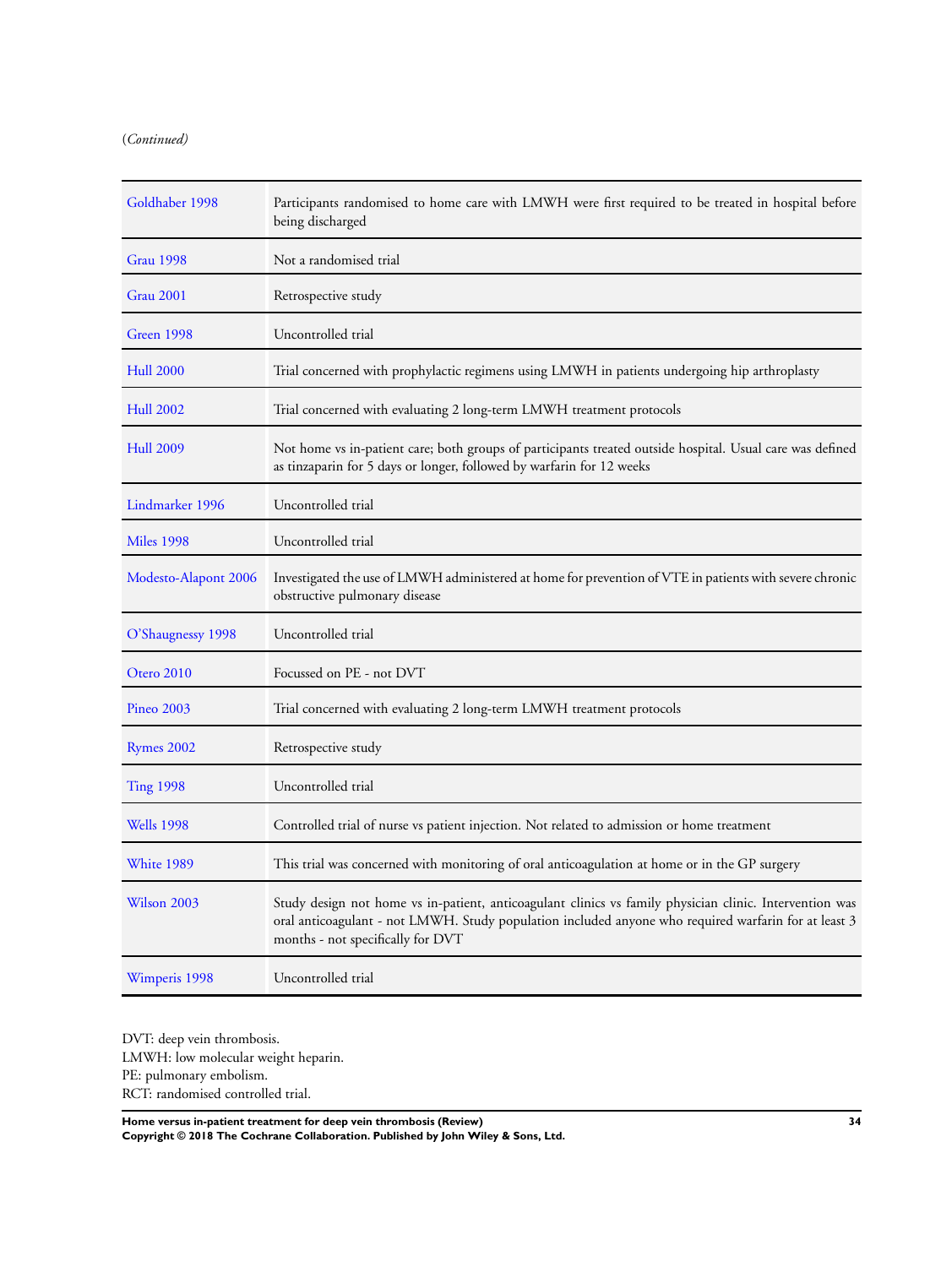(*Continued*)

| | |
|---|---|
| Goldhaber 1998 | Participants randomised to home care with LMWH were first required to be treated in hospital before being discharged |
| Grau 1998 | Not a randomised trial |
| Grau 2001 | Retrospective study |
| Green 1998 | Uncontrolled trial |
| Hull 2000 | Trial concerned with prophylactic regimens using LMWH in patients undergoing hip arthroplasty |
| Hull 2002 | Trial concerned with evaluating 2 long-term LMWH treatment protocols |
| Hull 2009 | Not home vs in-patient care; both groups of participants treated outside hospital. Usual care was defined as tinzaparin for 5 days or longer, followed by warfarin for 12 weeks |
| Lindmarker 1996 | Uncontrolled trial |
| Miles 1998 | Uncontrolled trial |
| Modesto-Alapont 2006 | Investigated the use of LMWH administered at home for prevention of VTE in patients with severe chronic obstructive pulmonary disease |
| O'Shaugnessy 1998 | Uncontrolled trial |
| Otero 2010 | Focussed on PE - not DVT |
| Pineo 2003 | Trial concerned with evaluating 2 long-term LMWH treatment protocols |
| Rymes 2002 | Retrospective study |
| Ting 1998 | Uncontrolled trial |
| Wells 1998 | Controlled trial of nurse vs patient injection. Not related to admission or home treatment |
| White 1989 | This trial was concerned with monitoring of oral anticoagulation at home or in the GP surgery |
| Wilson 2003 | Study design not home vs in-patient, anticoagulant clinics vs family physician clinic. Intervention was oral anticoagulant - not LMWH. Study population included anyone who required warfarin for at least 3 months - not specifically for DVT |
| Wimperis 1998 | Uncontrolled trial |

DVT: deep vein thrombosis.
LMWH: low molecular weight heparin.
PE: pulmonary embolism.
RCT: randomised controlled trial.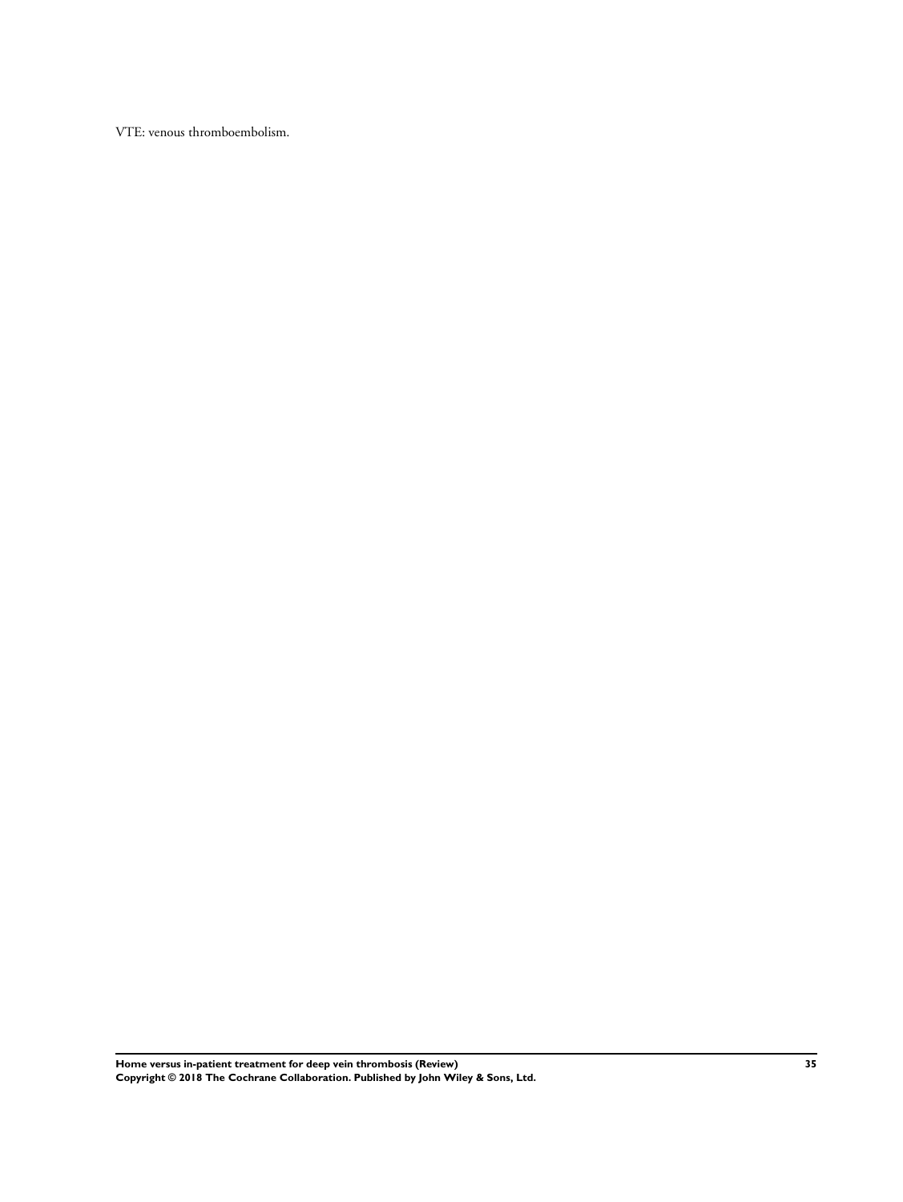VTE: venous thromboembolism.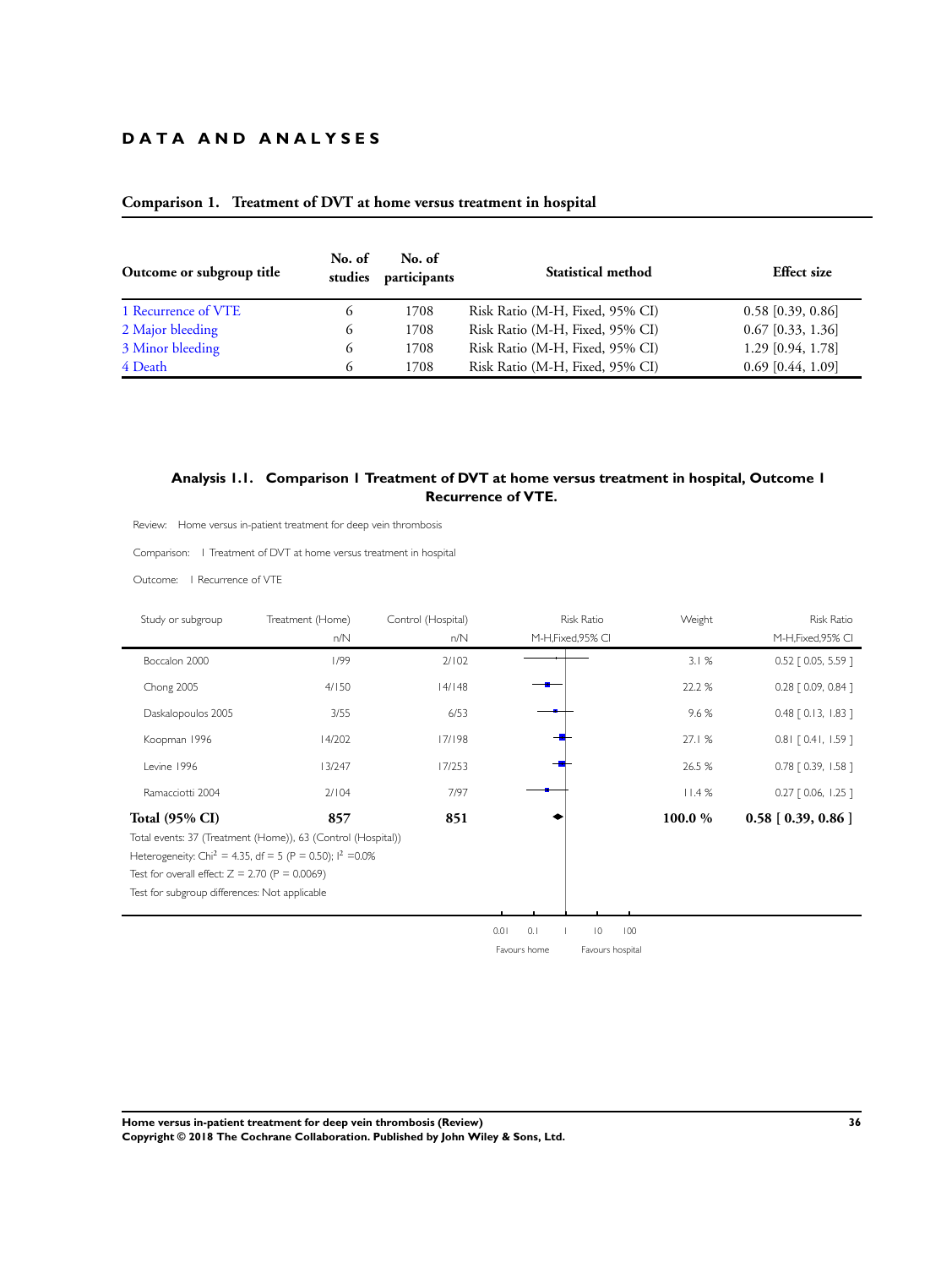# DATA AND ANALYSES

## Comparison 1. Treatment of DVT at home versus treatment in hospital

| Outcome or subgroup title | No. of studies | No. of participants | Statistical method | Effect size |
|---|---|---|---|---|
| 1 Recurrence of VTE | 6 | 1708 | Risk Ratio (M-H, Fixed, 95% CI) | 0.58 [0.39, 0.86] |
| 2 Major bleeding | 6 | 1708 | Risk Ratio (M-H, Fixed, 95% CI) | 0.67 [0.33, 1.36] |
| 3 Minor bleeding | 6 | 1708 | Risk Ratio (M-H, Fixed, 95% CI) | 1.29 [0.94, 1.78] |
| 4 Death | 6 | 1708 | Risk Ratio (M-H, Fixed, 95% CI) | 0.69 [0.44, 1.09] |

### Analysis 1.1. Comparison 1 Treatment of DVT at home versus treatment in hospital, Outcome 1 Recurrence of VTE.

Review: Home versus in-patient treatment for deep vein thrombosis

Comparison: 1 Treatment of DVT at home versus treatment in hospital

Outcome: 1 Recurrence of VTE

| Study or subgroup | Treatment (Home) n/N | Control (Hospital) n/N | Risk Ratio M-H,Fixed,95% CI | Weight | Risk Ratio M-H,Fixed,95% CI |
|---|---|---|---|---|---|
| Boccalon 2000 | 1/99 | 2/102 | | 3.1 % | 0.52 [ 0.05, 5.59 ] |
| Chong 2005 | 4/150 | 14/148 | | 22.2 % | 0.28 [ 0.09, 0.84 ] |
| Daskalopoulos 2005 | 3/55 | 6/53 | | 9.6 % | 0.48 [ 0.13, 1.83 ] |
| Koopman 1996 | 14/202 | 17/198 | | 27.1 % | 0.81 [ 0.41, 1.59 ] |
| Levine 1996 | 13/247 | 17/253 | | 26.5 % | 0.78 [ 0.39, 1.58 ] |
| Ramacciotti 2004 | 2/104 | 7/97 | | 11.4 % | 0.27 [ 0.06, 1.25 ] |
| **Total (95% CI)** | **857** | **851** | | **100.0 %** | **0.58 [ 0.39, 0.86 ]** |

Total events: 37 (Treatment (Home)), 63 (Control (Hospital))

Heterogeneity: $Chi^2 = 4.35$, df = 5 (P = 0.50); $I^2 = 0.0\%$

Test for overall effect: Z = 2.70 (P = 0.0069)

Test for subgroup differences: Not applicable

0.01 0.1 1 10 100

Favours home Favours hospital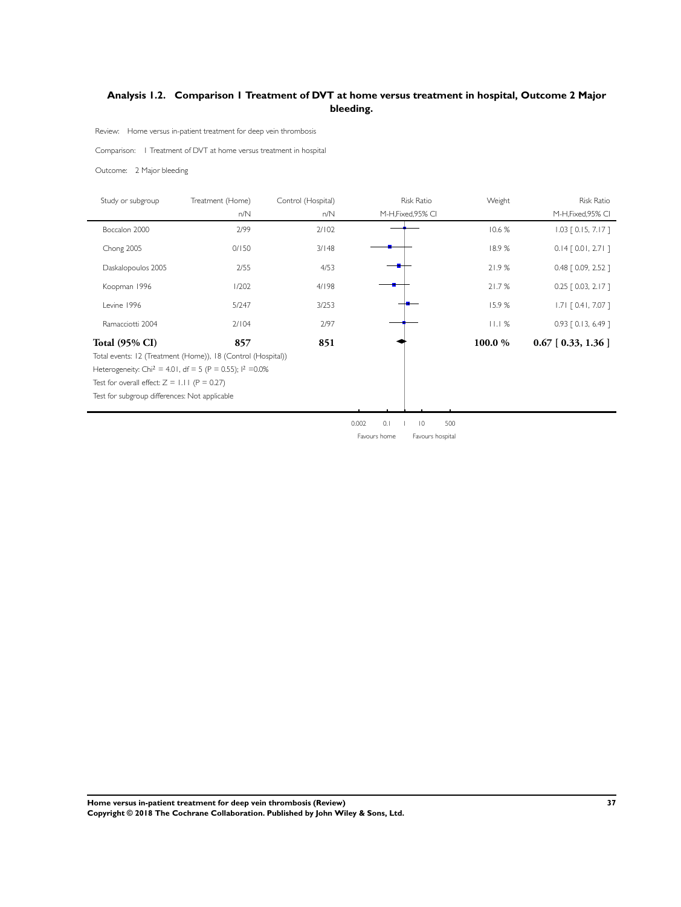### Analysis 1.2. Comparison 1 Treatment of DVT at home versus treatment in hospital, Outcome 2 Major bleeding.

Review: Home versus in-patient treatment for deep vein thrombosis

Comparison: 1 Treatment of DVT at home versus treatment in hospital

Outcome: 2 Major bleeding

| Study or subgroup | Treatment (Home) n/N | Control (Hospital) n/N | Risk Ratio M-H,Fixed,95% CI | Weight | Risk Ratio M-H,Fixed,95% CI |
|---|---|---|---|---|---|
| Boccalon 2000 | 2/99 | 2/102 | | 10.6 % | 1.03 [ 0.15, 7.17 ] |
| Chong 2005 | 0/150 | 3/148 | | 18.9 % | 0.14 [ 0.01, 2.71 ] |
| Daskalopoulos 2005 | 2/55 | 4/53 | | 21.9 % | 0.48 [ 0.09, 2.52 ] |
| Koopman 1996 | 1/202 | 4/198 | | 21.7 % | 0.25 [ 0.03, 2.17 ] |
| Levine 1996 | 5/247 | 3/253 | | 15.9 % | 1.71 [ 0.41, 7.07 ] |
| Ramacciotti 2004 | 2/104 | 2/97 | | 11.1 % | 0.93 [ 0.13, 6.49 ] |
| **Total (95% CI)** | **857** | **851** | | **100.0 %** | **0.67 [ 0.33, 1.36 ]** |

Total events: 12 (Treatment (Home)), 18 (Control (Hospital))

Heterogeneity: $Chi^2 = 4.01$, df = 5 (P = 0.55); $I^2 = 0.0\%$

Test for overall effect: Z = 1.11 (P = 0.27)

Test for subgroup differences: Not applicable

0.002 0.1 1 10 500

Favours home Favours hospital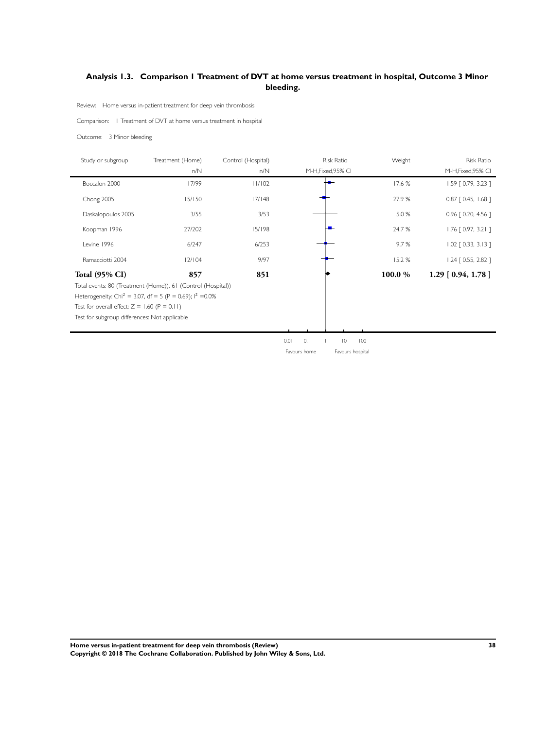### Analysis 1.3. Comparison 1 Treatment of DVT at home versus treatment in hospital, Outcome 3 Minor bleeding.

Review: Home versus in-patient treatment for deep vein thrombosis

Comparison: 1 Treatment of DVT at home versus treatment in hospital

Outcome: 3 Minor bleeding

| Study or subgroup | Treatment (Home) n/N | Control (Hospital) n/N | Risk Ratio M-H,Fixed,95% CI | Weight | Risk Ratio M-H,Fixed,95% CI |
|---|---|---|---|---|---|
| Boccalon 2000 | 17/99 | 11/102 | | 17.6 % | 1.59 [ 0.79, 3.23 ] |
| Chong 2005 | 15/150 | 17/148 | | 27.9 % | 0.87 [ 0.45, 1.68 ] |
| Daskalopoulos 2005 | 3/55 | 3/53 | | 5.0 % | 0.96 [ 0.20, 4.56 ] |
| Koopman 1996 | 27/202 | 15/198 | | 24.7 % | 1.76 [ 0.97, 3.21 ] |
| Levine 1996 | 6/247 | 6/253 | | 9.7 % | 1.02 [ 0.33, 3.13 ] |
| Ramacciotti 2004 | 12/104 | 9/97 | | 15.2 % | 1.24 [ 0.55, 2.82 ] |
| **Total (95% CI)** | **857** | **851** | | **100.0 %** | **1.29 [ 0.94, 1.78 ]** |

Total events: 80 (Treatment (Home)), 61 (Control (Hospital))

Heterogeneity: $Chi^2 = 3.07$, df = 5 (P = 0.69); $I^2 = 0.0\%$

Test for overall effect: Z = 1.60 (P = 0.11)

Test for subgroup differences: Not applicable

0.01 0.1 1 10 100

Favours home Favours hospital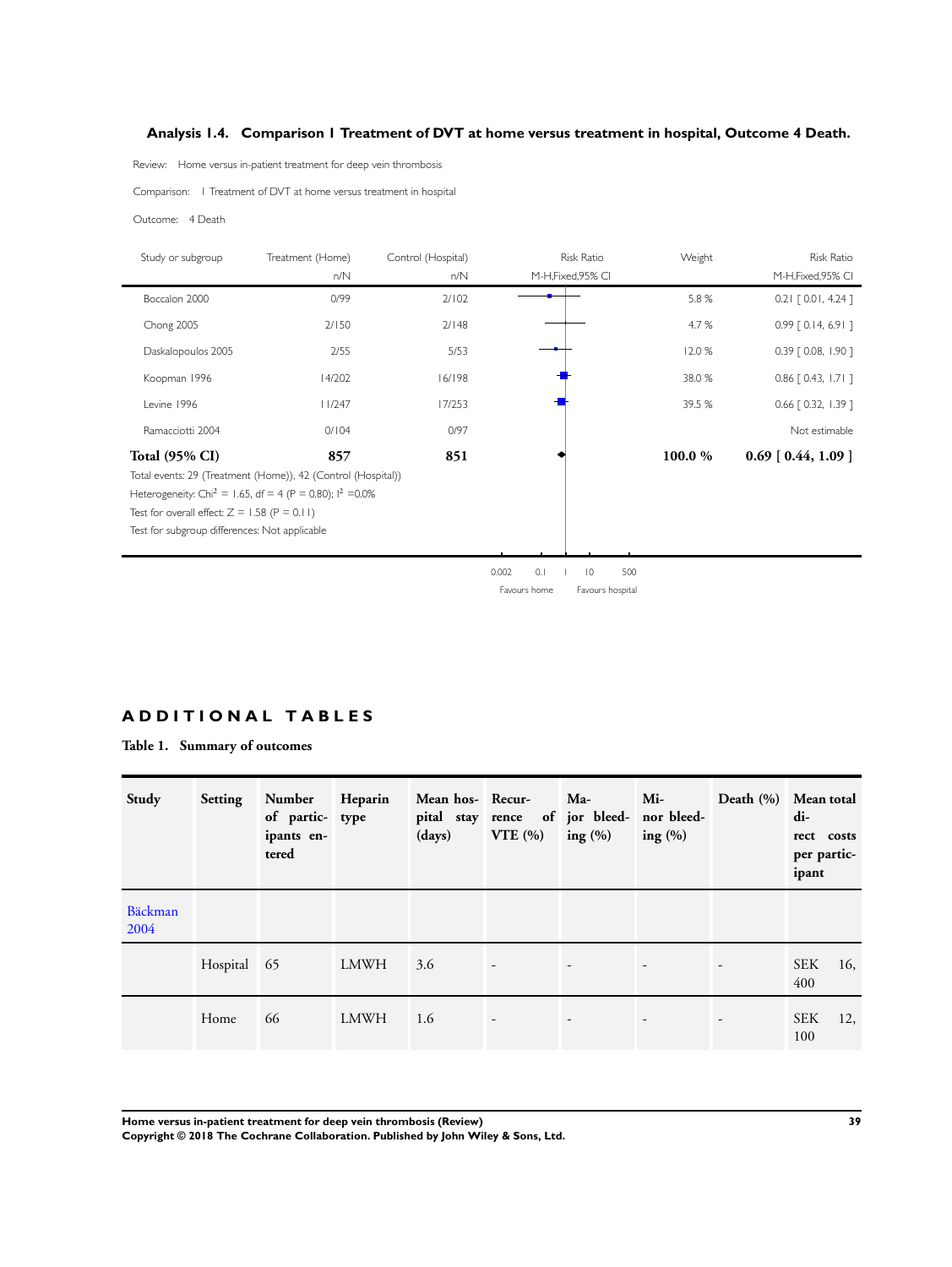### Analysis 1.4. Comparison 1 Treatment of DVT at home versus treatment in hospital, Outcome 4 Death.

Review: Home versus in-patient treatment for deep vein thrombosis

Comparison: 1 Treatment of DVT at home versus treatment in hospital

Outcome: 4 Death

| Study or subgroup | Treatment (Home) n/N | Control (Hospital) n/N | Risk Ratio M-H,Fixed,95% CI | Weight | Risk Ratio M-H,Fixed,95% CI |
|---|---|---|---|---|---|
| Boccalon 2000 | 0/99 | 2/102 | | 5.8 % | 0.21 [ 0.01, 4.24 ] |
| Chong 2005 | 2/150 | 2/148 | | 4.7 % | 0.99 [ 0.14, 6.91 ] |
| Daskalopoulos 2005 | 2/55 | 5/53 | | 12.0 % | 0.39 [ 0.08, 1.90 ] |
| Koopman 1996 | 14/202 | 16/198 | | 38.0 % | 0.86 [ 0.43, 1.71 ] |
| Levine 1996 | 11/247 | 17/253 | | 39.5 % | 0.66 [ 0.32, 1.39 ] |
| Ramacciotti 2004 | 0/104 | 0/97 | | | Not estimable |
| **Total (95% CI)** | **857** | **851** | | **100.0 %** | **0.69 [ 0.44, 1.09 ]** |

Total events: 29 (Treatment (Home)), 42 (Control (Hospital))

Heterogeneity: Chi$^2$ = 1.65, df = 4 (P = 0.80); I$^2$ =0.0%

Test for overall effect: Z = 1.58 (P = 0.11)

Test for subgroup differences: Not applicable

0.002 0.1 1 10 500

Favours home Favours hospital

## ADDITIONAL TABLES

**Table 1. Summary of outcomes**

| Study | Setting | Number of participants entered | Heparin type | Mean hospital stay (days) | Recurrence of VTE (%) | Major bleeding (%) | Minor bleeding (%) | Death (%) | Mean total direct costs per participant |
|---|---|---|---|---|---|---|---|---|---|
| Bäckman 2004 | | | | | | | | | |
| | Hospital | 65 | LMWH | 3.6 | - | - | - | - | SEK 16,400 |
| | Home | 66 | LMWH | 1.6 | - | - | - | - | SEK 12,100 |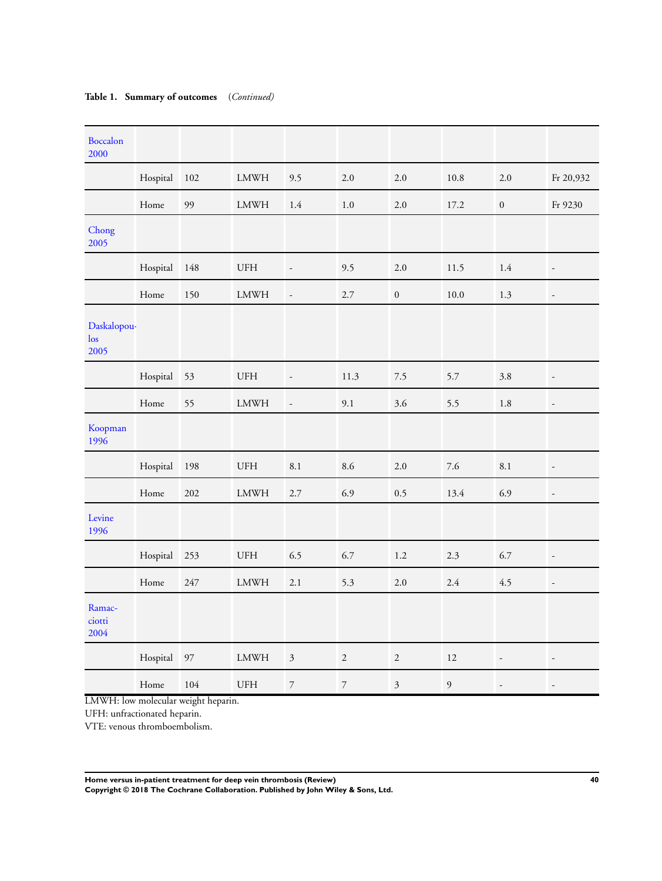**Table 1. Summary of outcomes** *(Continued)*

| | | | | | | | | | |
|---|---|---|---|---|---|---|---|---|---|
| Boccalon 2000 | | | | | | | | | |
| | Hospital | 102 | LMWH | 9.5 | 2.0 | 2.0 | 10.8 | 2.0 | Fr 20,932 |
| | Home | 99 | LMWH | 1.4 | 1.0 | 2.0 | 17.2 | 0 | Fr 9230 |
| Chong 2005 | | | | | | | | | |
| | Hospital | 148 | UFH | - | 9.5 | 2.0 | 11.5 | 1.4 | - |
| | Home | 150 | LMWH | - | 2.7 | 0 | 10.0 | 1.3 | - |
| Daskalopoulos 2005 | | | | | | | | | |
| | Hospital | 53 | UFH | - | 11.3 | 7.5 | 5.7 | 3.8 | - |
| | Home | 55 | LMWH | - | 9.1 | 3.6 | 5.5 | 1.8 | - |
| Koopman 1996 | | | | | | | | | |
| | Hospital | 198 | UFH | 8.1 | 8.6 | 2.0 | 7.6 | 8.1 | - |
| | Home | 202 | LMWH | 2.7 | 6.9 | 0.5 | 13.4 | 6.9 | - |
| Levine 1996 | | | | | | | | | |
| | Hospital | 253 | UFH | 6.5 | 6.7 | 1.2 | 2.3 | 6.7 | - |
| | Home | 247 | LMWH | 2.1 | 5.3 | 2.0 | 2.4 | 4.5 | - |
| Ramacciotti 2004 | | | | | | | | | |
| | Hospital | 97 | LMWH | 3 | 2 | 2 | 12 | - | - |
| | Home | 104 | UFH | 7 | 7 | 3 | 9 | - | - |

LMWH: low molecular weight heparin.
UFH: unfractionated heparin.
VTE: venous thromboembolism.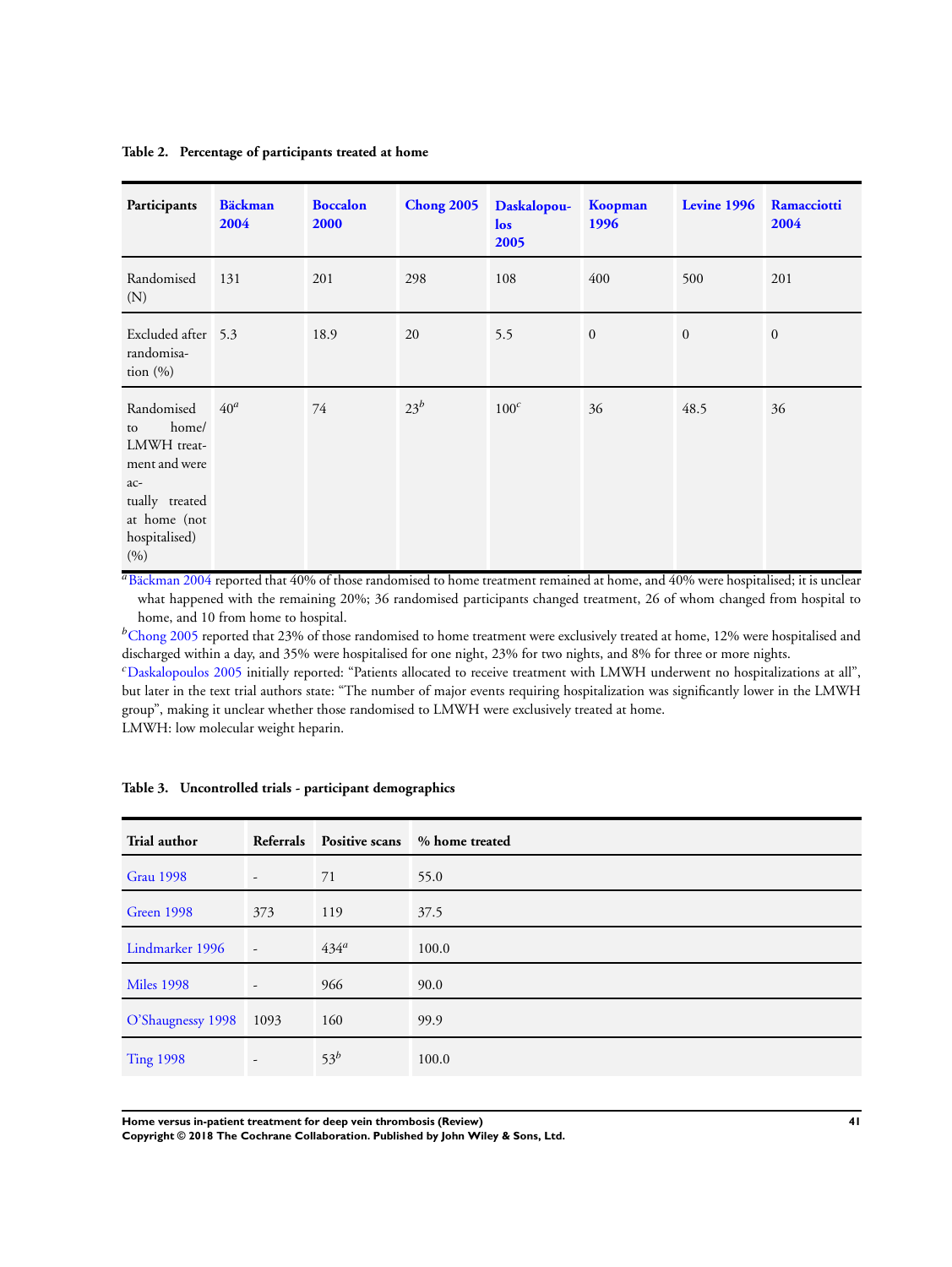**Table 2. Percentage of participants treated at home**

| Participants | Bäckman 2004 | Boccalon 2000 | Chong 2005 | Daskalopoulos 2005 | Koopman 1996 | Levine 1996 | Ramacciotti 2004 |
|---|---|---|---|---|---|---|---|
| Randomised (N) | 131 | 201 | 298 | 108 | 400 | 500 | 201 |
| Excluded after randomisation (%) | 5.3 | 18.9 | 20 | 5.5 | 0 | 0 | 0 |
| Randomised to home/ LMWH treatment and were actually treated at home (not hospitalised) (%) | 40[a] | 74 | 23[b] | 100[c] | 36 | 48.5 | 36 |

[a] Bäckman 2004 reported that 40% of those randomised to home treatment remained at home, and 40% were hospitalised; it is unclear what happened with the remaining 20%; 36 randomised participants changed treatment, 26 of whom changed from hospital to home, and 10 from home to hospital.

[b] Chong 2005 reported that 23% of those randomised to home treatment were exclusively treated at home, 12% were hospitalised and discharged within a day, and 35% were hospitalised for one night, 23% for two nights, and 8% for three or more nights.

[c] Daskalopoulos 2005 initially reported: "Patients allocated to receive treatment with LMWH underwent no hospitalizations at all", but later in the text trial authors state: "The number of major events requiring hospitalization was significantly lower in the LMWH group", making it unclear whether those randomised to LMWH were exclusively treated at home.

LMWH: low molecular weight heparin.

**Table 3. Uncontrolled trials - participant demographics**

| Trial author | Referrals | Positive scans | % home treated |
|---|---|---|---|
| Grau 1998 | - | 71 | 55.0 |
| Green 1998 | 373 | 119 | 37.5 |
| Lindmarker 1996 | - | 434[a] | 100.0 |
| Miles 1998 | - | 966 | 90.0 |
| O'Shaugnessy 1998 | 1093 | 160 | 99.9 |
| Ting 1998 | - | 53[b] | 100.0 |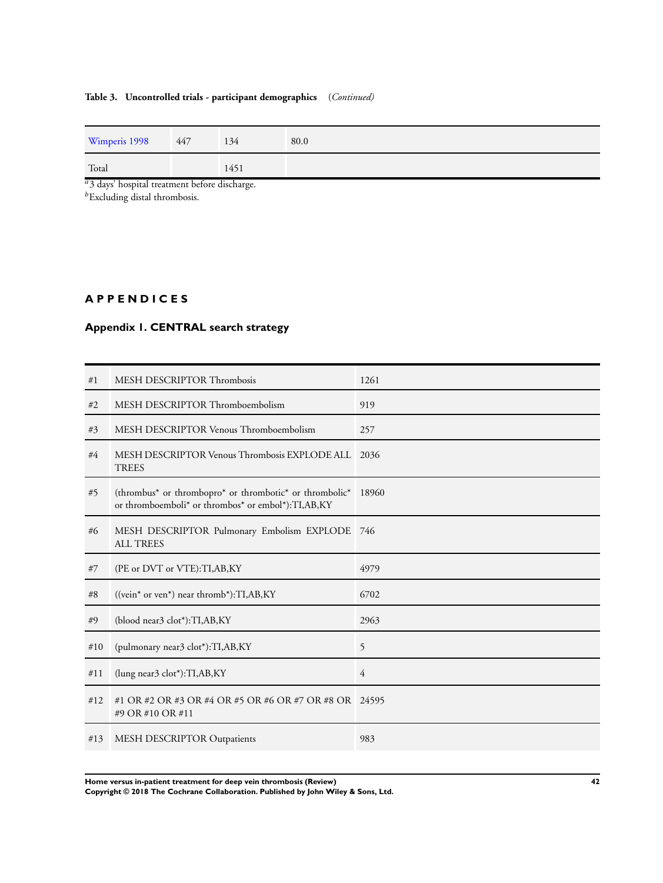**Table 3. Uncontrolled trials - participant demographics** (*Continued*)

| | | | |
|---|---|---|---|
| Wimperis 1998 | 447 | 134 | 80.0 |
| Total | | 1451 | |

[a]3 days' hospital treatment before discharge.
[b]Excluding distal thrombosis.

# APPENDICES

## Appendix 1. CENTRAL search strategy

| | | |
|---|---|---|
| #1 | MESH DESCRIPTOR Thrombosis | 1261 |
| #2 | MESH DESCRIPTOR Thromboembolism | 919 |
| #3 | MESH DESCRIPTOR Venous Thromboembolism | 257 |
| #4 | MESH DESCRIPTOR Venous Thrombosis EXPLODE ALL TREES | 2036 |
| #5 | (thrombus* or thrombopro* or thrombotic* or thrombolic* or thromboemboli* or thrombos* or embol*):TI,AB,KY | 18960 |
| #6 | MESH DESCRIPTOR Pulmonary Embolism EXPLODE ALL TREES | 746 |
| #7 | (PE or DVT or VTE):TI,AB,KY | 4979 |
| #8 | ((vein* or ven*) near thromb*):TI,AB,KY | 6702 |
| #9 | (blood near3 clot*):TI,AB,KY | 2963 |
| #10 | (pulmonary near3 clot*):TI,AB,KY | 5 |
| #11 | (lung near3 clot*):TI,AB,KY | 4 |
| #12 | #1 OR #2 OR #3 OR #4 OR #5 OR #6 OR #7 OR #8 OR #9 OR #10 OR #11 | 24595 |
| #13 | MESH DESCRIPTOR Outpatients | 983 |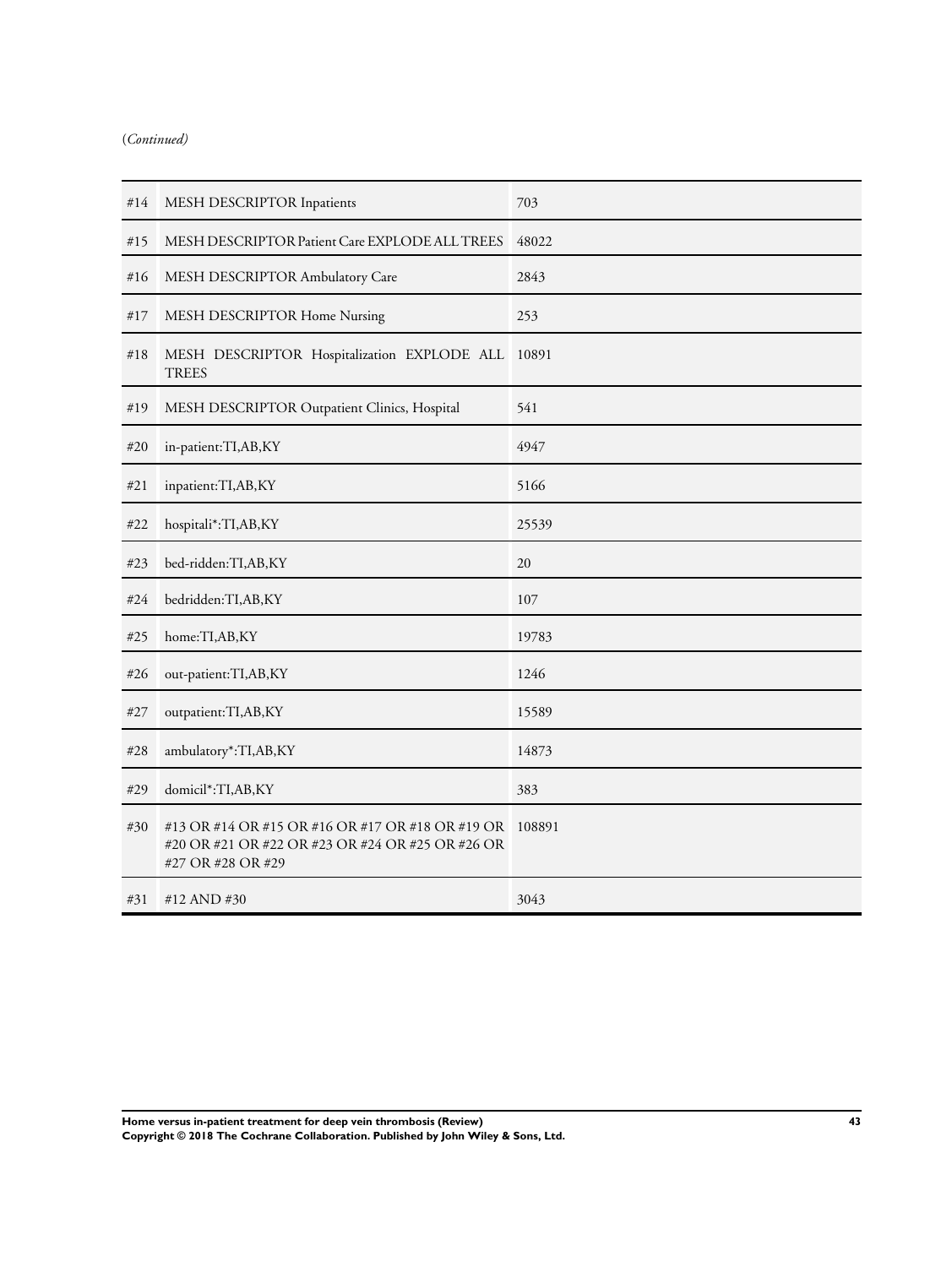(*Continued)*

| | | |
|---|---|---|
| #14 | MESH DESCRIPTOR Inpatients | 703 |
| #15 | MESH DESCRIPTOR Patient Care EXPLODE ALL TREES | 48022 |
| #16 | MESH DESCRIPTOR Ambulatory Care | 2843 |
| #17 | MESH DESCRIPTOR Home Nursing | 253 |
| #18 | MESH DESCRIPTOR Hospitalization EXPLODE ALL TREES | 10891 |
| #19 | MESH DESCRIPTOR Outpatient Clinics, Hospital | 541 |
| #20 | in-patient:TI,AB,KY | 4947 |
| #21 | inpatient:TI,AB,KY | 5166 |
| #22 | hospitali*:TI,AB,KY | 25539 |
| #23 | bed-ridden:TI,AB,KY | 20 |
| #24 | bedridden:TI,AB,KY | 107 |
| #25 | home:TI,AB,KY | 19783 |
| #26 | out-patient:TI,AB,KY | 1246 |
| #27 | outpatient:TI,AB,KY | 15589 |
| #28 | ambulatory*:TI,AB,KY | 14873 |
| #29 | domicil*:TI,AB,KY | 383 |
| #30 | #13 OR #14 OR #15 OR #16 OR #17 OR #18 OR #19 OR #20 OR #21 OR #22 OR #23 OR #24 OR #25 OR #26 OR #27 OR #28 OR #29 | 108891 |
| #31 | #12 AND #30 | 3043 |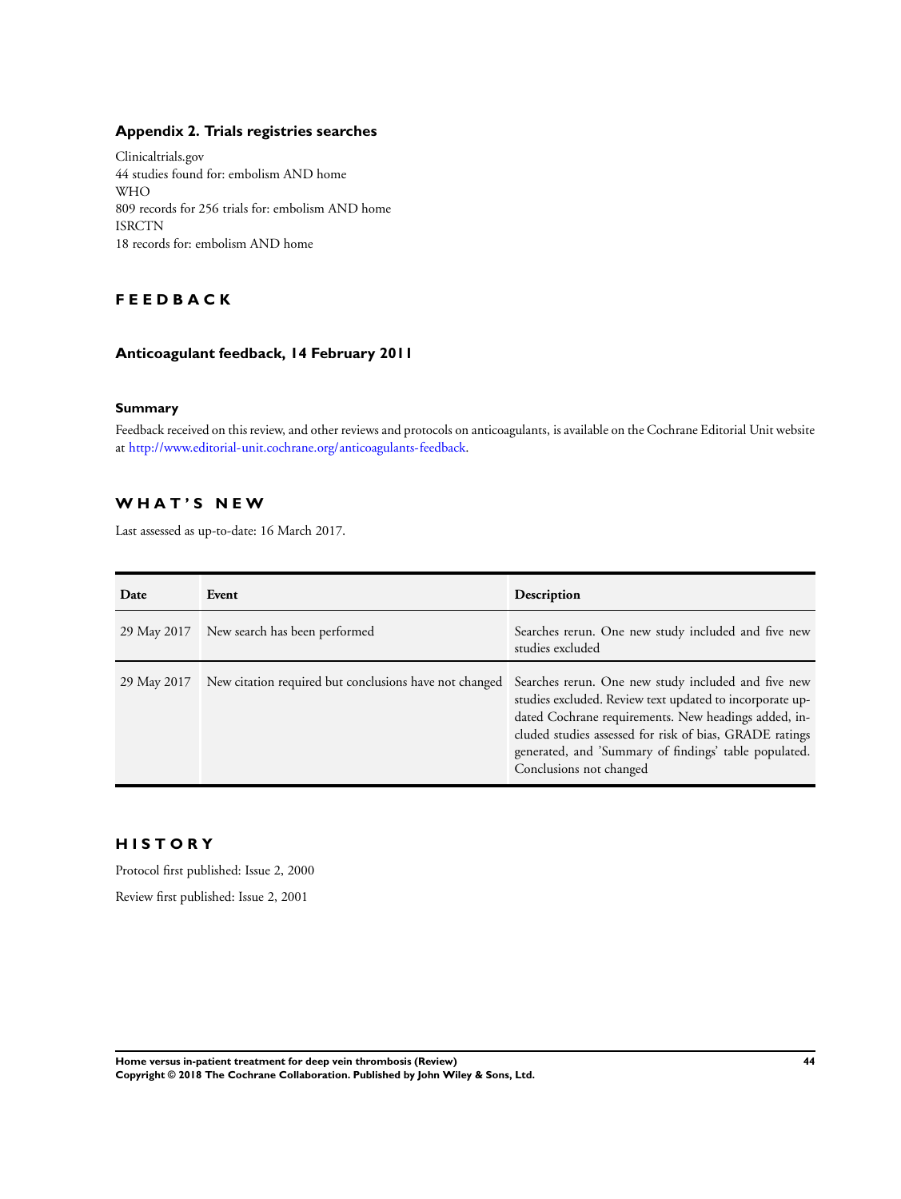### Appendix 2. Trials registries searches

Clinicaltrials.gov
44 studies found for: embolism AND home
WHO
809 records for 256 trials for: embolism AND home
ISRCTN
18 records for: embolism AND home

## FEEDBACK

### Anticoagulant feedback, 14 February 2011

#### Summary

Feedback received on this review, and other reviews and protocols on anticoagulants, is available on the Cochrane Editorial Unit website at http://www.editorial-unit.cochrane.org/anticoagulants-feedback.

## WHAT'S NEW

Last assessed as up-to-date: 16 March 2017.

| Date | Event | Description |
| --- | --- | --- |
| 29 May 2017 | New search has been performed | Searches rerun. One new study included and five new studies excluded |
| 29 May 2017 | New citation required but conclusions have not changed | Searches rerun. One new study included and five new studies excluded. Review text updated to incorporate updated Cochrane requirements. New headings added, included studies assessed for risk of bias, GRADE ratings generated, and 'Summary of findings' table populated. Conclusions not changed |

## HISTORY

Protocol first published: Issue 2, 2000

Review first published: Issue 2, 2001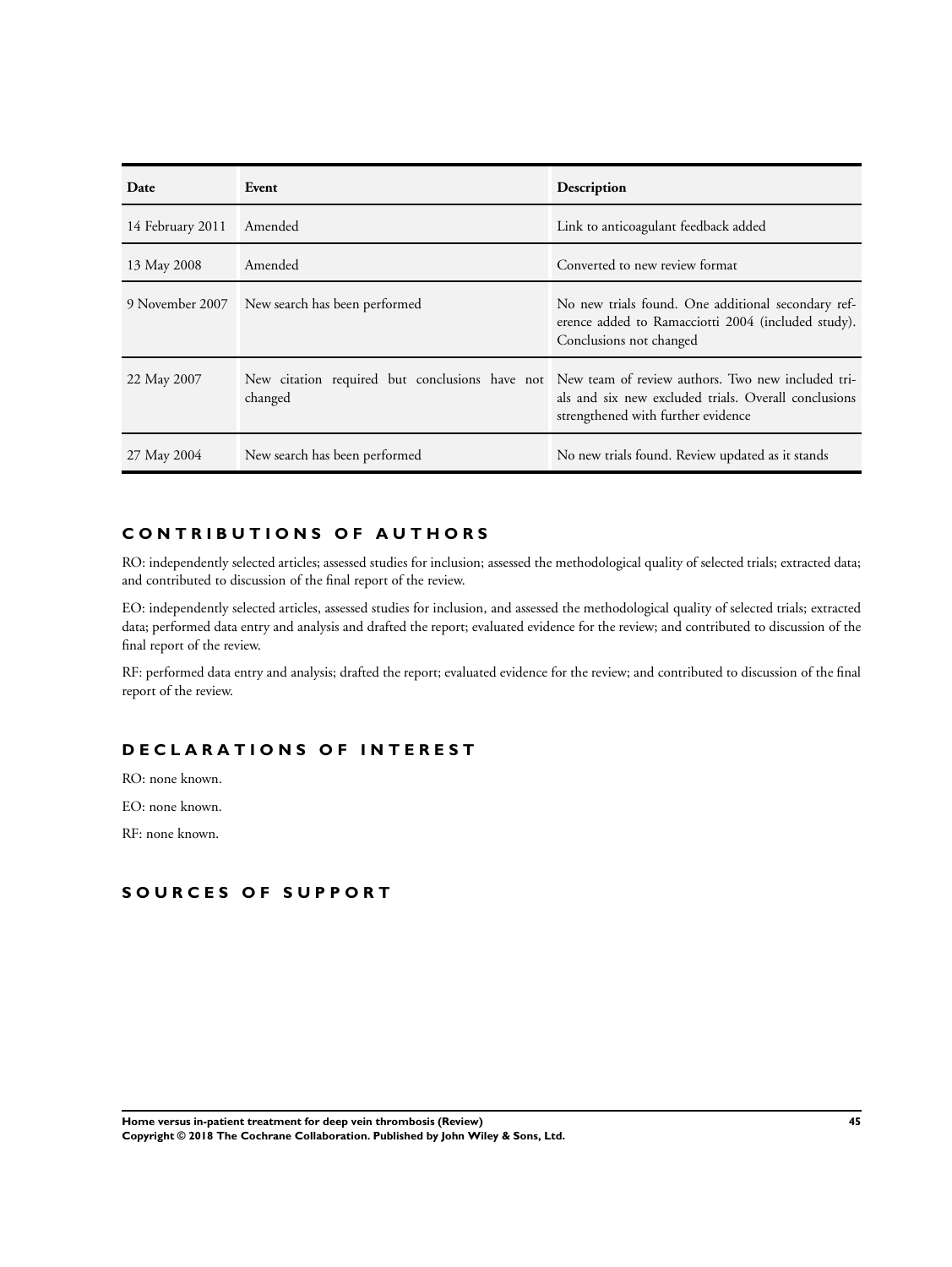| Date | Event | Description |
|---|---|---|
| 14 February 2011 | Amended | Link to anticoagulant feedback added |
| 13 May 2008 | Amended | Converted to new review format |
| 9 November 2007 | New search has been performed | No new trials found. One additional secondary reference added to Ramacciotti 2004 (included study). Conclusions not changed |
| 22 May 2007 | New citation required but conclusions have not changed | New team of review authors. Two new included trials and six new excluded trials. Overall conclusions strengthened with further evidence |
| 27 May 2004 | New search has been performed | No new trials found. Review updated as it stands |

## CONTRIBUTIONS OF AUTHORS

RO: independently selected articles; assessed studies for inclusion; assessed the methodological quality of selected trials; extracted data; and contributed to discussion of the final report of the review.

EO: independently selected articles, assessed studies for inclusion, and assessed the methodological quality of selected trials; extracted data; performed data entry and analysis and drafted the report; evaluated evidence for the review; and contributed to discussion of the final report of the review.

RF: performed data entry and analysis; drafted the report; evaluated evidence for the review; and contributed to discussion of the final report of the review.

## DECLARATIONS OF INTEREST

RO: none known.

EO: none known.

RF: none known.

## SOURCES OF SUPPORT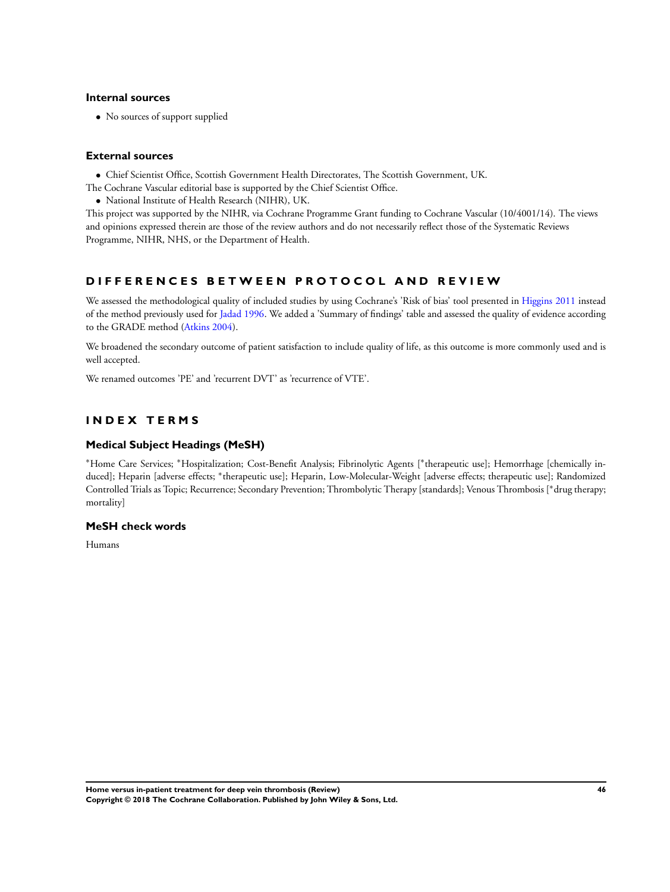### Internal sources

- No sources of support supplied

### External sources

- Chief Scientist Office, Scottish Government Health Directorates, The Scottish Government, UK.

The Cochrane Vascular editorial base is supported by the Chief Scientist Office.

- National Institute of Health Research (NIHR), UK.

This project was supported by the NIHR, via Cochrane Programme Grant funding to Cochrane Vascular (10/4001/14). The views and opinions expressed therein are those of the review authors and do not necessarily reflect those of the Systematic Reviews Programme, NIHR, NHS, or the Department of Health.

## DIFFERENCES BETWEEN PROTOCOL AND REVIEW

We assessed the methodological quality of included studies by using Cochrane's 'Risk of bias' tool presented in Higgins 2011 instead of the method previously used for Jadad 1996. We added a 'Summary of findings' table and assessed the quality of evidence according to the GRADE method (Atkins 2004).

We broadened the secondary outcome of patient satisfaction to include quality of life, as this outcome is more commonly used and is well accepted.

We renamed outcomes 'PE' and 'recurrent DVT' as 'recurrence of VTE'.

## INDEX TERMS

### Medical Subject Headings (MeSH)

*Home Care Services; *Hospitalization; Cost-Benefit Analysis; Fibrinolytic Agents [*therapeutic use]; Hemorrhage [chemically induced]; Heparin [adverse effects; *therapeutic use]; Heparin, Low-Molecular-Weight [adverse effects; therapeutic use]; Randomized Controlled Trials as Topic; Recurrence; Secondary Prevention; Thrombolytic Therapy [standards]; Venous Thrombosis [*drug therapy; mortality]

### MeSH check words

Humans